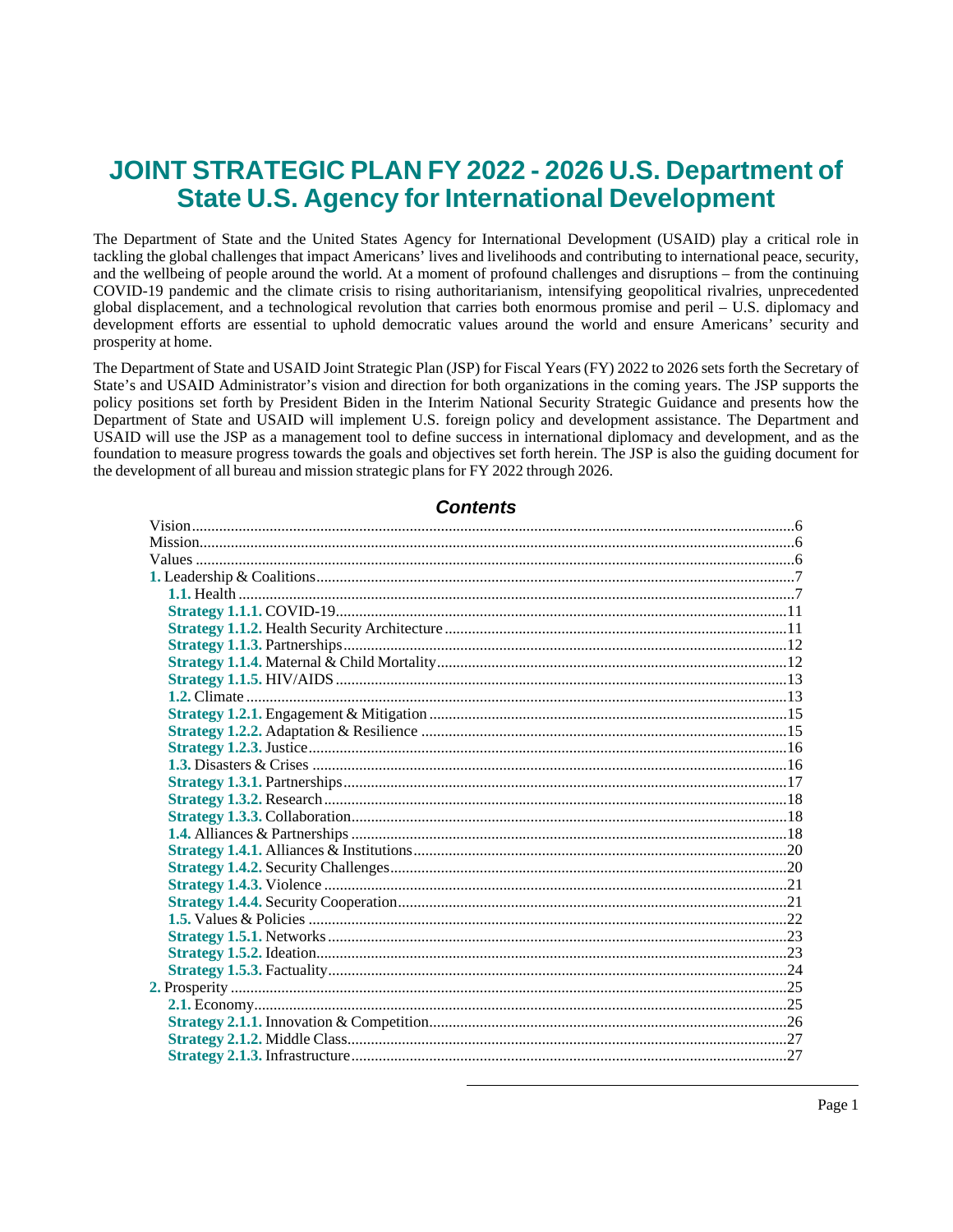# JOINT STRATEGIC PLAN FY 2022 - 2026 U.S. Department of State U.S. Agency for International Development

The Department of State and the United States Agency for International Development (USAID) play a critical role in tackling the global challenges that impact Americans' lives and livelihoods and contributing to international peace, security, and the wellbeing of people around the world. At a moment of profound challenges and disruptions – from the continuing COVID-19 pandemic and the climate crisis to rising authoritarianism, intensifying geopolitical rivalries, unprecedented global displacement, and a technological revolution that carries both enormous promise and peril – U.S. diplomacy and development efforts are essential to uphold democratic values around the world and ensure Americans' security and prosperity at home.

The Department of State and USAID Joint Strategic Plan (JSP) for Fiscal Years (FY) 2022 to 2026 sets forth the Secretary of State's and USAID Administrator's vision and direction for both organizations in the coming years. The JSP supports the policy positions set forth by President Biden in the Interim National Security Strategic Guidance and presents how the Department of State and USAID will implement U.S. foreign policy and development assistance. The Department and USAID will use the JSP as a management tool to define success in international diplomacy and development, and as the foundation to measure progress towards the goals and objectives set forth herein. The JSP is also the guiding document for the development of all bureau and mission strategic plans for FY 2022 through 2026.

## *Contents*

- Vision ........ 6
- Mission ........ 6
- Values ........ 6
- **1.** Leadership & Coalitions ........ 7
  - **1.1.** Health ........ 7
  - **Strategy 1.1.1.** COVID-19 ........ 11
  - **Strategy 1.1.2.** Health Security Architecture ........ 11
  - **Strategy 1.1.3.** Partnerships ........ 12
  - **Strategy 1.1.4.** Maternal & Child Mortality ........ 12
  - **Strategy 1.1.5.** HIV/AIDS ........ 13
  - **1.2.** Climate ........ 13
  - **Strategy 1.2.1.** Engagement & Mitigation ........ 15
  - **Strategy 1.2.2.** Adaptation & Resilience ........ 15
  - **Strategy 1.2.3.** Justice ........ 16
  - **1.3.** Disasters & Crises ........ 16
  - **Strategy 1.3.1.** Partnerships ........ 17
  - **Strategy 1.3.2.** Research ........ 18
  - **Strategy 1.3.3.** Collaboration ........ 18
  - **1.4.** Alliances & Partnerships ........ 18
  - **Strategy 1.4.1.** Alliances & Institutions ........ 20
  - **Strategy 1.4.2.** Security Challenges ........ 20
  - **Strategy 1.4.3.** Violence ........ 21
  - **Strategy 1.4.4.** Security Cooperation ........ 21
  - **1.5.** Values & Policies ........ 22
  - **Strategy 1.5.1.** Networks ........ 23
  - **Strategy 1.5.2.** Ideation ........ 23
  - **Strategy 1.5.3.** Factuality ........ 24
- **2.** Prosperity ........ 25
  - **2.1.** Economy ........ 25
  - **Strategy 2.1.1.** Innovation & Competition ........ 26
  - **Strategy 2.1.2.** Middle Class ........ 27
  - **Strategy 2.1.3.** Infrastructure ........ 27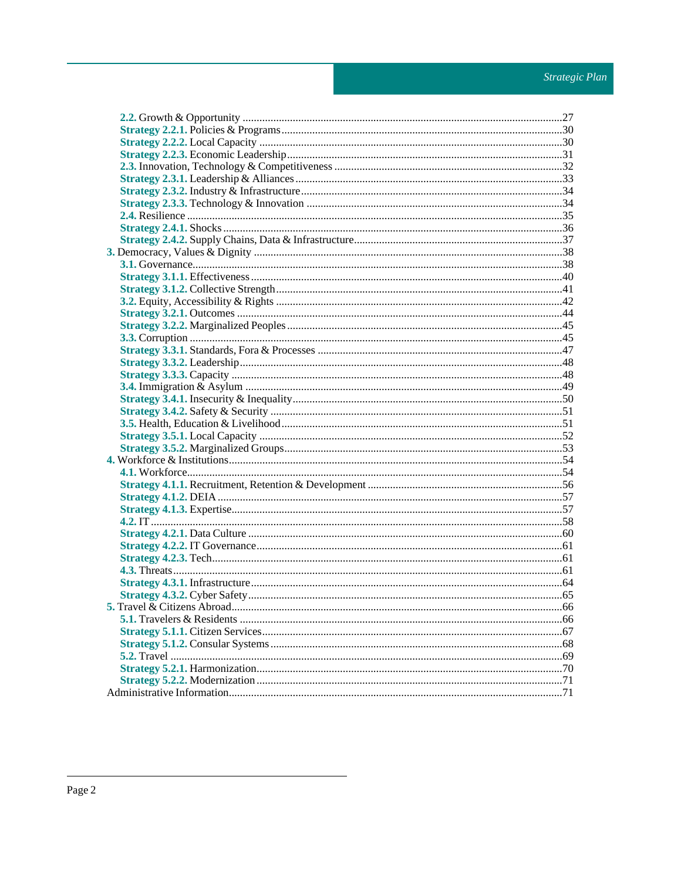- **2.2.** Growth & Opportunity ....27
  - **Strategy 2.2.1.** Policies & Programs ....30
  - **Strategy 2.2.2.** Local Capacity ....30
  - **Strategy 2.2.3.** Economic Leadership ....31
- **2.3.** Innovation, Technology & Competitiveness ....32
  - **Strategy 2.3.1.** Leadership & Alliances ....33
  - **Strategy 2.3.2.** Industry & Infrastructure ....34
  - **Strategy 2.3.3.** Technology & Innovation ....34
- **2.4.** Resilience ....35
  - **Strategy 2.4.1.** Shocks ....36
  - **Strategy 2.4.2.** Supply Chains, Data & Infrastructure ....37

**3.** Democracy, Values & Dignity ....38

- **3.1.** Governance ....38
  - **Strategy 3.1.1.** Effectiveness ....40
  - **Strategy 3.1.2.** Collective Strength ....41
- **3.2.** Equity, Accessibility & Rights ....42
  - **Strategy 3.2.1.** Outcomes ....44
  - **Strategy 3.2.2.** Marginalized Peoples ....45
- **3.3.** Corruption ....45
  - **Strategy 3.3.1.** Standards, Fora & Processes ....47
  - **Strategy 3.3.2.** Leadership ....48
  - **Strategy 3.3.3.** Capacity ....48
- **3.4.** Immigration & Asylum ....49
  - **Strategy 3.4.1.** Insecurity & Inequality ....50
  - **Strategy 3.4.2.** Safety & Security ....51
- **3.5.** Health, Education & Livelihood ....51
  - **Strategy 3.5.1.** Local Capacity ....52
  - **Strategy 3.5.2.** Marginalized Groups ....53

**4.** Workforce & Institutions ....54

- **4.1.** Workforce ....54
  - **Strategy 4.1.1.** Recruitment, Retention & Development ....56
  - **Strategy 4.1.2.** DEIA ....57
  - **Strategy 4.1.3.** Expertise ....57
- **4.2.** IT ....58
  - **Strategy 4.2.1.** Data Culture ....60
  - **Strategy 4.2.2.** IT Governance ....61
  - **Strategy 4.2.3.** Tech ....61
- **4.3.** Threats ....61
  - **Strategy 4.3.1.** Infrastructure ....64
  - **Strategy 4.3.2.** Cyber Safety ....65

**5.** Travel & Citizens Abroad ....66

- **5.1.** Travelers & Residents ....66
  - **Strategy 5.1.1.** Citizen Services ....67
  - **Strategy 5.1.2.** Consular Systems ....68
- **5.2.** Travel ....69
  - **Strategy 5.2.1.** Harmonization ....70
  - **Strategy 5.2.2.** Modernization ....71

Administrative Information ....71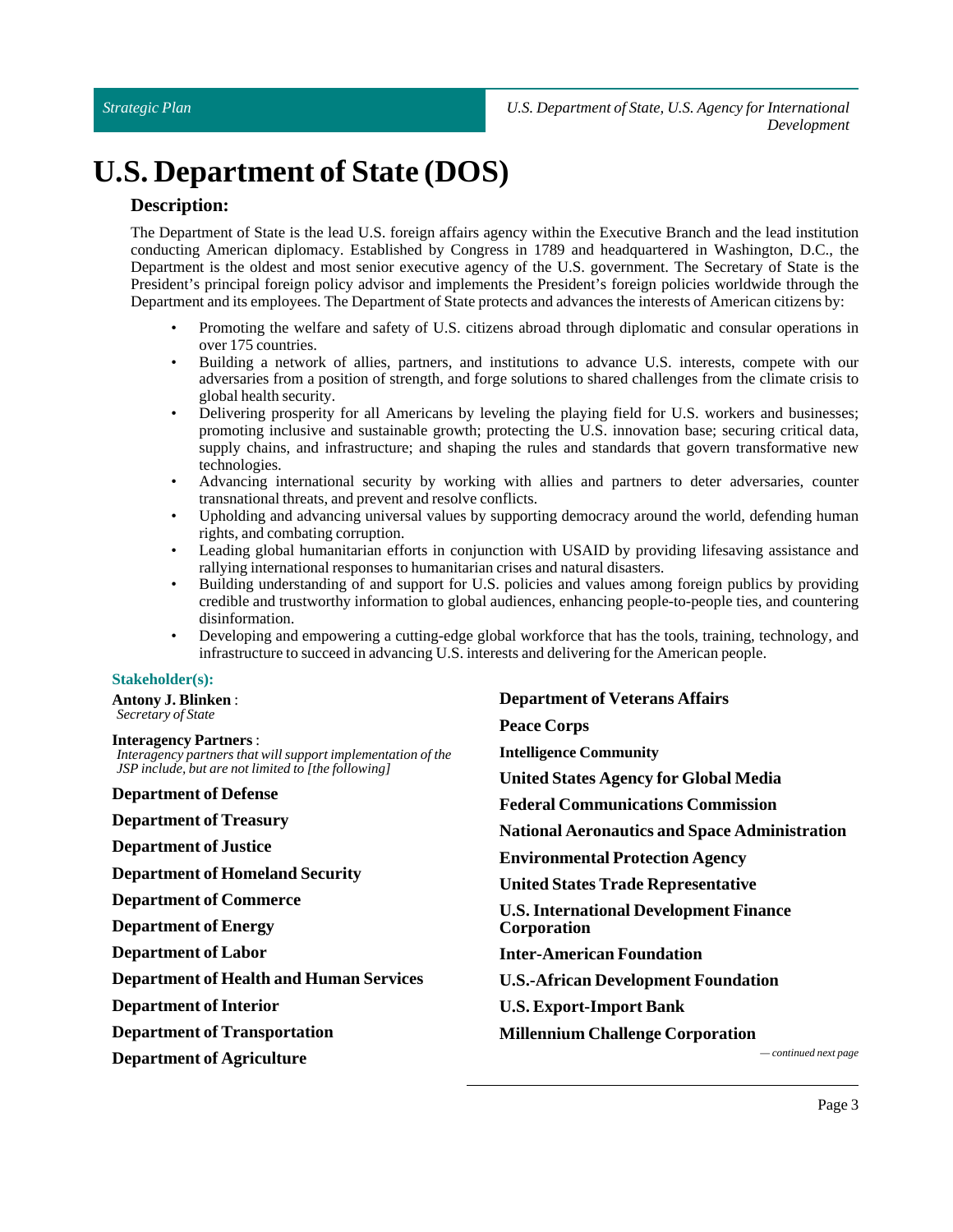# U.S. Department of State (DOS)

## Description:

The Department of State is the lead U.S. foreign affairs agency within the Executive Branch and the lead institution conducting American diplomacy. Established by Congress in 1789 and headquartered in Washington, D.C., the Department is the oldest and most senior executive agency of the U.S. government. The Secretary of State is the President's principal foreign policy advisor and implements the President's foreign policies worldwide through the Department and its employees. The Department of State protects and advances the interests of American citizens by:

- Promoting the welfare and safety of U.S. citizens abroad through diplomatic and consular operations in over 175 countries.
- Building a network of allies, partners, and institutions to advance U.S. interests, compete with our adversaries from a position of strength, and forge solutions to shared challenges from the climate crisis to global health security.
- Delivering prosperity for all Americans by leveling the playing field for U.S. workers and businesses; promoting inclusive and sustainable growth; protecting the U.S. innovation base; securing critical data, supply chains, and infrastructure; and shaping the rules and standards that govern transformative new technologies.
- Advancing international security by working with allies and partners to deter adversaries, counter transnational threats, and prevent and resolve conflicts.
- Upholding and advancing universal values by supporting democracy around the world, defending human rights, and combating corruption.
- Leading global humanitarian efforts in conjunction with USAID by providing lifesaving assistance and rallying international responses to humanitarian crises and natural disasters.
- Building understanding of and support for U.S. policies and values among foreign publics by providing credible and trustworthy information to global audiences, enhancing people-to-people ties, and countering disinformation.
- Developing and empowering a cutting-edge global workforce that has the tools, training, technology, and infrastructure to succeed in advancing U.S. interests and delivering for the American people.

### Stakeholder(s):

**Antony J. Blinken** :
*Secretary of State*

**Interagency Partners** :
*Interagency partners that will support implementation of the JSP include, but are not limited to [the following]*

**Department of Defense**

**Department of Treasury**

**Department of Justice**

**Department of Homeland Security**

**Department of Commerce**

**Department of Energy**

**Department of Labor**

**Department of Health and Human Services**

**Department of Interior**

**Department of Transportation**

**Department of Agriculture**

**Department of Veterans Affairs**

**Peace Corps**

**Intelligence Community**

**United States Agency for Global Media**

**Federal Communications Commission**

**National Aeronautics and Space Administration**

**Environmental Protection Agency**

**United States Trade Representative**

**U.S. International Development Finance Corporation**

**Inter-American Foundation**

**U.S.-African Development Foundation**

**U.S. Export-Import Bank**

**Millennium Challenge Corporation**

*— continued next page*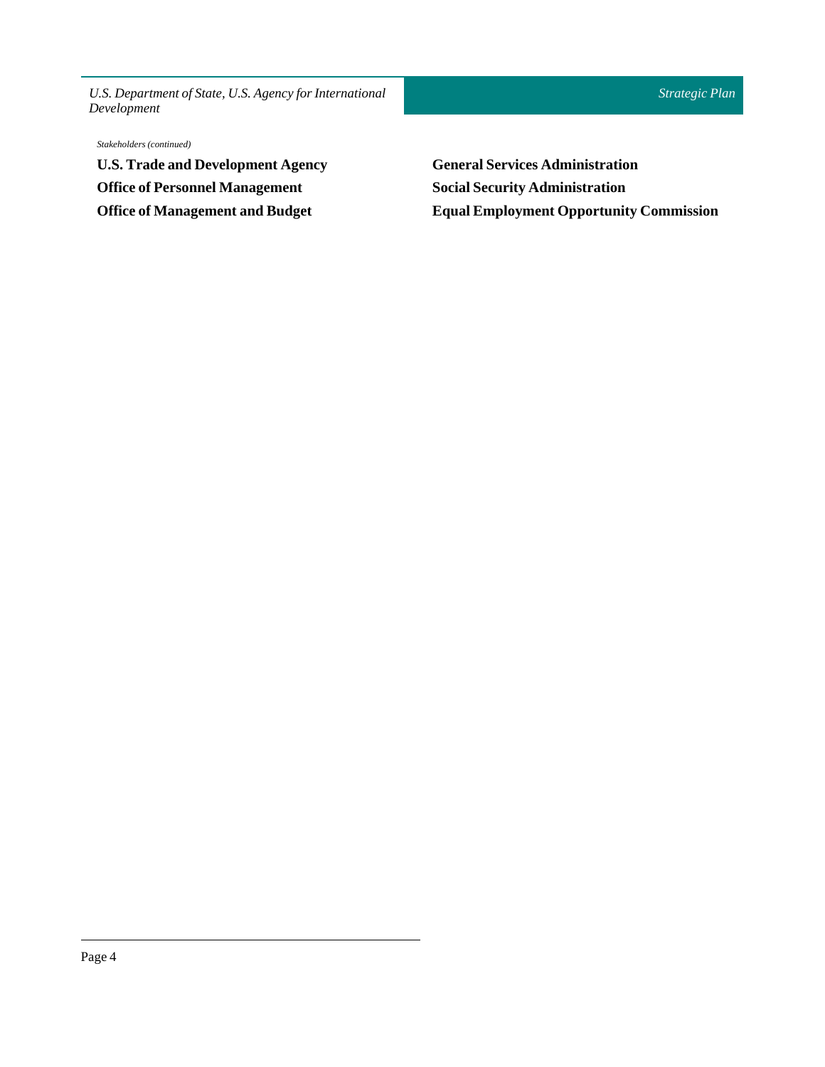*Stakeholders (continued)*

**U.S. Trade and Development Agency**

**Office of Personnel Management**

**Office of Management and Budget**

**General Services Administration**

**Social Security Administration**

**Equal Employment Opportunity Commission**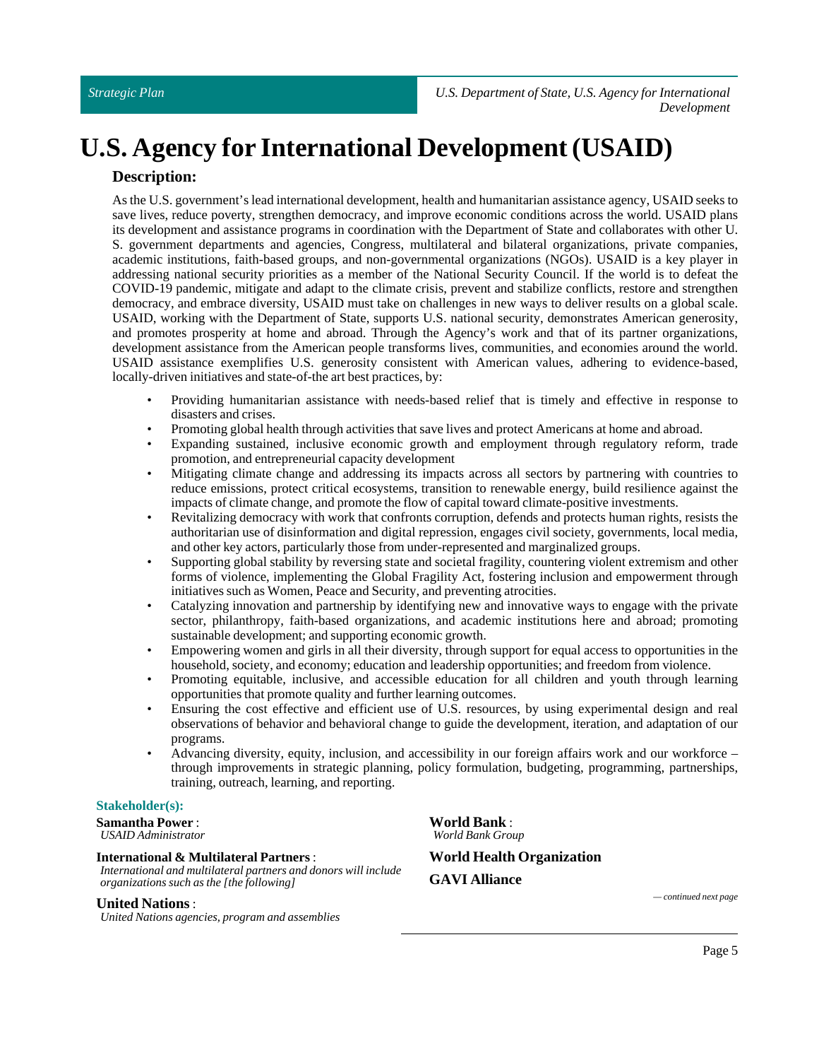# U.S. Agency for International Development (USAID)

## Description:

As the U.S. government's lead international development, health and humanitarian assistance agency, USAID seeks to save lives, reduce poverty, strengthen democracy, and improve economic conditions across the world. USAID plans its development and assistance programs in coordination with the Department of State and collaborates with other U. S. government departments and agencies, Congress, multilateral and bilateral organizations, private companies, academic institutions, faith-based groups, and non-governmental organizations (NGOs). USAID is a key player in addressing national security priorities as a member of the National Security Council. If the world is to defeat the COVID-19 pandemic, mitigate and adapt to the climate crisis, prevent and stabilize conflicts, restore and strengthen democracy, and embrace diversity, USAID must take on challenges in new ways to deliver results on a global scale. USAID, working with the Department of State, supports U.S. national security, demonstrates American generosity, and promotes prosperity at home and abroad. Through the Agency's work and that of its partner organizations, development assistance from the American people transforms lives, communities, and economies around the world. USAID assistance exemplifies U.S. generosity consistent with American values, adhering to evidence-based, locally-driven initiatives and state-of-the art best practices, by:

- Providing humanitarian assistance with needs-based relief that is timely and effective in response to disasters and crises.
- Promoting global health through activities that save lives and protect Americans at home and abroad.
- Expanding sustained, inclusive economic growth and employment through regulatory reform, trade promotion, and entrepreneurial capacity development
- Mitigating climate change and addressing its impacts across all sectors by partnering with countries to reduce emissions, protect critical ecosystems, transition to renewable energy, build resilience against the impacts of climate change, and promote the flow of capital toward climate-positive investments.
- Revitalizing democracy with work that confronts corruption, defends and protects human rights, resists the authoritarian use of disinformation and digital repression, engages civil society, governments, local media, and other key actors, particularly those from under-represented and marginalized groups.
- Supporting global stability by reversing state and societal fragility, countering violent extremism and other forms of violence, implementing the Global Fragility Act, fostering inclusion and empowerment through initiatives such as Women, Peace and Security, and preventing atrocities.
- Catalyzing innovation and partnership by identifying new and innovative ways to engage with the private sector, philanthropy, faith-based organizations, and academic institutions here and abroad; promoting sustainable development; and supporting economic growth.
- Empowering women and girls in all their diversity, through support for equal access to opportunities in the household, society, and economy; education and leadership opportunities; and freedom from violence.
- Promoting equitable, inclusive, and accessible education for all children and youth through learning opportunities that promote quality and further learning outcomes.
- Ensuring the cost effective and efficient use of U.S. resources, by using experimental design and real observations of behavior and behavioral change to guide the development, iteration, and adaptation of our programs.
- Advancing diversity, equity, inclusion, and accessibility in our foreign affairs work and our workforce – through improvements in strategic planning, policy formulation, budgeting, programming, partnerships, training, outreach, learning, and reporting.

### Stakeholder(s):

**Samantha Power** :
*USAID Administrator*

**International & Multilateral Partners** :
*International and multilateral partners and donors will include organizations such as the [the following]*

**United Nations** :
*United Nations agencies, program and assemblies*

**World Bank** :
*World Bank Group*

**World Health Organization**

**GAVI Alliance**

*— continued next page*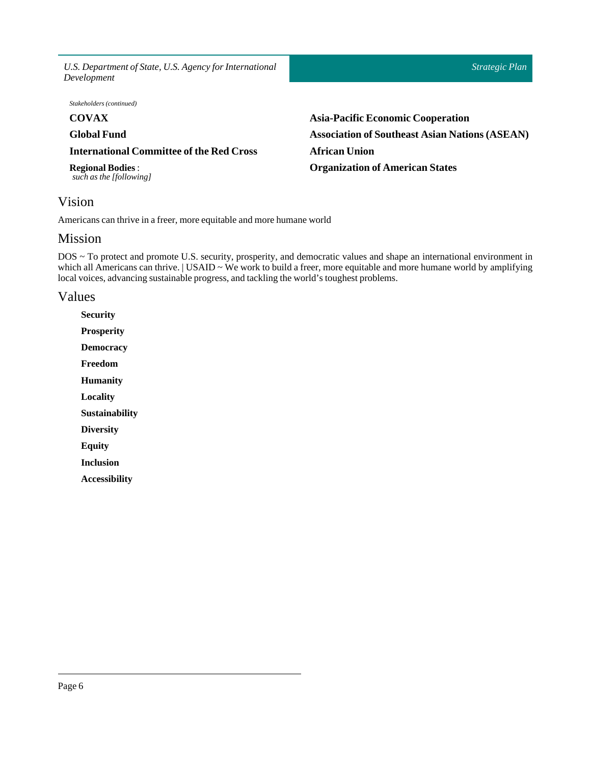*Stakeholders (continued)*

**COVAX**

**Global Fund**

**International Committee of the Red Cross**

**Regional Bodies** :
*such as the [following]*

**Asia-Pacific Economic Cooperation**

**Association of Southeast Asian Nations (ASEAN)**

**African Union**

**Organization of American States**

## Vision

Americans can thrive in a freer, more equitable and more humane world

## Mission

DOS ~ To protect and promote U.S. security, prosperity, and democratic values and shape an international environment in which all Americans can thrive. | USAID ~ We work to build a freer, more equitable and more humane world by amplifying local voices, advancing sustainable progress, and tackling the world's toughest problems.

## Values

**Security**

**Prosperity**

**Democracy**

**Freedom**

**Humanity**

**Locality**

**Sustainability**

**Diversity**

**Equity**

**Inclusion**

**Accessibility**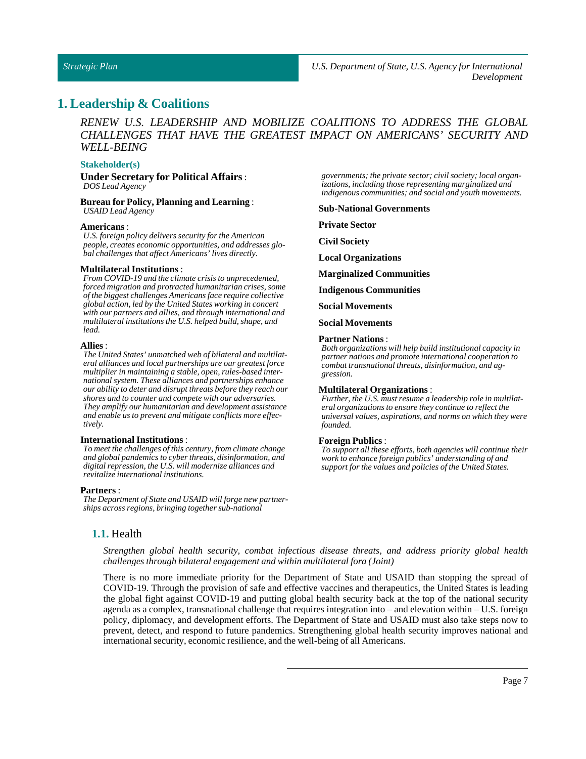# 1. Leadership & Coalitions

*RENEW U.S. LEADERSHIP AND MOBILIZE COALITIONS TO ADDRESS THE GLOBAL CHALLENGES THAT HAVE THE GREATEST IMPACT ON AMERICANS' SECURITY AND WELL-BEING*

### Stakeholder(s)

**Under Secretary for Political Affairs** :
*DOS Lead Agency*

**Bureau for Policy, Planning and Learning** :
*USAID Lead Agency*

**Americans** :
*U.S. foreign policy delivers security for the American people, creates economic opportunities, and addresses global challenges that affect Americans' lives directly.*

**Multilateral Institutions** :
*From COVID-19 and the climate crisis to unprecedented, forced migration and protracted humanitarian crises, some of the biggest challenges Americans face require collective global action, led by the United States working in concert with our partners and allies, and through international and multilateral institutions the U.S. helped build, shape, and lead.*

**Allies** :
*The United States' unmatched web of bilateral and multilateral alliances and local partnerships are our greatest force multiplier in maintaining a stable, open, rules-based international system. These alliances and partnerships enhance our ability to deter and disrupt threats before they reach our shores and to counter and compete with our adversaries. They amplify our humanitarian and development assistance and enable us to prevent and mitigate conflicts more effectively.*

**International Institutions** :
*To meet the challenges of this century, from climate change and global pandemics to cyber threats, disinformation, and digital repression, the U.S. will modernize alliances and revitalize international institutions.*

**Partners** :
*The Department of State and USAID will forge new partnerships across regions, bringing together sub-national governments; the private sector; civil society; local organizations, including those representing marginalized and indigenous communities; and social and youth movements.*

**Sub-National Governments**

**Private Sector**

**Civil Society**

**Local Organizations**

**Marginalized Communities**

**Indigenous Communities**

**Social Movements**

**Social Movements**

**Partner Nations** :
*Both organizations will help build institutional capacity in partner nations and promote international cooperation to combat transnational threats, disinformation, and aggression.*

**Multilateral Organizations** :
*Further, the U.S. must resume a leadership role in multilateral organizations to ensure they continue to reflect the universal values, aspirations, and norms on which they were founded.*

**Foreign Publics** :
*To support all these efforts, both agencies will continue their work to enhance foreign publics' understanding of and support for the values and policies of the United States.*

## 1.1. Health

*Strengthen global health security, combat infectious disease threats, and address priority global health challenges through bilateral engagement and within multilateral fora (Joint)*

There is no more immediate priority for the Department of State and USAID than stopping the spread of COVID-19. Through the provision of safe and effective vaccines and therapeutics, the United States is leading the global fight against COVID-19 and putting global health security back at the top of the national security agenda as a complex, transnational challenge that requires integration into – and elevation within – U.S. foreign policy, diplomacy, and development efforts. The Department of State and USAID must also take steps now to prevent, detect, and respond to future pandemics. Strengthening global health security improves national and international security, economic resilience, and the well-being of all Americans.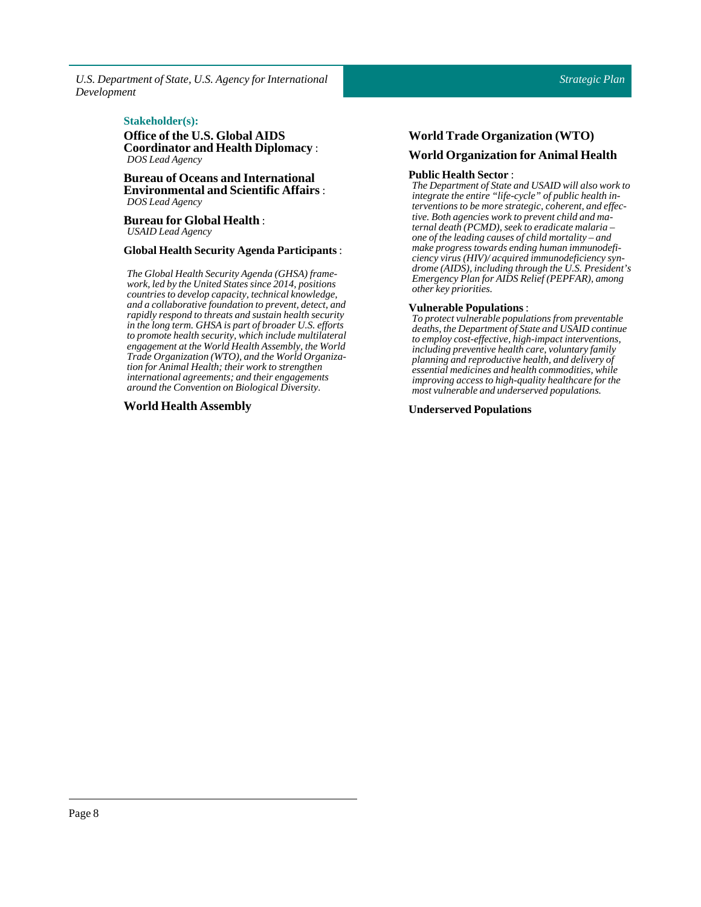**Stakeholder(s):**

**Office of the U.S. Global AIDS Coordinator and Health Diplomacy** :
*DOS Lead Agency*

**Bureau of Oceans and International Environmental and Scientific Affairs** :
*DOS Lead Agency*

**Bureau for Global Health** :
*USAID Lead Agency*

**Global Health Security Agenda Participants** :

*The Global Health Security Agenda (GHSA) framework, led by the United States since 2014, positions countries to develop capacity, technical knowledge, and a collaborative foundation to prevent, detect, and rapidly respond to threats and sustain health security in the long term. GHSA is part of broader U.S. efforts to promote health security, which include multilateral engagement at the World Health Assembly, the World Trade Organization (WTO), and the World Organization for Animal Health; their work to strengthen international agreements; and their engagements around the Convention on Biological Diversity.*

**World Health Assembly**

**World Trade Organization (WTO)**

**World Organization for Animal Health**

**Public Health Sector** :
*The Department of State and USAID will also work to integrate the entire "life-cycle" of public health interventions to be more strategic, coherent, and effective. Both agencies work to prevent child and maternal death (PCMD), seek to eradicate malaria – one of the leading causes of child mortality – and make progress towards ending human immunodeficiency virus (HIV)/ acquired immunodeficiency syndrome (AIDS), including through the U.S. President's Emergency Plan for AIDS Relief (PEPFAR), among other key priorities.*

**Vulnerable Populations** :
*To protect vulnerable populations from preventable deaths, the Department of State and USAID continue to employ cost-effective, high-impact interventions, including preventive health care, voluntary family planning and reproductive health, and delivery of essential medicines and health commodities, while improving access to high-quality healthcare for the most vulnerable and underserved populations.*

**Underserved Populations**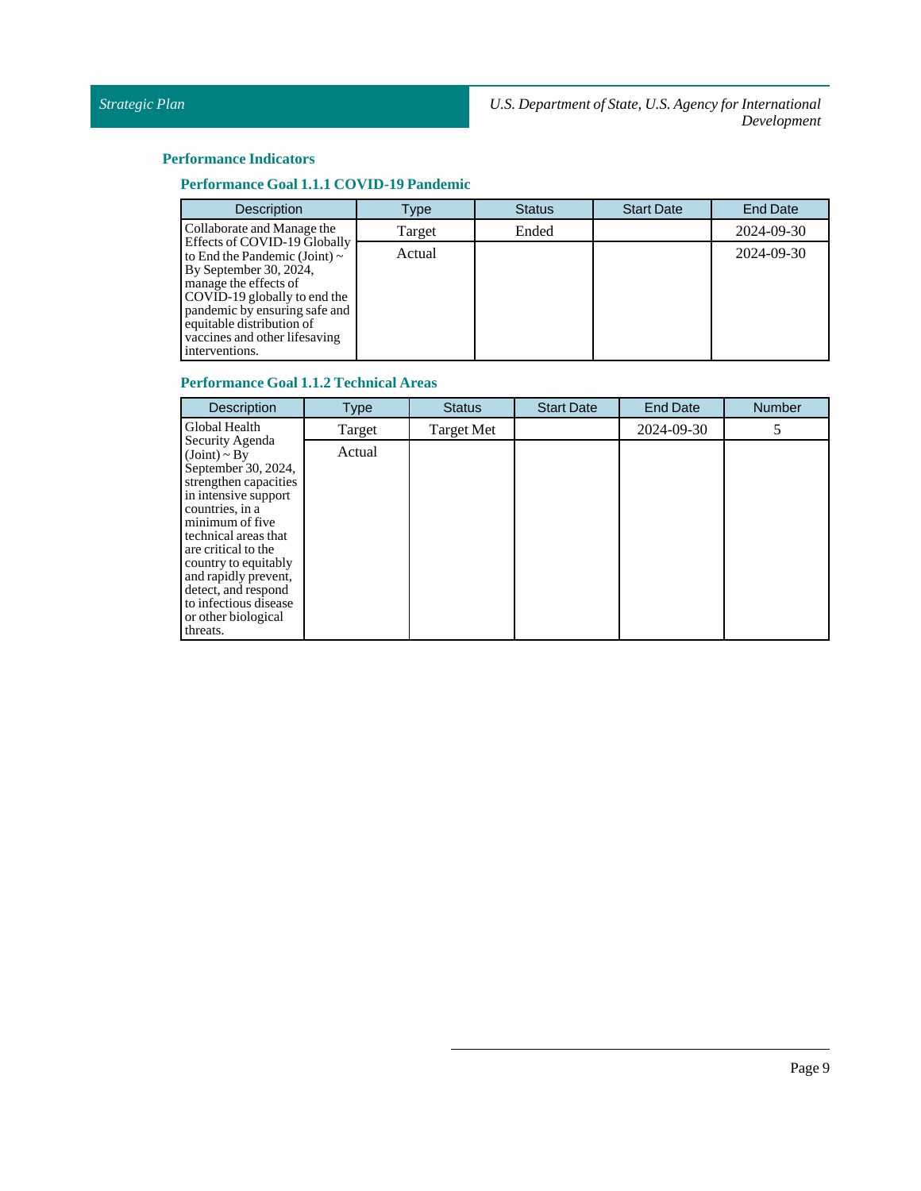### Performance Indicators

#### Performance Goal 1.1.1 COVID-19 Pandemic

| Description | Type | Status | Start Date | End Date |
|---|---|---|---|---|
| Collaborate and Manage the Effects of COVID-19 Globally to End the Pandemic (Joint) ~ By September 30, 2024, manage the effects of COVID-19 globally to end the pandemic by ensuring safe and equitable distribution of vaccines and other lifesaving interventions. | Target | Ended | | 2024-09-30 |
| | Actual | | | 2024-09-30 |

#### Performance Goal 1.1.2 Technical Areas

| Description | Type | Status | Start Date | End Date | Number |
|---|---|---|---|---|---|
| Global Health Security Agenda (Joint) ~ By September 30, 2024, strengthen capacities in intensive support countries, in a minimum of five technical areas that are critical to the country to equitably and rapidly prevent, detect, and respond to infectious disease or other biological threats. | Target | Target Met | | 2024-09-30 | 5 |
| | Actual | | | | |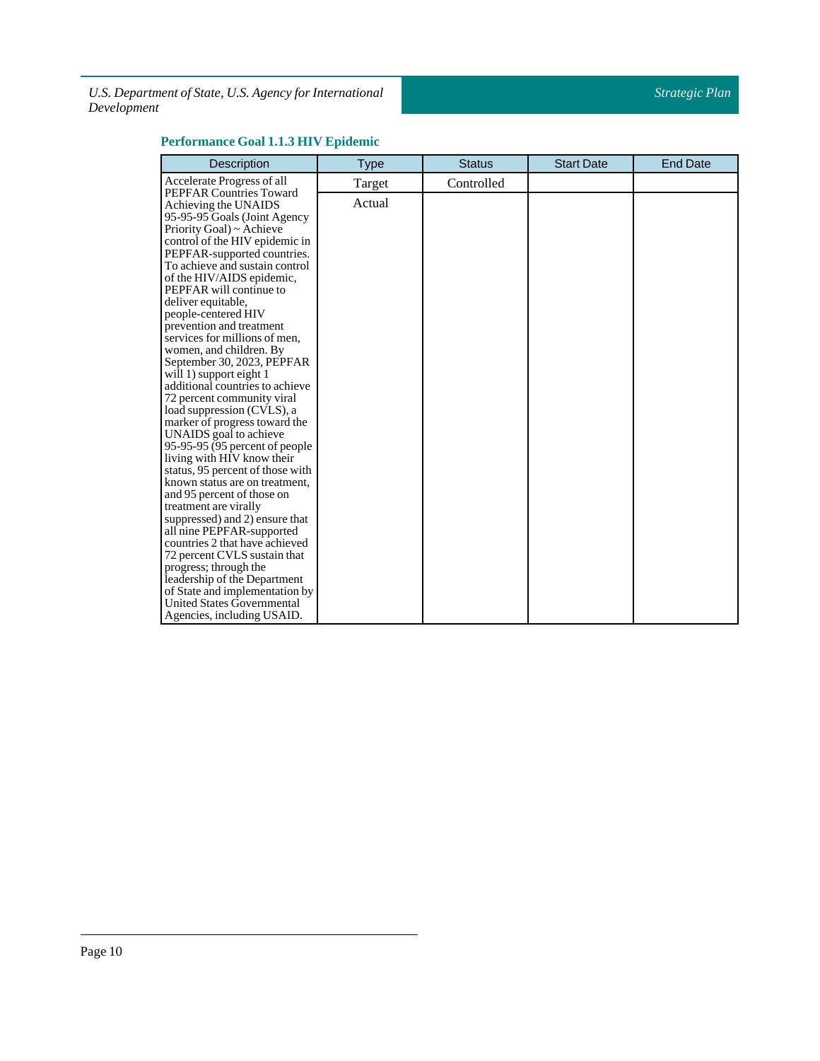### Performance Goal 1.1.3 HIV Epidemic

| Description | Type | Status | Start Date | End Date |
|---|---|---|---|---|
| Accelerate Progress of all PEPFAR Countries Toward Achieving the UNAIDS 95-95-95 Goals (Joint Agency Priority Goal) ~ Achieve control of the HIV epidemic in PEPFAR-supported countries. To achieve and sustain control of the HIV/AIDS epidemic, PEPFAR will continue to deliver equitable, people-centered HIV prevention and treatment services for millions of men, women, and children. By September 30, 2023, PEPFAR will 1) support eight 1 additional countries to achieve 72 percent community viral load suppression (CVLS), a marker of progress toward the UNAIDS goal to achieve 95-95-95 (95 percent of people living with HIV know their status, 95 percent of those with known status are on treatment, and 95 percent of those on treatment are virally suppressed) and 2) ensure that all nine PEPFAR-supported countries 2 that have achieved 72 percent CVLS sustain that progress; through the leadership of the Department of State and implementation by United States Governmental Agencies, including USAID. | Target | Controlled | | |
| | Actual | | | |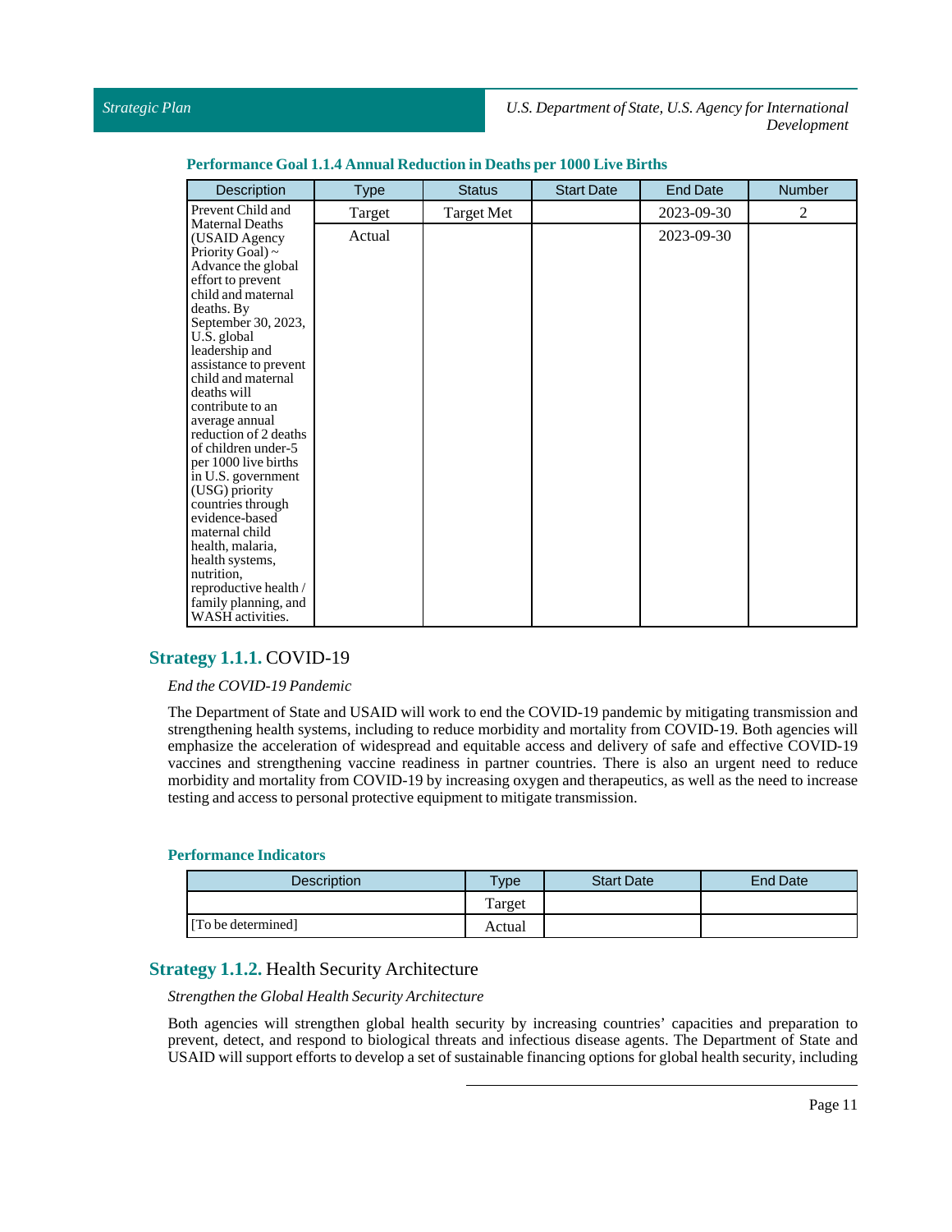**Performance Goal 1.1.4 Annual Reduction in Deaths per 1000 Live Births**

| Description | Type | Status | Start Date | End Date | Number |
|---|---|---|---|---|---|
| Prevent Child and Maternal Deaths (USAID Agency Priority Goal) ~ Advance the global effort to prevent child and maternal deaths. By September 30, 2023, U.S. global leadership and assistance to prevent child and maternal deaths will contribute to an average annual reduction of 2 deaths of children under-5 per 1000 live births in U.S. government (USG) priority countries through evidence-based maternal child health, malaria, health systems, nutrition, reproductive health / family planning, and WASH activities. | Target | Target Met | | 2023-09-30 | 2 |
| | Actual | | | 2023-09-30 | |

## **Strategy 1.1.1.** COVID-19

*End the COVID-19 Pandemic*

The Department of State and USAID will work to end the COVID-19 pandemic by mitigating transmission and strengthening health systems, including to reduce morbidity and mortality from COVID-19. Both agencies will emphasize the acceleration of widespread and equitable access and delivery of safe and effective COVID-19 vaccines and strengthening vaccine readiness in partner countries. There is also an urgent need to reduce morbidity and mortality from COVID-19 by increasing oxygen and therapeutics, as well as the need to increase testing and access to personal protective equipment to mitigate transmission.

**Performance Indicators**

| Description | Type | Start Date | End Date |
|---|---|---|---|
| | Target | | |
| [To be determined] | Actual | | |

## **Strategy 1.1.2.** Health Security Architecture

*Strengthen the Global Health Security Architecture*

Both agencies will strengthen global health security by increasing countries' capacities and preparation to prevent, detect, and respond to biological threats and infectious disease agents. The Department of State and USAID will support efforts to develop a set of sustainable financing options for global health security, including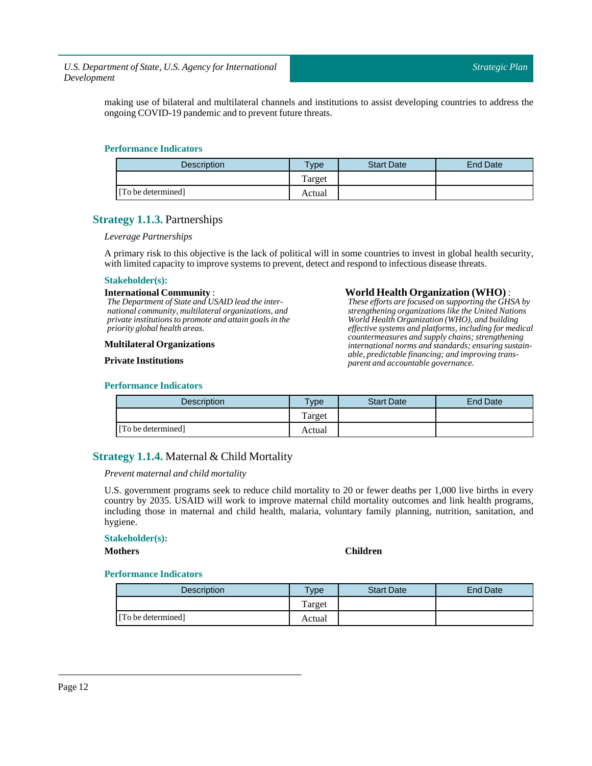making use of bilateral and multilateral channels and institutions to assist developing countries to address the ongoing COVID-19 pandemic and to prevent future threats.

#### Performance Indicators

| Description | Type | Start Date | End Date |
|---|---|---|---|
| | Target | | |
| [To be determined] | Actual | | |

### Strategy 1.1.3. Partnerships

*Leverage Partnerships*

A primary risk to this objective is the lack of political will in some countries to invest in global health security, with limited capacity to improve systems to prevent, detect and respond to infectious disease threats.

#### Stakeholder(s):

**International Community** :
*The Department of State and USAID lead the international community, multilateral organizations, and private institutions to promote and attain goals in the priority global health areas.*

**Multilateral Organizations**

**Private Institutions**

**World Health Organization (WHO)** :
*These efforts are focused on supporting the GHSA by strengthening organizations like the United Nations World Health Organization (WHO), and building effective systems and platforms, including for medical countermeasures and supply chains; strengthening international norms and standards; ensuring sustainable, predictable financing; and improving transparent and accountable governance.*

#### Performance Indicators

| Description | Type | Start Date | End Date |
|---|---|---|---|
| | Target | | |
| [To be determined] | Actual | | |

### Strategy 1.1.4. Maternal & Child Mortality

*Prevent maternal and child mortality*

U.S. government programs seek to reduce child mortality to 20 or fewer deaths per 1,000 live births in every country by 2035. USAID will work to improve maternal child mortality outcomes and link health programs, including those in maternal and child health, malaria, voluntary family planning, nutrition, sanitation, and hygiene.

#### Stakeholder(s):

**Mothers**

**Children**

#### Performance Indicators

| Description | Type | Start Date | End Date |
|---|---|---|---|
| | Target | | |
| [To be determined] | Actual | | |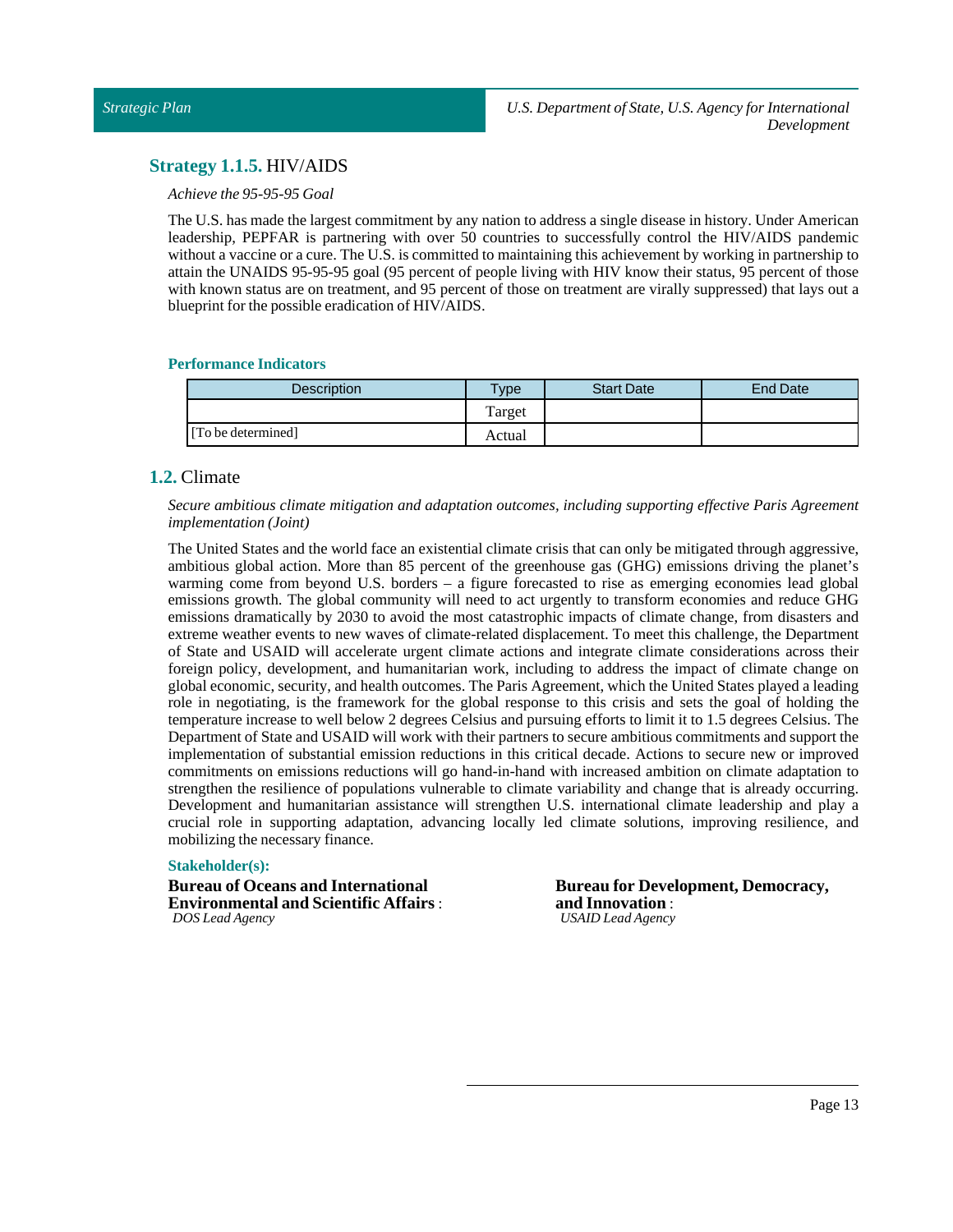### **Strategy 1.1.5.** HIV/AIDS

*Achieve the 95-95-95 Goal*

The U.S. has made the largest commitment by any nation to address a single disease in history. Under American leadership, PEPFAR is partnering with over 50 countries to successfully control the HIV/AIDS pandemic without a vaccine or a cure. The U.S. is committed to maintaining this achievement by working in partnership to attain the UNAIDS 95-95-95 goal (95 percent of people living with HIV know their status, 95 percent of those with known status are on treatment, and 95 percent of those on treatment are virally suppressed) that lays out a blueprint for the possible eradication of HIV/AIDS.

#### Performance Indicators

| Description | Type | Start Date | End Date |
|---|---|---|---|
| | Target | | |
| [To be determined] | Actual | | |

## **1.2.** Climate

*Secure ambitious climate mitigation and adaptation outcomes, including supporting effective Paris Agreement implementation (Joint)*

The United States and the world face an existential climate crisis that can only be mitigated through aggressive, ambitious global action. More than 85 percent of the greenhouse gas (GHG) emissions driving the planet's warming come from beyond U.S. borders – a figure forecasted to rise as emerging economies lead global emissions growth. The global community will need to act urgently to transform economies and reduce GHG emissions dramatically by 2030 to avoid the most catastrophic impacts of climate change, from disasters and extreme weather events to new waves of climate-related displacement. To meet this challenge, the Department of State and USAID will accelerate urgent climate actions and integrate climate considerations across their foreign policy, development, and humanitarian work, including to address the impact of climate change on global economic, security, and health outcomes. The Paris Agreement, which the United States played a leading role in negotiating, is the framework for the global response to this crisis and sets the goal of holding the temperature increase to well below 2 degrees Celsius and pursuing efforts to limit it to 1.5 degrees Celsius. The Department of State and USAID will work with their partners to secure ambitious commitments and support the implementation of substantial emission reductions in this critical decade. Actions to secure new or improved commitments on emissions reductions will go hand-in-hand with increased ambition on climate adaptation to strengthen the resilience of populations vulnerable to climate variability and change that is already occurring. Development and humanitarian assistance will strengthen U.S. international climate leadership and play a crucial role in supporting adaptation, advancing locally led climate solutions, improving resilience, and mobilizing the necessary finance.

#### Stakeholder(s):

**Bureau of Oceans and International Environmental and Scientific Affairs** :
*DOS Lead Agency*

**Bureau for Development, Democracy, and Innovation** :
*USAID Lead Agency*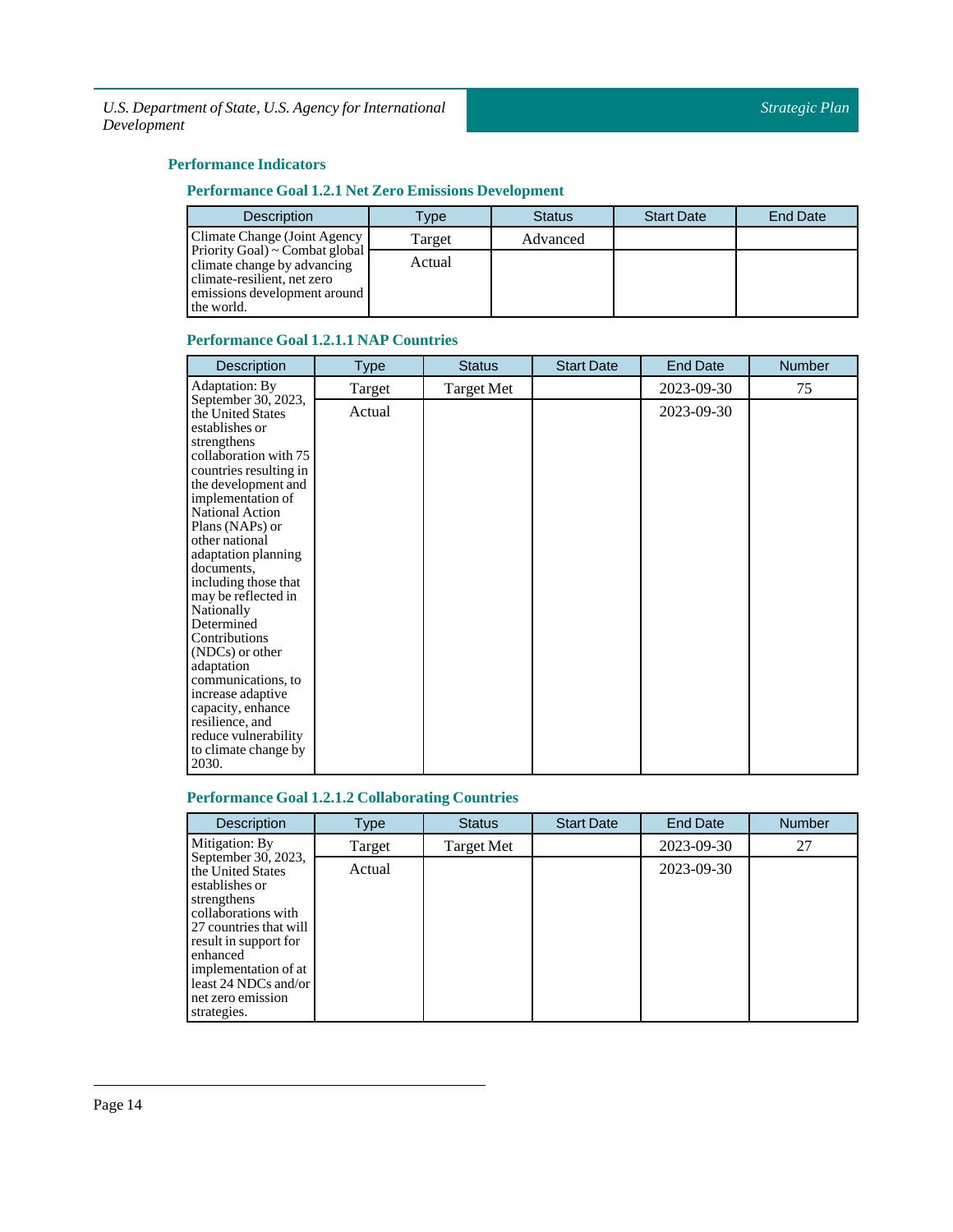## Performance Indicators

### Performance Goal 1.2.1 Net Zero Emissions Development

| Description | Type | Status | Start Date | End Date |
|---|---|---|---|---|
| Climate Change (Joint Agency Priority Goal) ~ Combat global climate change by advancing climate-resilient, net zero emissions development around the world. | Target | Advanced | | |
| | Actual | | | |

### Performance Goal 1.2.1.1 NAP Countries

| Description | Type | Status | Start Date | End Date | Number |
|---|---|---|---|---|---|
| Adaptation: By September 30, 2023, the United States establishes or strengthens collaboration with 75 countries resulting in the development and implementation of National Action Plans (NAPs) or other national adaptation planning documents, including those that may be reflected in Nationally Determined Contributions (NDCs) or other adaptation communications, to increase adaptive capacity, enhance resilience, and reduce vulnerability to climate change by 2030. | Target | Target Met | | 2023-09-30 | 75 |
| | Actual | | | 2023-09-30 | |

### Performance Goal 1.2.1.2 Collaborating Countries

| Description | Type | Status | Start Date | End Date | Number |
|---|---|---|---|---|---|
| Mitigation: By September 30, 2023, the United States establishes or strengthens collaborations with 27 countries that will result in support for enhanced implementation of at least 24 NDCs and/or net zero emission strategies. | Target | Target Met | | 2023-09-30 | 27 |
| | Actual | | | 2023-09-30 | |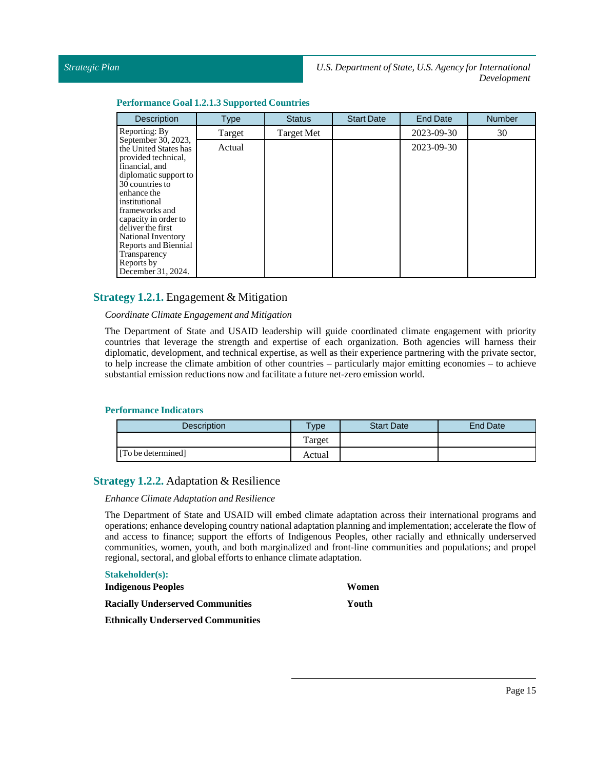### Performance Goal 1.2.1.3 Supported Countries

| Description | Type | Status | Start Date | End Date | Number |
|---|---|---|---|---|---|
| Reporting: By September 30, 2023, the United States has provided technical, financial, and diplomatic support to 30 countries to enhance the institutional frameworks and capacity in order to deliver the first National Inventory Reports and Biennial Transparency Reports by December 31, 2024. | Target | Target Met | | 2023-09-30 | 30 |
| | Actual | | | 2023-09-30 | |

## **Strategy 1.2.1.** Engagement & Mitigation

*Coordinate Climate Engagement and Mitigation*

The Department of State and USAID leadership will guide coordinated climate engagement with priority countries that leverage the strength and expertise of each organization. Both agencies will harness their diplomatic, development, and technical expertise, as well as their experience partnering with the private sector, to help increase the climate ambition of other countries – particularly major emitting economies – to achieve substantial emission reductions now and facilitate a future net-zero emission world.

### Performance Indicators

| Description | Type | Start Date | End Date |
|---|---|---|---|
| | Target | | |
| [To be determined] | Actual | | |

## **Strategy 1.2.2.** Adaptation & Resilience

*Enhance Climate Adaptation and Resilience*

The Department of State and USAID will embed climate adaptation across their international programs and operations; enhance developing country national adaptation planning and implementation; accelerate the flow of and access to finance; support the efforts of Indigenous Peoples, other racially and ethnically underserved communities, women, youth, and both marginalized and front-line communities and populations; and propel regional, sectoral, and global efforts to enhance climate adaptation.

**Stakeholder(s):**

**Indigenous Peoples**

**Racially Underserved Communities**

**Ethnically Underserved Communities**

**Women**

**Youth**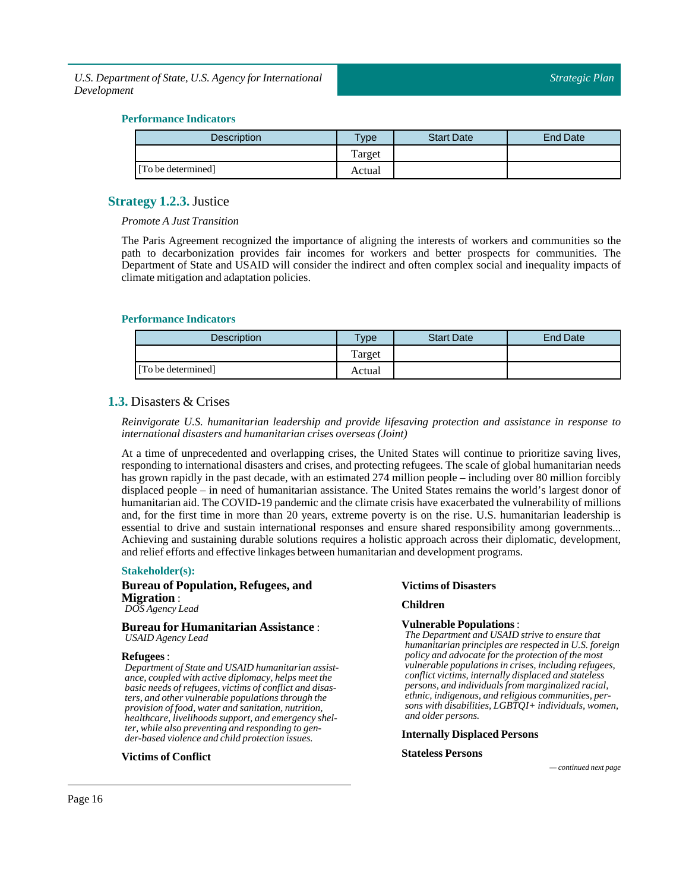#### Performance Indicators

| Description | Type | Start Date | End Date |
|---|---|---|---|
| | Target | | |
| [To be determined] | Actual | | |

### Strategy 1.2.3. Justice

*Promote A Just Transition*

The Paris Agreement recognized the importance of aligning the interests of workers and communities so the path to decarbonization provides fair incomes for workers and better prospects for communities. The Department of State and USAID will consider the indirect and often complex social and inequality impacts of climate mitigation and adaptation policies.

#### Performance Indicators

| Description | Type | Start Date | End Date |
|---|---|---|---|
| | Target | | |
| [To be determined] | Actual | | |

## 1.3. Disasters & Crises

*Reinvigorate U.S. humanitarian leadership and provide lifesaving protection and assistance in response to international disasters and humanitarian crises overseas (Joint)*

At a time of unprecedented and overlapping crises, the United States will continue to prioritize saving lives, responding to international disasters and crises, and protecting refugees. The scale of global humanitarian needs has grown rapidly in the past decade, with an estimated 274 million people – including over 80 million forcibly displaced people – in need of humanitarian assistance. The United States remains the world's largest donor of humanitarian aid. The COVID-19 pandemic and the climate crisis have exacerbated the vulnerability of millions and, for the first time in more than 20 years, extreme poverty is on the rise. U.S. humanitarian leadership is essential to drive and sustain international responses and ensure shared responsibility among governments... Achieving and sustaining durable solutions requires a holistic approach across their diplomatic, development, and relief efforts and effective linkages between humanitarian and development programs.

#### Stakeholder(s):

**Bureau of Population, Refugees, and Migration** :
*DOS Agency Lead*

**Bureau for Humanitarian Assistance** :
*USAID Agency Lead*

**Refugees** :
*Department of State and USAID humanitarian assistance, coupled with active diplomacy, helps meet the basic needs of refugees, victims of conflict and disasters, and other vulnerable populations through the provision of food, water and sanitation, nutrition, healthcare, livelihoods support, and emergency shelter, while also preventing and responding to gender-based violence and child protection issues.*

**Victims of Conflict**

**Victims of Disasters**

**Children**

**Vulnerable Populations** :
*The Department and USAID strive to ensure that humanitarian principles are respected in U.S. foreign policy and advocate for the protection of the most vulnerable populations in crises, including refugees, conflict victims, internally displaced and stateless persons, and individuals from marginalized racial, ethnic, indigenous, and religious communities, persons with disabilities, LGBTQI+ individuals, women, and older persons.*

**Internally Displaced Persons**

**Stateless Persons**

*— continued next page*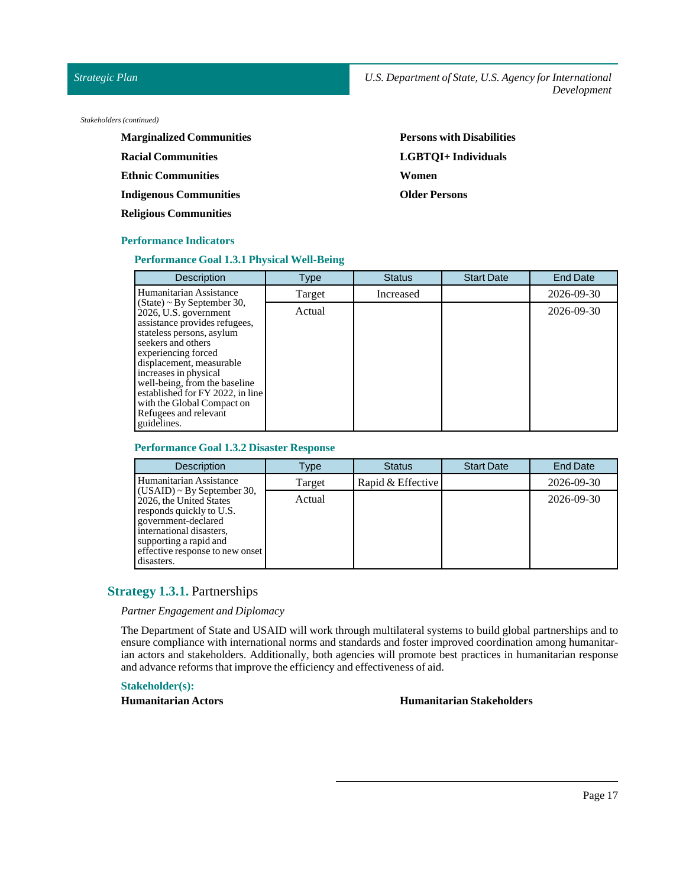*Stakeholders (continued)*

**Marginalized Communities**

**Racial Communities**

**Ethnic Communities**

**Indigenous Communities**

**Religious Communities**

**Persons with Disabilities**

**LGBTQI+ Individuals**

**Women**

**Older Persons**

### Performance Indicators

#### Performance Goal 1.3.1 Physical Well-Being

| Description | Type | Status | Start Date | End Date |
| --- | --- | --- | --- | --- |
| Humanitarian Assistance (State) ~ By September 30, 2026, U.S. government assistance provides refugees, stateless persons, asylum seekers and others experiencing forced displacement, measurable increases in physical well-being, from the baseline established for FY 2022, in line with the Global Compact on Refugees and relevant guidelines. | Target | Increased | | 2026-09-30 |
| | Actual | | | 2026-09-30 |

#### Performance Goal 1.3.2 Disaster Response

| Description | Type | Status | Start Date | End Date |
| --- | --- | --- | --- | --- |
| Humanitarian Assistance (USAID) ~ By September 30, 2026, the United States responds quickly to U.S. government-declared international disasters, supporting a rapid and effective response to new onset disasters. | Target | Rapid & Effective | | 2026-09-30 |
| | Actual | | | 2026-09-30 |

## Strategy 1.3.1. Partnerships

*Partner Engagement and Diplomacy*

The Department of State and USAID will work through multilateral systems to build global partnerships and to ensure compliance with international norms and standards and foster improved coordination among humanitarian actors and stakeholders. Additionally, both agencies will promote best practices in humanitarian response and advance reforms that improve the efficiency and effectiveness of aid.

### Stakeholder(s):

**Humanitarian Actors**

**Humanitarian Stakeholders**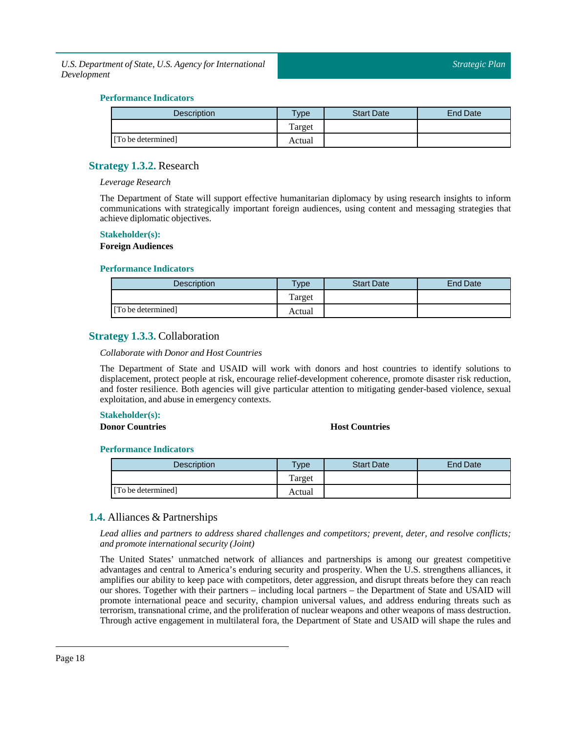#### Performance Indicators

| Description | Type | Start Date | End Date |
| --- | --- | --- | --- |
| | Target | | |
| [To be determined] | Actual | | |

### Strategy 1.3.2. Research

*Leverage Research*

The Department of State will support effective humanitarian diplomacy by using research insights to inform communications with strategically important foreign audiences, using content and messaging strategies that achieve diplomatic objectives.

#### Stakeholder(s):

**Foreign Audiences**

#### Performance Indicators

| Description | Type | Start Date | End Date |
| --- | --- | --- | --- |
| | Target | | |
| [To be determined] | Actual | | |

### Strategy 1.3.3. Collaboration

*Collaborate with Donor and Host Countries*

The Department of State and USAID will work with donors and host countries to identify solutions to displacement, protect people at risk, encourage relief-development coherence, promote disaster risk reduction, and foster resilience. Both agencies will give particular attention to mitigating gender-based violence, sexual exploitation, and abuse in emergency contexts.

#### Stakeholder(s):

**Donor Countries**

**Host Countries**

#### Performance Indicators

| Description | Type | Start Date | End Date |
| --- | --- | --- | --- |
| | Target | | |
| [To be determined] | Actual | | |

## 1.4. Alliances & Partnerships

*Lead allies and partners to address shared challenges and competitors; prevent, deter, and resolve conflicts; and promote international security (Joint)*

The United States' unmatched network of alliances and partnerships is among our greatest competitive advantages and central to America's enduring security and prosperity. When the U.S. strengthens alliances, it amplifies our ability to keep pace with competitors, deter aggression, and disrupt threats before they can reach our shores. Together with their partners – including local partners – the Department of State and USAID will promote international peace and security, champion universal values, and address enduring threats such as terrorism, transnational crime, and the proliferation of nuclear weapons and other weapons of mass destruction. Through active engagement in multilateral fora, the Department of State and USAID will shape the rules and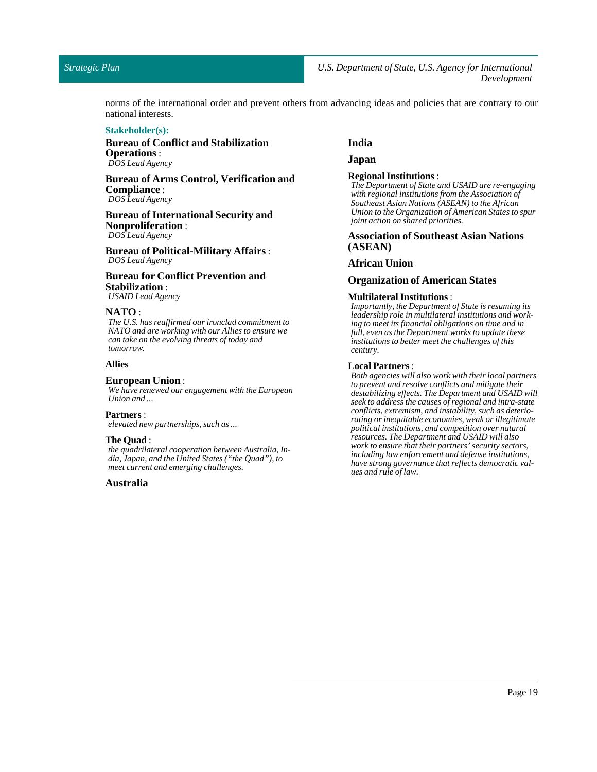norms of the international order and prevent others from advancing ideas and policies that are contrary to our national interests.

**Stakeholder(s):**

**Bureau of Conflict and Stabilization Operations** :
*DOS Lead Agency*

**Bureau of Arms Control, Verification and Compliance** :
*DOS Lead Agency*

**Bureau of International Security and Nonproliferation** :
*DOS Lead Agency*

**Bureau of Political-Military Affairs** :
*DOS Lead Agency*

**Bureau for Conflict Prevention and Stabilization** :
*USAID Lead Agency*

**NATO** :
*The U.S. has reaffirmed our ironclad commitment to NATO and are working with our Allies to ensure we can take on the evolving threats of today and tomorrow.*

**Allies**

**European Union** :
*We have renewed our engagement with the European Union and ...*

**Partners** :
*elevated new partnerships, such as ...*

**The Quad** :
*the quadrilateral cooperation between Australia, India, Japan, and the United States ("the Quad"), to meet current and emerging challenges.*

**Australia**

**India**

**Japan**

**Regional Institutions** :
*The Department of State and USAID are re-engaging with regional institutions from the Association of Southeast Asian Nations (ASEAN) to the African Union to the Organization of American States to spur joint action on shared priorities.*

**Association of Southeast Asian Nations (ASEAN)**

**African Union**

**Organization of American States**

**Multilateral Institutions** :
*Importantly, the Department of State is resuming its leadership role in multilateral institutions and working to meet its financial obligations on time and in full, even as the Department works to update these institutions to better meet the challenges of this century.*

**Local Partners** :
*Both agencies will also work with their local partners to prevent and resolve conflicts and mitigate their destabilizing effects. The Department and USAID will seek to address the causes of regional and intra-state conflicts, extremism, and instability, such as deteriorating or inequitable economies, weak or illegitimate political institutions, and competition over natural resources. The Department and USAID will also work to ensure that their partners' security sectors, including law enforcement and defense institutions, have strong governance that reflects democratic values and rule of law.*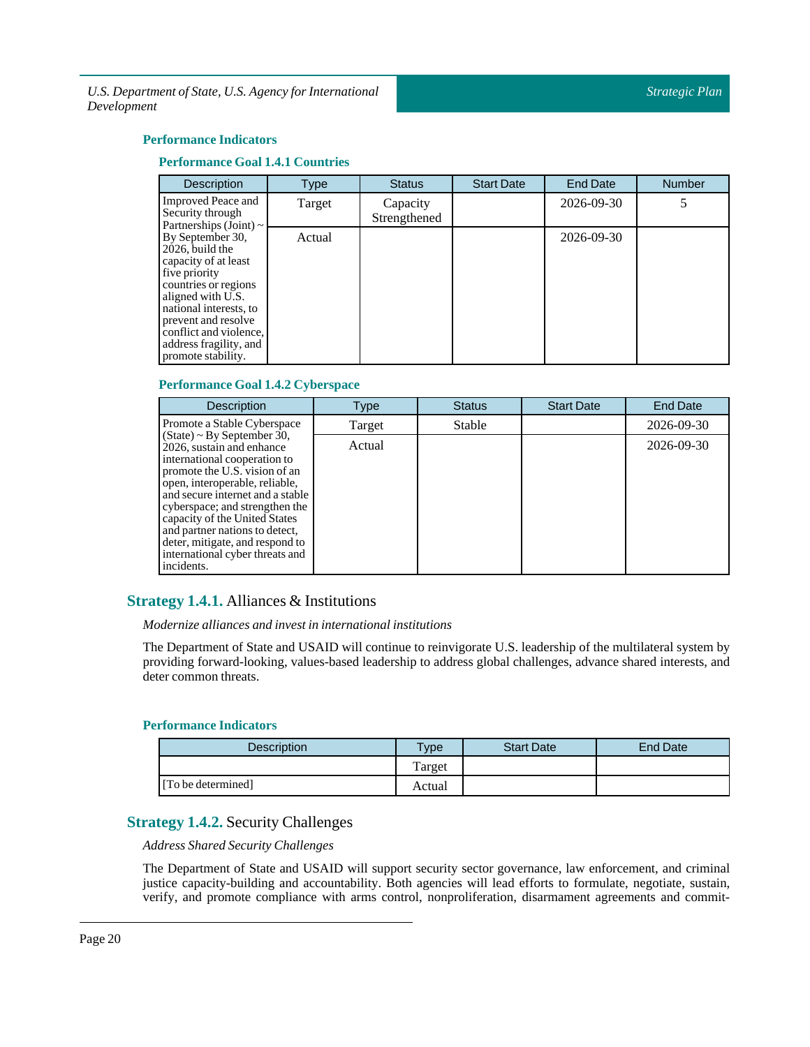### Performance Indicators

#### Performance Goal 1.4.1 Countries

| Description | Type | Status | Start Date | End Date | Number |
|---|---|---|---|---|---|
| Improved Peace and Security through Partnerships (Joint) ~ By September 30, 2026, build the capacity of at least five priority countries or regions aligned with U.S. national interests, to prevent and resolve conflict and violence, address fragility, and promote stability. | Target | Capacity Strengthened | | 2026-09-30 | 5 |
| | Actual | | | 2026-09-30 | |

#### Performance Goal 1.4.2 Cyberspace

| Description | Type | Status | Start Date | End Date |
|---|---|---|---|---|
| Promote a Stable Cyberspace (State) ~ By September 30, 2026, sustain and enhance international cooperation to promote the U.S. vision of an open, interoperable, reliable, and secure internet and a stable cyberspace; and strengthen the capacity of the United States and partner nations to detect, deter, mitigate, and respond to international cyber threats and incidents. | Target | Stable | | 2026-09-30 |
| | Actual | | | 2026-09-30 |

## Strategy 1.4.1. Alliances & Institutions

*Modernize alliances and invest in international institutions*

The Department of State and USAID will continue to reinvigorate U.S. leadership of the multilateral system by providing forward-looking, values-based leadership to address global challenges, advance shared interests, and deter common threats.

### Performance Indicators

| Description | Type | Start Date | End Date |
|---|---|---|---|
| | Target | | |
| [To be determined] | Actual | | |

## Strategy 1.4.2. Security Challenges

*Address Shared Security Challenges*

The Department of State and USAID will support security sector governance, law enforcement, and criminal justice capacity-building and accountability. Both agencies will lead efforts to formulate, negotiate, sustain, verify, and promote compliance with arms control, nonproliferation, disarmament agreements and commit-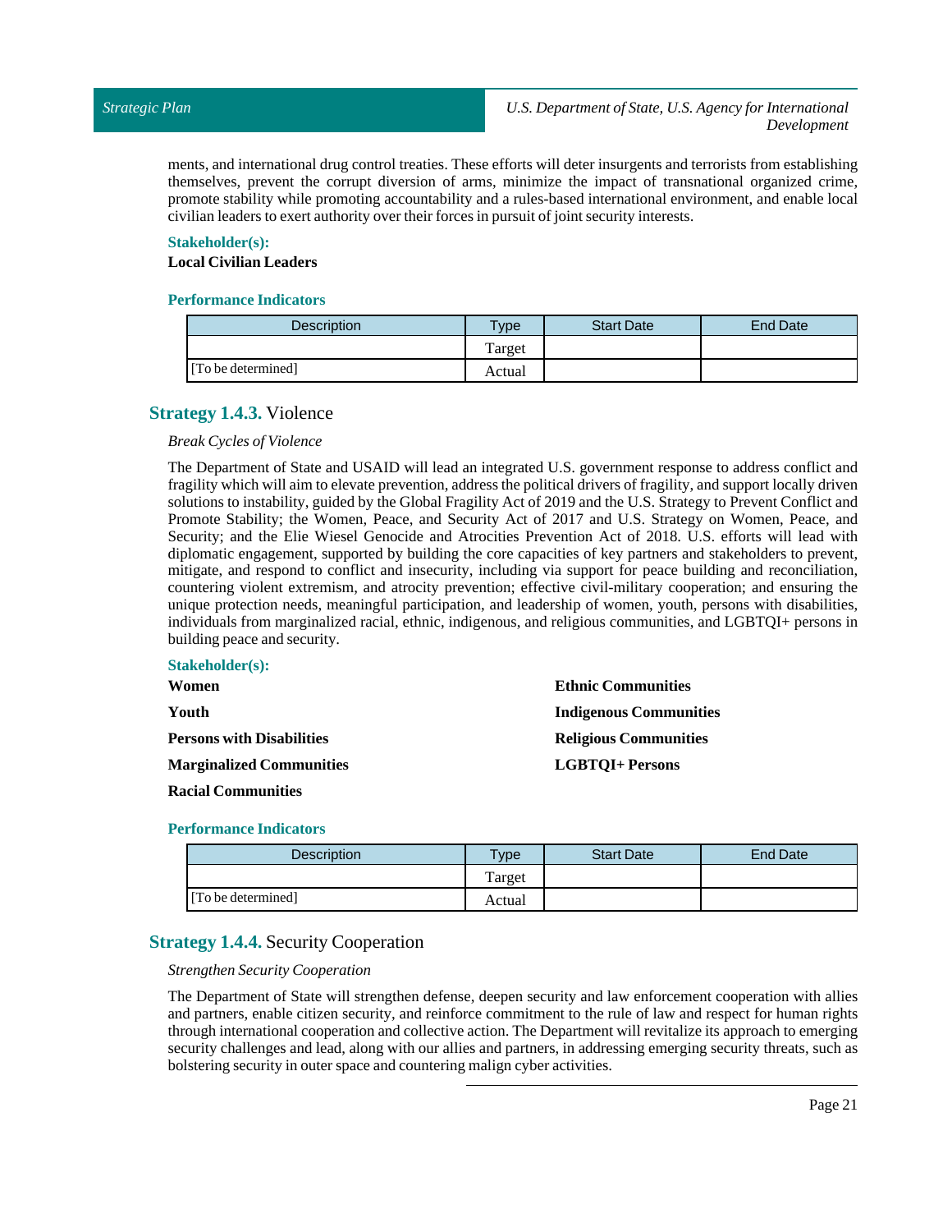ments, and international drug control treaties. These efforts will deter insurgents and terrorists from establishing themselves, prevent the corrupt diversion of arms, minimize the impact of transnational organized crime, promote stability while promoting accountability and a rules-based international environment, and enable local civilian leaders to exert authority over their forces in pursuit of joint security interests.

**Stakeholder(s):**

**Local Civilian Leaders**

**Performance Indicators**

| Description | Type | Start Date | End Date |
|---|---|---|---|
| | Target | | |
| [To be determined] | Actual | | |

## Strategy 1.4.3. Violence

*Break Cycles of Violence*

The Department of State and USAID will lead an integrated U.S. government response to address conflict and fragility which will aim to elevate prevention, address the political drivers of fragility, and support locally driven solutions to instability, guided by the Global Fragility Act of 2019 and the U.S. Strategy to Prevent Conflict and Promote Stability; the Women, Peace, and Security Act of 2017 and U.S. Strategy on Women, Peace, and Security; and the Elie Wiesel Genocide and Atrocities Prevention Act of 2018. U.S. efforts will lead with diplomatic engagement, supported by building the core capacities of key partners and stakeholders to prevent, mitigate, and respond to conflict and insecurity, including via support for peace building and reconciliation, countering violent extremism, and atrocity prevention; effective civil-military cooperation; and ensuring the unique protection needs, meaningful participation, and leadership of women, youth, persons with disabilities, individuals from marginalized racial, ethnic, indigenous, and religious communities, and LGBTQI+ persons in building peace and security.

**Stakeholder(s):**

**Women**

**Youth**

**Persons with Disabilities**

**Marginalized Communities**

**Racial Communities**

**Ethnic Communities**

**Indigenous Communities**

**Religious Communities**

**LGBTQI+ Persons**

**Performance Indicators**

| Description | Type | Start Date | End Date |
|---|---|---|---|
| | Target | | |
| [To be determined] | Actual | | |

## Strategy 1.4.4. Security Cooperation

*Strengthen Security Cooperation*

The Department of State will strengthen defense, deepen security and law enforcement cooperation with allies and partners, enable citizen security, and reinforce commitment to the rule of law and respect for human rights through international cooperation and collective action. The Department will revitalize its approach to emerging security challenges and lead, along with our allies and partners, in addressing emerging security threats, such as bolstering security in outer space and countering malign cyber activities.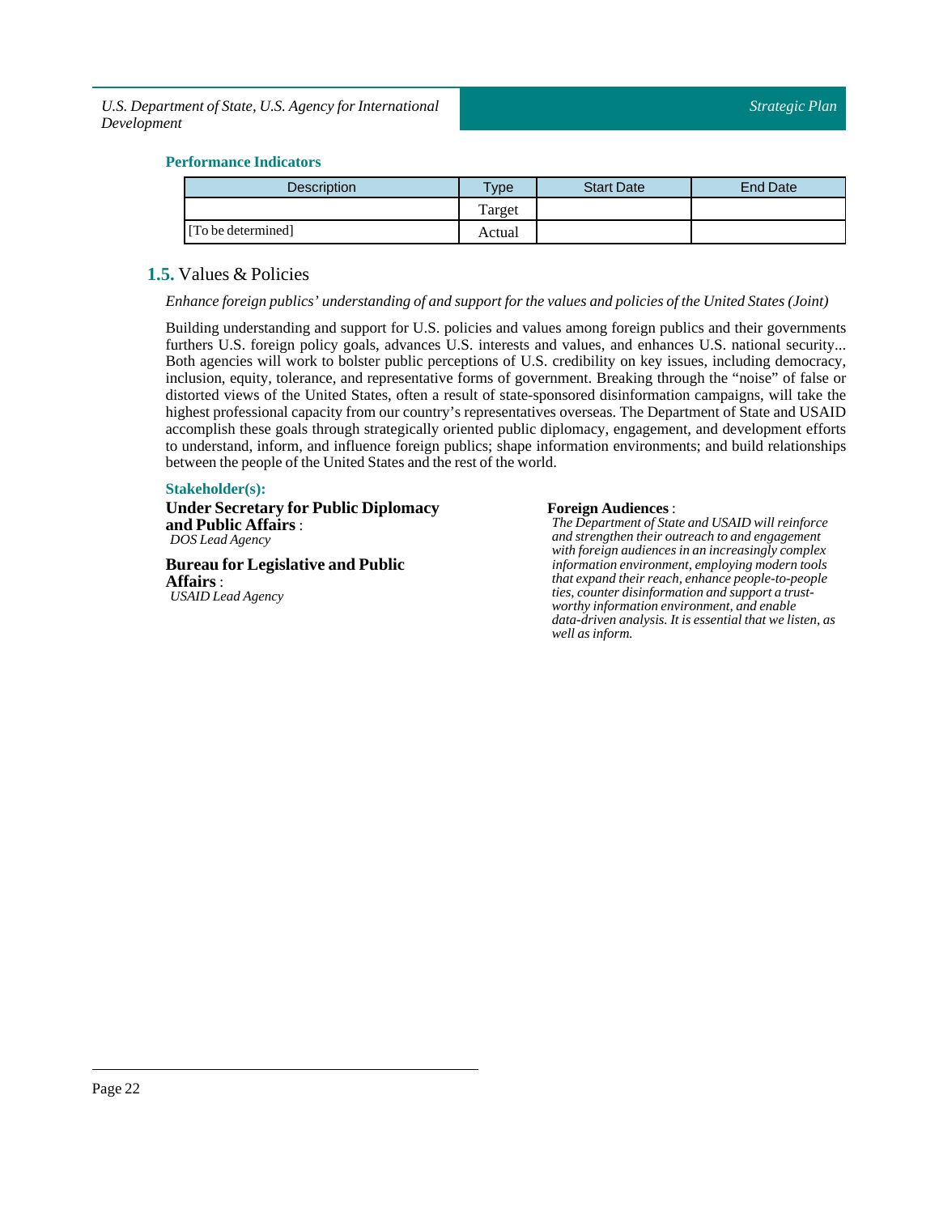### Performance Indicators

| Description | Type | Start Date | End Date |
|---|---|---|---|
| | Target | | |
| [To be determined] | Actual | | |

## 1.5. Values & Policies

*Enhance foreign publics' understanding of and support for the values and policies of the United States (Joint)*

Building understanding and support for U.S. policies and values among foreign publics and their governments furthers U.S. foreign policy goals, advances U.S. interests and values, and enhances U.S. national security... Both agencies will work to bolster public perceptions of U.S. credibility on key issues, including democracy, inclusion, equity, tolerance, and representative forms of government. Breaking through the "noise" of false or distorted views of the United States, often a result of state-sponsored disinformation campaigns, will take the highest professional capacity from our country's representatives overseas. The Department of State and USAID accomplish these goals through strategically oriented public diplomacy, engagement, and development efforts to understand, inform, and influence foreign publics; shape information environments; and build relationships between the people of the United States and the rest of the world.

### Stakeholder(s):

**Under Secretary for Public Diplomacy and Public Affairs** :
*DOS Lead Agency*

**Bureau for Legislative and Public Affairs** :
*USAID Lead Agency*

**Foreign Audiences** :
*The Department of State and USAID will reinforce and strengthen their outreach to and engagement with foreign audiences in an increasingly complex information environment, employing modern tools that expand their reach, enhance people-to-people ties, counter disinformation and support a trust-worthy information environment, and enable data-driven analysis. It is essential that we listen, as well as inform.*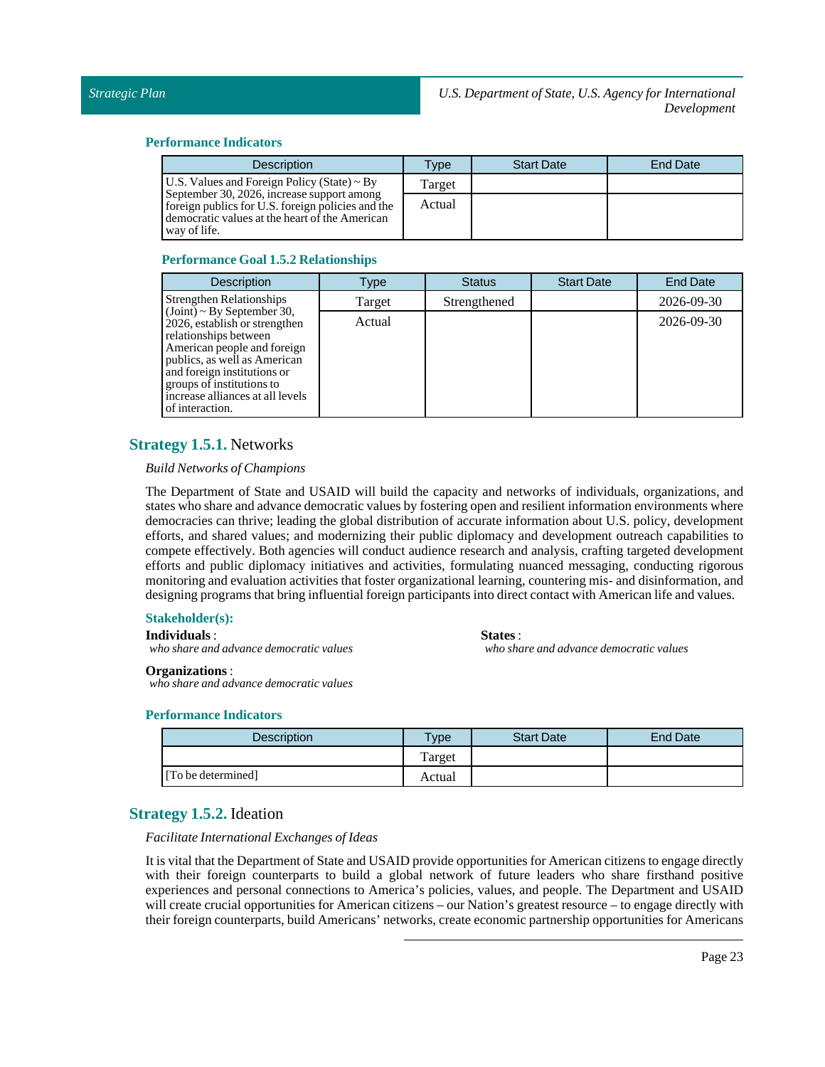#### Performance Indicators

| Description | Type | Start Date | End Date |
|---|---|---|---|
| U.S. Values and Foreign Policy (State) ~ By September 30, 2026, increase support among foreign publics for U.S. foreign policies and the democratic values at the heart of the American way of life. | Target | | |
| | Actual | | |

#### Performance Goal 1.5.2 Relationships

| Description | Type | Status | Start Date | End Date |
|---|---|---|---|---|
| Strengthen Relationships (Joint) ~ By September 30, 2026, establish or strengthen relationships between American people and foreign publics, as well as American and foreign institutions or groups of institutions to increase alliances at all levels of interaction. | Target | Strengthened | | 2026-09-30 |
| | Actual | | | 2026-09-30 |

### Strategy 1.5.1. Networks

*Build Networks of Champions*

The Department of State and USAID will build the capacity and networks of individuals, organizations, and states who share and advance democratic values by fostering open and resilient information environments where democracies can thrive; leading the global distribution of accurate information about U.S. policy, development efforts, and shared values; and modernizing their public diplomacy and development outreach capabilities to compete effectively. Both agencies will conduct audience research and analysis, crafting targeted development efforts and public diplomacy initiatives and activities, formulating nuanced messaging, conducting rigorous monitoring and evaluation activities that foster organizational learning, countering mis- and disinformation, and designing programs that bring influential foreign participants into direct contact with American life and values.

#### Stakeholder(s):

**Individuals** :
*who share and advance democratic values*

**Organizations** :
*who share and advance democratic values*

**States** :
*who share and advance democratic values*

#### Performance Indicators

| Description | Type | Start Date | End Date |
|---|---|---|---|
| | Target | | |
| [To be determined] | Actual | | |

### Strategy 1.5.2. Ideation

*Facilitate International Exchanges of Ideas*

It is vital that the Department of State and USAID provide opportunities for American citizens to engage directly with their foreign counterparts to build a global network of future leaders who share firsthand positive experiences and personal connections to America's policies, values, and people. The Department and USAID will create crucial opportunities for American citizens – our Nation's greatest resource – to engage directly with their foreign counterparts, build Americans' networks, create economic partnership opportunities for Americans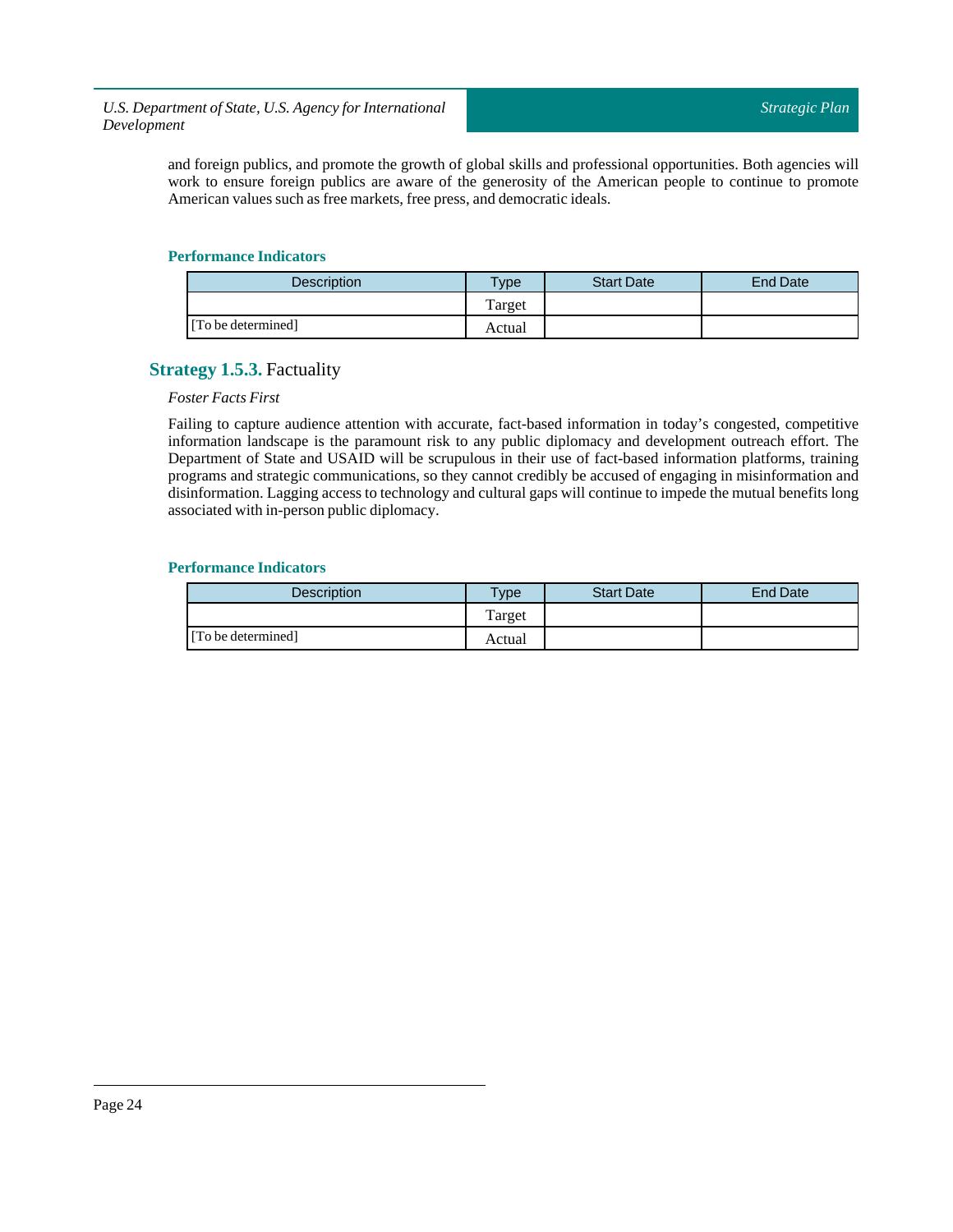and foreign publics, and promote the growth of global skills and professional opportunities. Both agencies will work to ensure foreign publics are aware of the generosity of the American people to continue to promote American values such as free markets, free press, and democratic ideals.

#### Performance Indicators

| Description | Type | Start Date | End Date |
| --- | --- | --- | --- |
| | Target | | |
| [To be determined] | Actual | | |

### Strategy 1.5.3. Factuality

*Foster Facts First*

Failing to capture audience attention with accurate, fact-based information in today's congested, competitive information landscape is the paramount risk to any public diplomacy and development outreach effort. The Department of State and USAID will be scrupulous in their use of fact-based information platforms, training programs and strategic communications, so they cannot credibly be accused of engaging in misinformation and disinformation. Lagging access to technology and cultural gaps will continue to impede the mutual benefits long associated with in-person public diplomacy.

#### Performance Indicators

| Description | Type | Start Date | End Date |
| --- | --- | --- | --- |
| | Target | | |
| [To be determined] | Actual | | |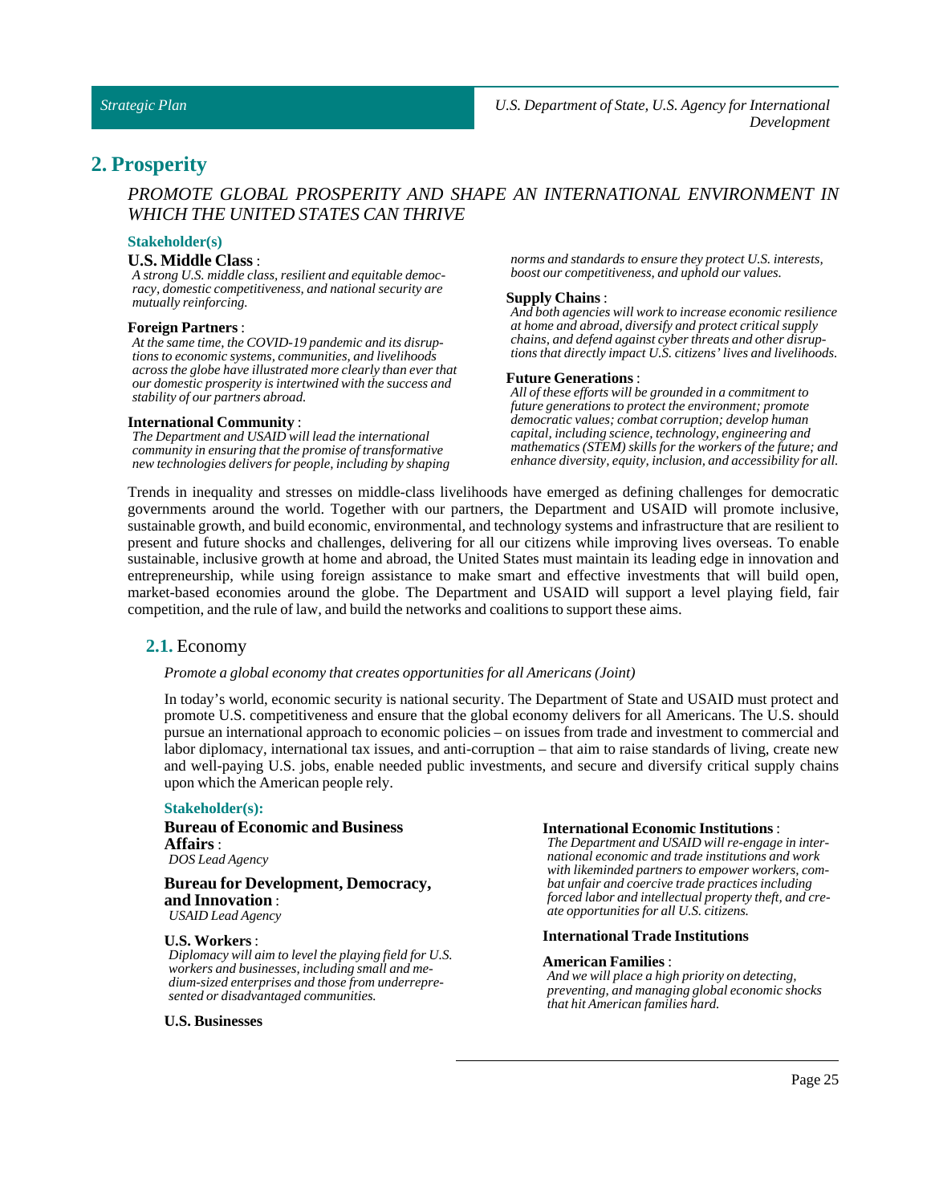## 2. Prosperity

*PROMOTE GLOBAL PROSPERITY AND SHAPE AN INTERNATIONAL ENVIRONMENT IN WHICH THE UNITED STATES CAN THRIVE*

**Stakeholder(s)**

**U.S. Middle Class** :
*A strong U.S. middle class, resilient and equitable democracy, domestic competitiveness, and national security are mutually reinforcing.*

**Foreign Partners** :
*At the same time, the COVID-19 pandemic and its disruptions to economic systems, communities, and livelihoods across the globe have illustrated more clearly than ever that our domestic prosperity is intertwined with the success and stability of our partners abroad.*

**International Community** :
*The Department and USAID will lead the international community in ensuring that the promise of transformative new technologies delivers for people, including by shaping norms and standards to ensure they protect U.S. interests, boost our competitiveness, and uphold our values.*

**Supply Chains** :
*And both agencies will work to increase economic resilience at home and abroad, diversify and protect critical supply chains, and defend against cyber threats and other disruptions that directly impact U.S. citizens' lives and livelihoods.*

**Future Generations** :
*All of these efforts will be grounded in a commitment to future generations to protect the environment; promote democratic values; combat corruption; develop human capital, including science, technology, engineering and mathematics (STEM) skills for the workers of the future; and enhance diversity, equity, inclusion, and accessibility for all.*

Trends in inequality and stresses on middle-class livelihoods have emerged as defining challenges for democratic governments around the world. Together with our partners, the Department and USAID will promote inclusive, sustainable growth, and build economic, environmental, and technology systems and infrastructure that are resilient to present and future shocks and challenges, delivering for all our citizens while improving lives overseas. To enable sustainable, inclusive growth at home and abroad, the United States must maintain its leading edge in innovation and entrepreneurship, while using foreign assistance to make smart and effective investments that will build open, market-based economies around the globe. The Department and USAID will support a level playing field, fair competition, and the rule of law, and build the networks and coalitions to support these aims.

### 2.1. Economy

*Promote a global economy that creates opportunities for all Americans (Joint)*

In today's world, economic security is national security. The Department of State and USAID must protect and promote U.S. competitiveness and ensure that the global economy delivers for all Americans. The U.S. should pursue an international approach to economic policies – on issues from trade and investment to commercial and labor diplomacy, international tax issues, and anti-corruption – that aim to raise standards of living, create new and well-paying U.S. jobs, enable needed public investments, and secure and diversify critical supply chains upon which the American people rely.

**Stakeholder(s):**

**Bureau of Economic and Business Affairs** :
*DOS Lead Agency*

**Bureau for Development, Democracy, and Innovation** :
*USAID Lead Agency*

**U.S. Workers** :
*Diplomacy will aim to level the playing field for U.S. workers and businesses, including small and medium-sized enterprises and those from underrepresented or disadvantaged communities.*

**U.S. Businesses**

**International Economic Institutions** :
*The Department and USAID will re-engage in international economic and trade institutions and work with likeminded partners to empower workers, combat unfair and coercive trade practices including forced labor and intellectual property theft, and create opportunities for all U.S. citizens.*

**International Trade Institutions**

**American Families** :
*And we will place a high priority on detecting, preventing, and managing global economic shocks that hit American families hard.*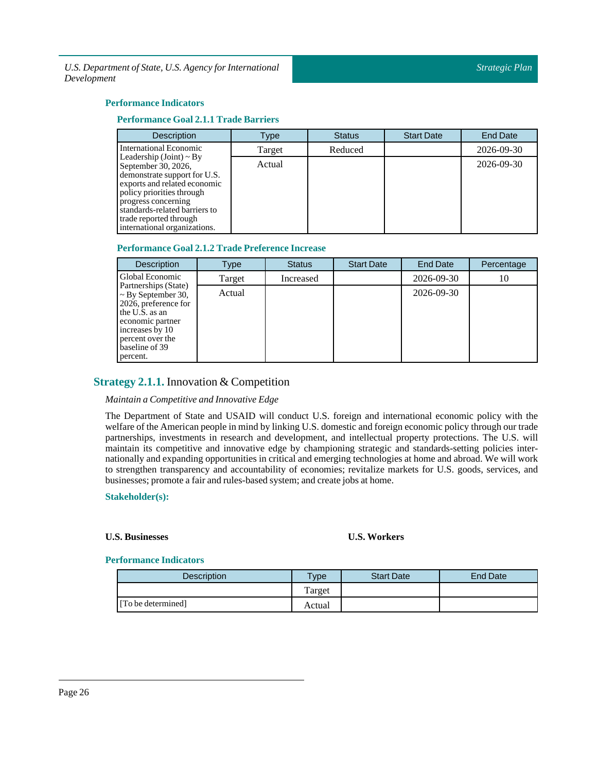### Performance Indicators

#### Performance Goal 2.1.1 Trade Barriers

| Description | Type | Status | Start Date | End Date |
|---|---|---|---|---|
| International Economic Leadership (Joint) ~ By September 30, 2026, demonstrate support for U.S. exports and related economic policy priorities through progress concerning standards-related barriers to trade reported through international organizations. | Target | Reduced | | 2026-09-30 |
| | Actual | | | 2026-09-30 |

#### Performance Goal 2.1.2 Trade Preference Increase

| Description | Type | Status | Start Date | End Date | Percentage |
|---|---|---|---|---|---|
| Global Economic Partnerships (State) ~ By September 30, 2026, preference for the U.S. as an economic partner increases by 10 percent over the baseline of 39 percent. | Target | Increased | | 2026-09-30 | 10 |
| | Actual | | | 2026-09-30 | |

## **Strategy 2.1.1.** Innovation & Competition

*Maintain a Competitive and Innovative Edge*

The Department of State and USAID will conduct U.S. foreign and international economic policy with the welfare of the American people in mind by linking U.S. domestic and foreign economic policy through our trade partnerships, investments in research and development, and intellectual property protections. The U.S. will maintain its competitive and innovative edge by championing strategic and standards-setting policies internationally and expanding opportunities in critical and emerging technologies at home and abroad. We will work to strengthen transparency and accountability of economies; revitalize markets for U.S. goods, services, and businesses; promote a fair and rules-based system; and create jobs at home.

### Stakeholder(s):

**U.S. Businesses**

**U.S. Workers**

### Performance Indicators

| Description | Type | Start Date | End Date |
|---|---|---|---|
| | Target | | |
| [To be determined] | Actual | | |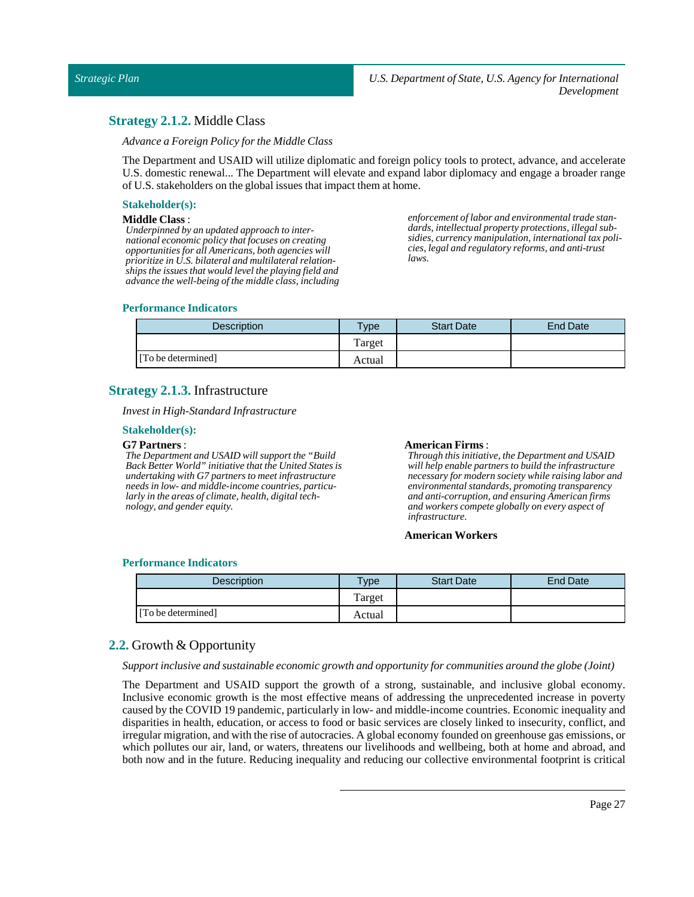## **Strategy 2.1.2.** Middle Class

*Advance a Foreign Policy for the Middle Class*

The Department and USAID will utilize diplomatic and foreign policy tools to protect, advance, and accelerate U.S. domestic renewal... The Department will elevate and expand labor diplomacy and engage a broader range of U.S. stakeholders on the global issues that impact them at home.

#### Stakeholder(s):

**Middle Class** :
*Underpinned by an updated approach to international economic policy that focuses on creating opportunities for all Americans, both agencies will prioritize in U.S. bilateral and multilateral relationships the issues that would level the playing field and advance the well-being of the middle class, including enforcement of labor and environmental trade standards, intellectual property protections, illegal subsidies, currency manipulation, international tax policies, legal and regulatory reforms, and anti-trust laws.*

#### Performance Indicators

| Description | Type | Start Date | End Date |
|---|---|---|---|
| | Target | | |
| [To be determined] | Actual | | |

## **Strategy 2.1.3.** Infrastructure

*Invest in High-Standard Infrastructure*

#### Stakeholder(s):

**G7 Partners** :
*The Department and USAID will support the "Build Back Better World" initiative that the United States is undertaking with G7 partners to meet infrastructure needs in low- and middle-income countries, particularly in the areas of climate, health, digital technology, and gender equity.*

**American Firms** :
*Through this initiative, the Department and USAID will help enable partners to build the infrastructure necessary for modern society while raising labor and environmental standards, promoting transparency and anti-corruption, and ensuring American firms and workers compete globally on every aspect of infrastructure.*

**American Workers**

#### Performance Indicators

| Description | Type | Start Date | End Date |
|---|---|---|---|
| | Target | | |
| [To be determined] | Actual | | |

## **2.2.** Growth & Opportunity

*Support inclusive and sustainable economic growth and opportunity for communities around the globe (Joint)*

The Department and USAID support the growth of a strong, sustainable, and inclusive global economy. Inclusive economic growth is the most effective means of addressing the unprecedented increase in poverty caused by the COVID 19 pandemic, particularly in low- and middle-income countries. Economic inequality and disparities in health, education, or access to food or basic services are closely linked to insecurity, conflict, and irregular migration, and with the rise of autocracies. A global economy founded on greenhouse gas emissions, or which pollutes our air, land, or waters, threatens our livelihoods and wellbeing, both at home and abroad, and both now and in the future. Reducing inequality and reducing our collective environmental footprint is critical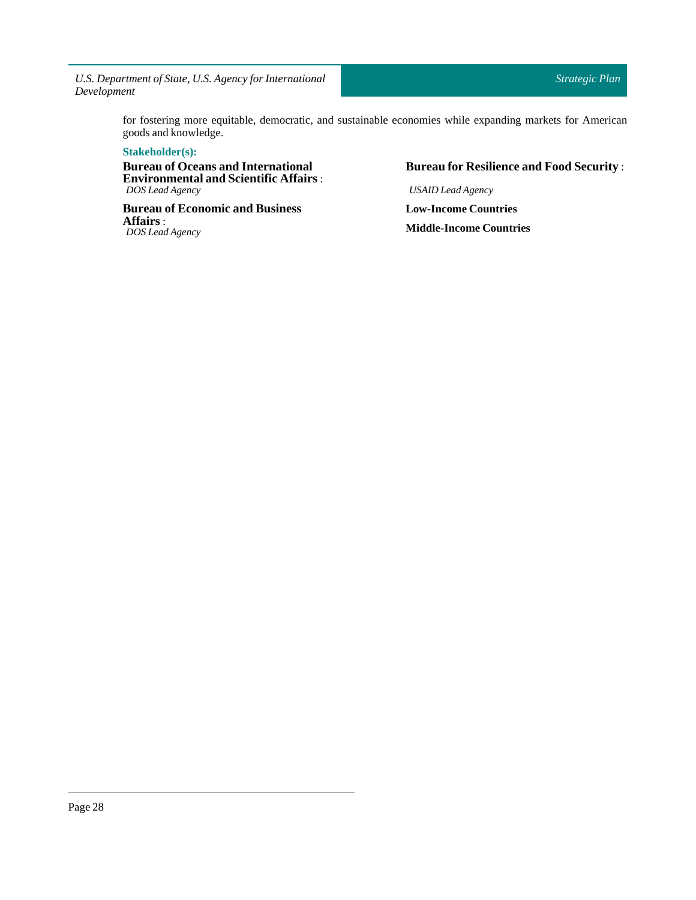for fostering more equitable, democratic, and sustainable economies while expanding markets for American goods and knowledge.

**Stakeholder(s):**

**Bureau of Oceans and International Environmental and Scientific Affairs** :
*DOS Lead Agency*

**Bureau of Economic and Business Affairs** :
*DOS Lead Agency*

**Bureau for Resilience and Food Security** :
*USAID Lead Agency*

**Low-Income Countries**

**Middle-Income Countries**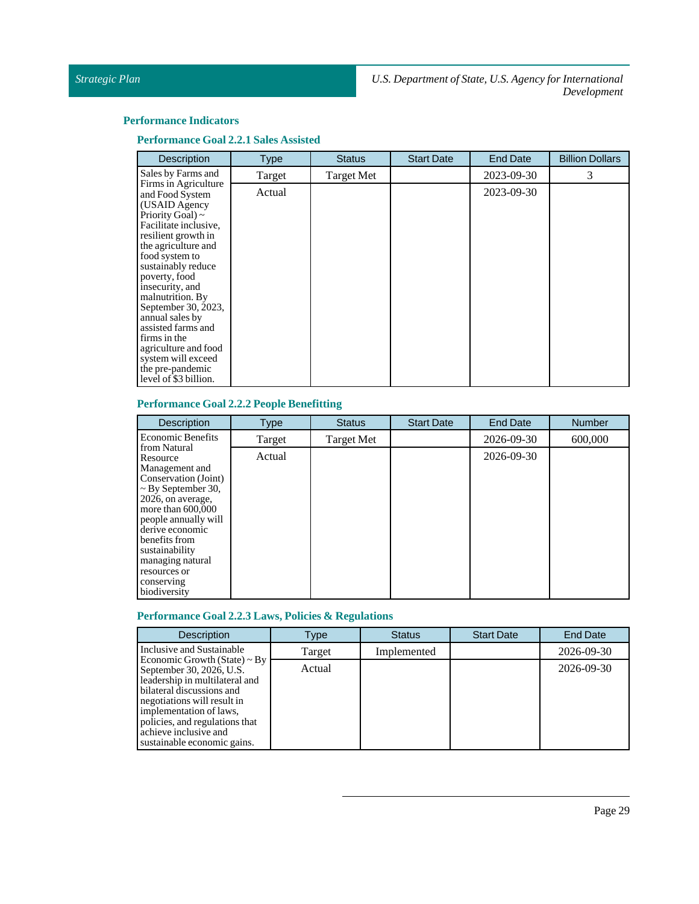## Performance Indicators

### Performance Goal 2.2.1 Sales Assisted

| Description | Type | Status | Start Date | End Date | Billion Dollars |
|---|---|---|---|---|---|
| Sales by Farms and Firms in Agriculture and Food System (USAID Agency Priority Goal) ~ Facilitate inclusive, resilient growth in the agriculture and food system to sustainably reduce poverty, food insecurity, and malnutrition. By September 30, 2023, annual sales by assisted farms and firms in the agriculture and food system will exceed the pre-pandemic level of $3 billion. | Target | Target Met | | 2023-09-30 | 3 |
| | Actual | | | 2023-09-30 | |

### Performance Goal 2.2.2 People Benefitting

| Description | Type | Status | Start Date | End Date | Number |
|---|---|---|---|---|---|
| Economic Benefits from Natural Resource Management and Conservation (Joint) ~ By September 30, 2026, on average, more than 600,000 people annually will derive economic benefits from sustainability managing natural resources or conserving biodiversity | Target | Target Met | | 2026-09-30 | 600,000 |
| | Actual | | | 2026-09-30 | |

### Performance Goal 2.2.3 Laws, Policies & Regulations

| Description | Type | Status | Start Date | End Date |
|---|---|---|---|---|
| Inclusive and Sustainable Economic Growth (State) ~ By September 30, 2026, U.S. leadership in multilateral and bilateral discussions and negotiations will result in implementation of laws, policies, and regulations that achieve inclusive and sustainable economic gains. | Target | Implemented | | 2026-09-30 |
| | Actual | | | 2026-09-30 |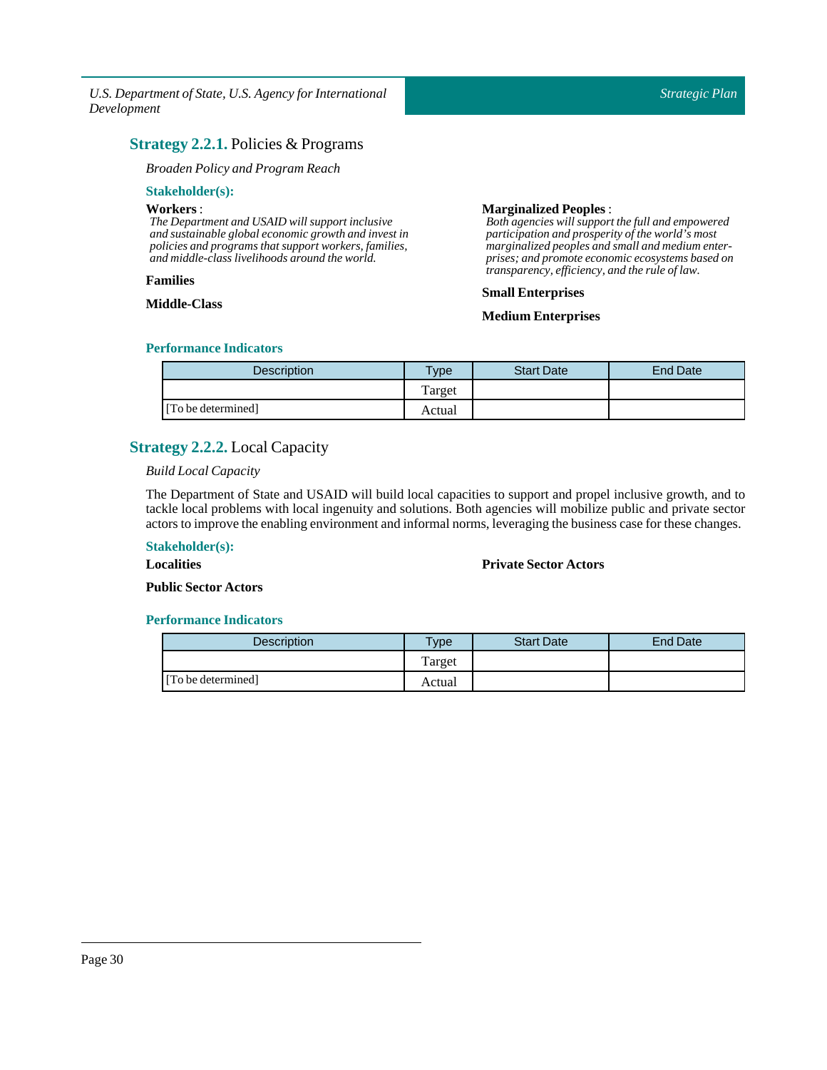## **Strategy 2.2.1.** Policies & Programs

*Broaden Policy and Program Reach*

**Stakeholder(s):**

**Workers** :
*The Department and USAID will support inclusive and sustainable global economic growth and invest in policies and programs that support workers, families, and middle-class livelihoods around the world.*

**Families**

**Middle-Class**

**Marginalized Peoples** :
*Both agencies will support the full and empowered participation and prosperity of the world's most marginalized peoples and small and medium enterprises; and promote economic ecosystems based on transparency, efficiency, and the rule of law.*

**Small Enterprises**

**Medium Enterprises**

**Performance Indicators**

| Description | Type | Start Date | End Date |
|---|---|---|---|
| | Target | | |
| [To be determined] | Actual | | |

## **Strategy 2.2.2.** Local Capacity

*Build Local Capacity*

The Department of State and USAID will build local capacities to support and propel inclusive growth, and to tackle local problems with local ingenuity and solutions. Both agencies will mobilize public and private sector actors to improve the enabling environment and informal norms, leveraging the business case for these changes.

**Stakeholder(s):**

**Localities**

**Public Sector Actors**

**Private Sector Actors**

**Performance Indicators**

| Description | Type | Start Date | End Date |
|---|---|---|---|
| | Target | | |
| [To be determined] | Actual | | |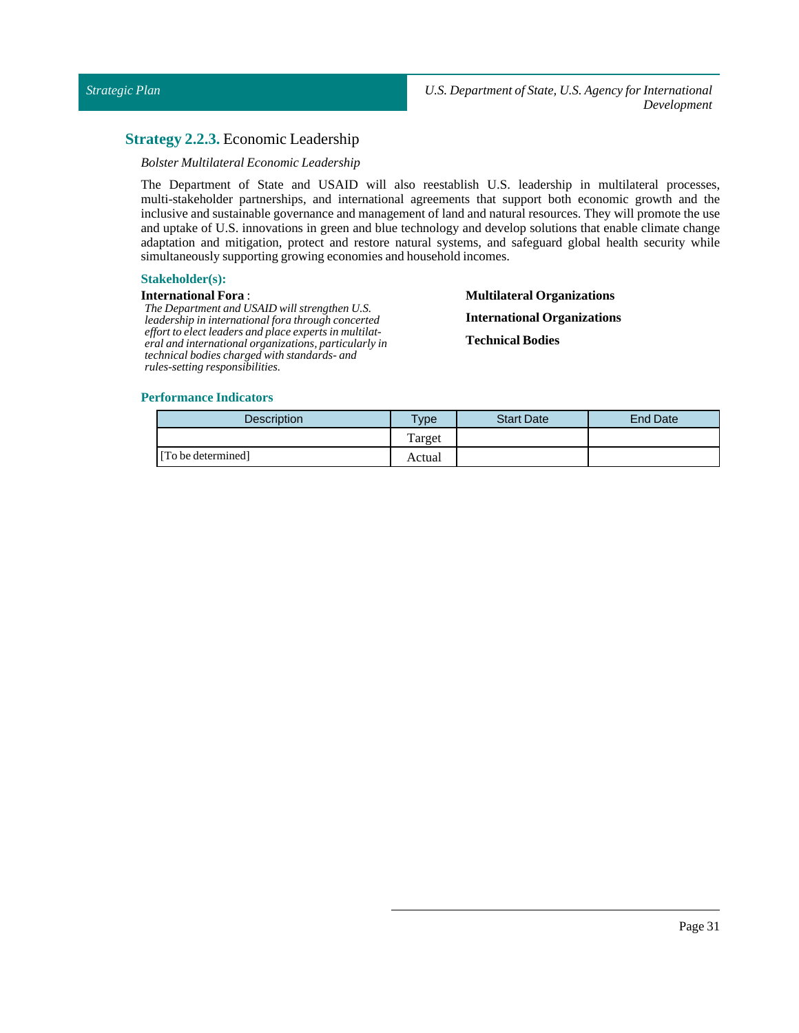## **Strategy 2.2.3.** Economic Leadership

*Bolster Multilateral Economic Leadership*

The Department of State and USAID will also reestablish U.S. leadership in multilateral processes, multi-stakeholder partnerships, and international agreements that support both economic growth and the inclusive and sustainable governance and management of land and natural resources. They will promote the use and uptake of U.S. innovations in green and blue technology and develop solutions that enable climate change adaptation and mitigation, protect and restore natural systems, and safeguard global health security while simultaneously supporting growing economies and household incomes.

### Stakeholder(s):

**International Fora** :
*The Department and USAID will strengthen U.S. leadership in international fora through concerted effort to elect leaders and place experts in multilateral and international organizations, particularly in technical bodies charged with standards- and rules-setting responsibilities.*

**Multilateral Organizations**

**International Organizations**

**Technical Bodies**

### Performance Indicators

| Description | Type | Start Date | End Date |
| --- | --- | --- | --- |
| | Target | | |
| [To be determined] | Actual | | |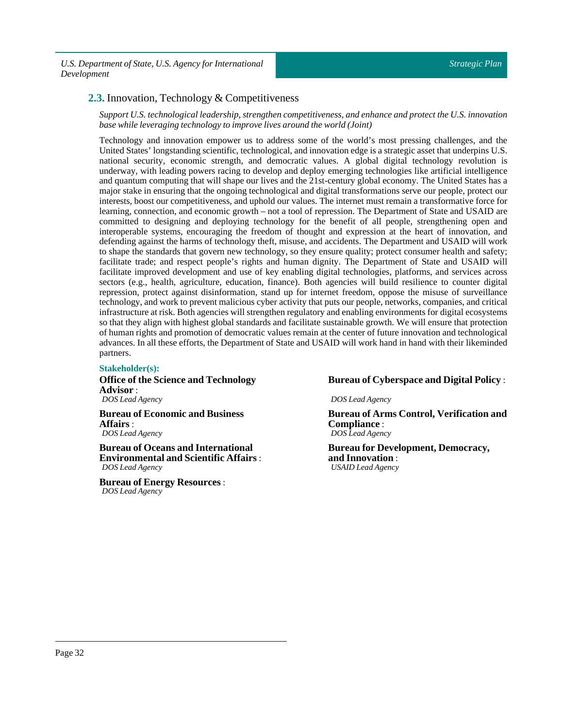## 2.3. Innovation, Technology & Competitiveness

*Support U.S. technological leadership, strengthen competitiveness, and enhance and protect the U.S. innovation base while leveraging technology to improve lives around the world (Joint)*

Technology and innovation empower us to address some of the world's most pressing challenges, and the United States' longstanding scientific, technological, and innovation edge is a strategic asset that underpins U.S. national security, economic strength, and democratic values. A global digital technology revolution is underway, with leading powers racing to develop and deploy emerging technologies like artificial intelligence and quantum computing that will shape our lives and the 21st-century global economy. The United States has a major stake in ensuring that the ongoing technological and digital transformations serve our people, protect our interests, boost our competitiveness, and uphold our values. The internet must remain a transformative force for learning, connection, and economic growth – not a tool of repression. The Department of State and USAID are committed to designing and deploying technology for the benefit of all people, strengthening open and interoperable systems, encouraging the freedom of thought and expression at the heart of innovation, and defending against the harms of technology theft, misuse, and accidents. The Department and USAID will work to shape the standards that govern new technology, so they ensure quality; protect consumer health and safety; facilitate trade; and respect people's rights and human dignity. The Department of State and USAID will facilitate improved development and use of key enabling digital technologies, platforms, and services across sectors (e.g., health, agriculture, education, finance). Both agencies will build resilience to counter digital repression, protect against disinformation, stand up for internet freedom, oppose the misuse of surveillance technology, and work to prevent malicious cyber activity that puts our people, networks, companies, and critical infrastructure at risk. Both agencies will strengthen regulatory and enabling environments for digital ecosystems so that they align with highest global standards and facilitate sustainable growth. We will ensure that protection of human rights and promotion of democratic values remain at the center of future innovation and technological advances. In all these efforts, the Department of State and USAID will work hand in hand with their likeminded partners.

**Stakeholder(s):**

**Office of the Science and Technology Advisor** :
*DOS Lead Agency*

**Bureau of Economic and Business Affairs** :
*DOS Lead Agency*

**Bureau of Oceans and International Environmental and Scientific Affairs** :
*DOS Lead Agency*

**Bureau of Energy Resources** :
*DOS Lead Agency*

**Bureau of Cyberspace and Digital Policy** :
*DOS Lead Agency*

**Bureau of Arms Control, Verification and Compliance** :
*DOS Lead Agency*

**Bureau for Development, Democracy, and Innovation** :
*USAID Lead Agency*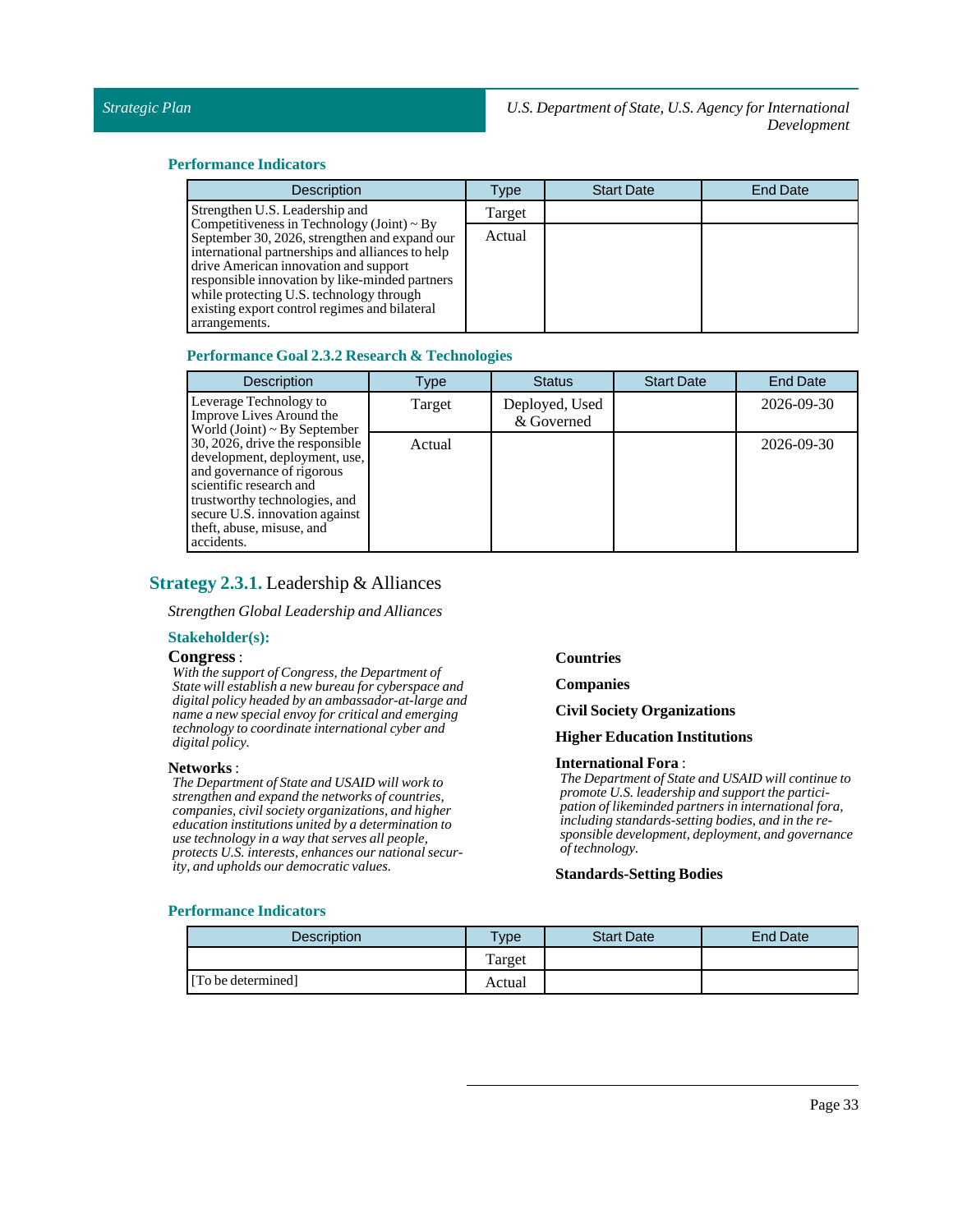### Performance Indicators

| Description | Type | Start Date | End Date |
|---|---|---|---|
| Strengthen U.S. Leadership and Competitiveness in Technology (Joint) ~ By September 30, 2026, strengthen and expand our international partnerships and alliances to help drive American innovation and support responsible innovation by like-minded partners while protecting U.S. technology through existing export control regimes and bilateral arrangements. | Target | | |
| | Actual | | |

### Performance Goal 2.3.2 Research & Technologies

| Description | Type | Status | Start Date | End Date |
|---|---|---|---|---|
| Leverage Technology to Improve Lives Around the World (Joint) ~ By September 30, 2026, drive the responsible development, deployment, use, and governance of rigorous scientific research and trustworthy technologies, and secure U.S. innovation against theft, abuse, misuse, and accidents. | Target | Deployed, Used & Governed | | 2026-09-30 |
| | Actual | | | 2026-09-30 |

## Strategy 2.3.1. Leadership & Alliances

*Strengthen Global Leadership and Alliances*

### Stakeholder(s):

**Congress** :
*With the support of Congress, the Department of State will establish a new bureau for cyberspace and digital policy headed by an ambassador-at-large and name a new special envoy for critical and emerging technology to coordinate international cyber and digital policy.*

**Networks** :
*The Department of State and USAID will work to strengthen and expand the networks of countries, companies, civil society organizations, and higher education institutions united by a determination to use technology in a way that serves all people, protects U.S. interests, enhances our national security, and upholds our democratic values.*

**Countries**

**Companies**

**Civil Society Organizations**

**Higher Education Institutions**

**International Fora** :
*The Department of State and USAID will continue to promote U.S. leadership and support the participation of likeminded partners in international fora, including standards-setting bodies, and in the responsible development, deployment, and governance of technology.*

**Standards-Setting Bodies**

### Performance Indicators

| Description | Type | Start Date | End Date |
|---|---|---|---|
| | Target | | |
| [To be determined] | Actual | | |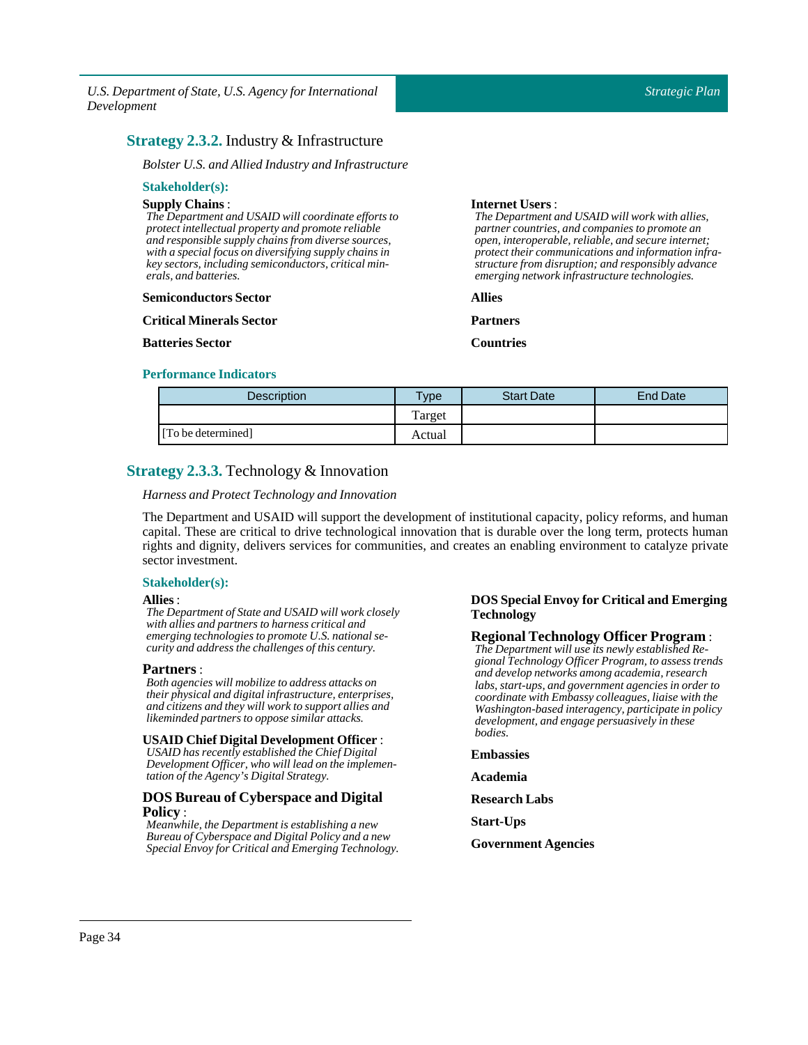## **Strategy 2.3.2.** Industry & Infrastructure

*Bolster U.S. and Allied Industry and Infrastructure*

### Stakeholder(s):

**Supply Chains** :
*The Department and USAID will coordinate efforts to protect intellectual property and promote reliable and responsible supply chains from diverse sources, with a special focus on diversifying supply chains in key sectors, including semiconductors, critical minerals, and batteries.*

**Semiconductors Sector**

**Critical Minerals Sector**

**Batteries Sector**

**Internet Users** :
*The Department and USAID will work with allies, partner countries, and companies to promote an open, interoperable, reliable, and secure internet; protect their communications and information infrastructure from disruption; and responsibly advance emerging network infrastructure technologies.*

**Allies**

**Partners**

**Countries**

### Performance Indicators

| Description | Type | Start Date | End Date |
|---|---|---|---|
| | Target | | |
| [To be determined] | Actual | | |

## **Strategy 2.3.3.** Technology & Innovation

*Harness and Protect Technology and Innovation*

The Department and USAID will support the development of institutional capacity, policy reforms, and human capital. These are critical to drive technological innovation that is durable over the long term, protects human rights and dignity, delivers services for communities, and creates an enabling environment to catalyze private sector investment.

### Stakeholder(s):

**Allies** :
*The Department of State and USAID will work closely with allies and partners to harness critical and emerging technologies to promote U.S. national security and address the challenges of this century.*

**Partners** :
*Both agencies will mobilize to address attacks on their physical and digital infrastructure, enterprises, and citizens and they will work to support allies and likeminded partners to oppose similar attacks.*

**USAID Chief Digital Development Officer** :
*USAID has recently established the Chief Digital Development Officer, who will lead on the implementation of the Agency's Digital Strategy.*

**DOS Bureau of Cyberspace and Digital Policy** :
*Meanwhile, the Department is establishing a new Bureau of Cyberspace and Digital Policy and a new Special Envoy for Critical and Emerging Technology.*

**DOS Special Envoy for Critical and Emerging Technology**

**Regional Technology Officer Program** :
*The Department will use its newly established Regional Technology Officer Program, to assess trends and develop networks among academia, research labs, start-ups, and government agencies in order to coordinate with Embassy colleagues, liaise with the Washington-based interagency, participate in policy development, and engage persuasively in these bodies.*

**Embassies**

**Academia**

**Research Labs**

**Start-Ups**

**Government Agencies**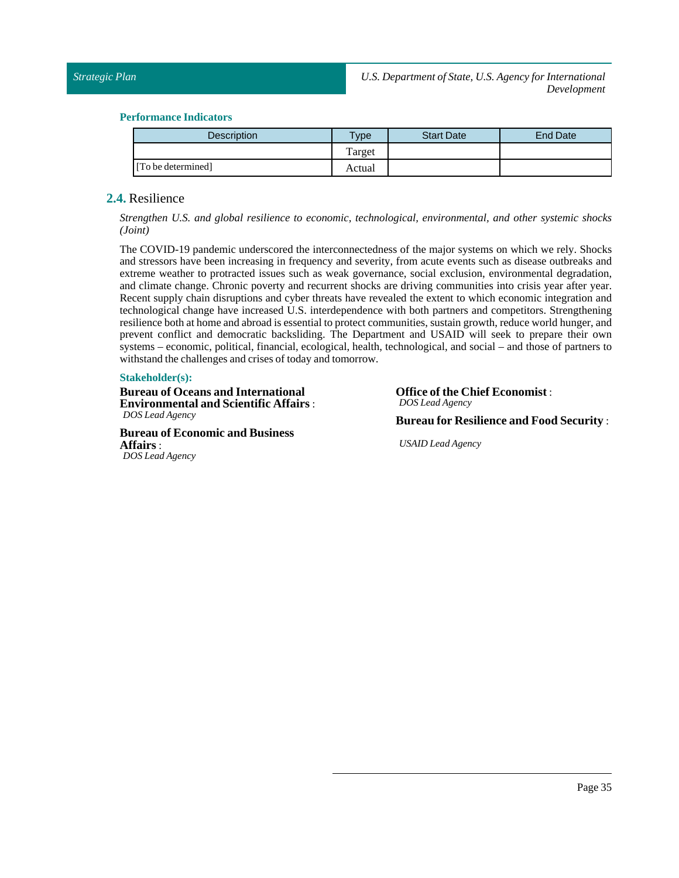#### Performance Indicators

| Description | Type | Start Date | End Date |
|---|---|---|---|
| | Target | | |
| [To be determined] | Actual | | |

## 2.4. Resilience

*Strengthen U.S. and global resilience to economic, technological, environmental, and other systemic shocks (Joint)*

The COVID-19 pandemic underscored the interconnectedness of the major systems on which we rely. Shocks and stressors have been increasing in frequency and severity, from acute events such as disease outbreaks and extreme weather to protracted issues such as weak governance, social exclusion, environmental degradation, and climate change. Chronic poverty and recurrent shocks are driving communities into crisis year after year. Recent supply chain disruptions and cyber threats have revealed the extent to which economic integration and technological change have increased U.S. interdependence with both partners and competitors. Strengthening resilience both at home and abroad is essential to protect communities, sustain growth, reduce world hunger, and prevent conflict and democratic backsliding. The Department and USAID will seek to prepare their own systems – economic, political, financial, ecological, health, technological, and social – and those of partners to withstand the challenges and crises of today and tomorrow.

#### Stakeholder(s):

**Bureau of Oceans and International Environmental and Scientific Affairs** :
*DOS Lead Agency*

**Bureau of Economic and Business Affairs** :
*DOS Lead Agency*

**Office of the Chief Economist** :
*DOS Lead Agency*

**Bureau for Resilience and Food Security** :
*USAID Lead Agency*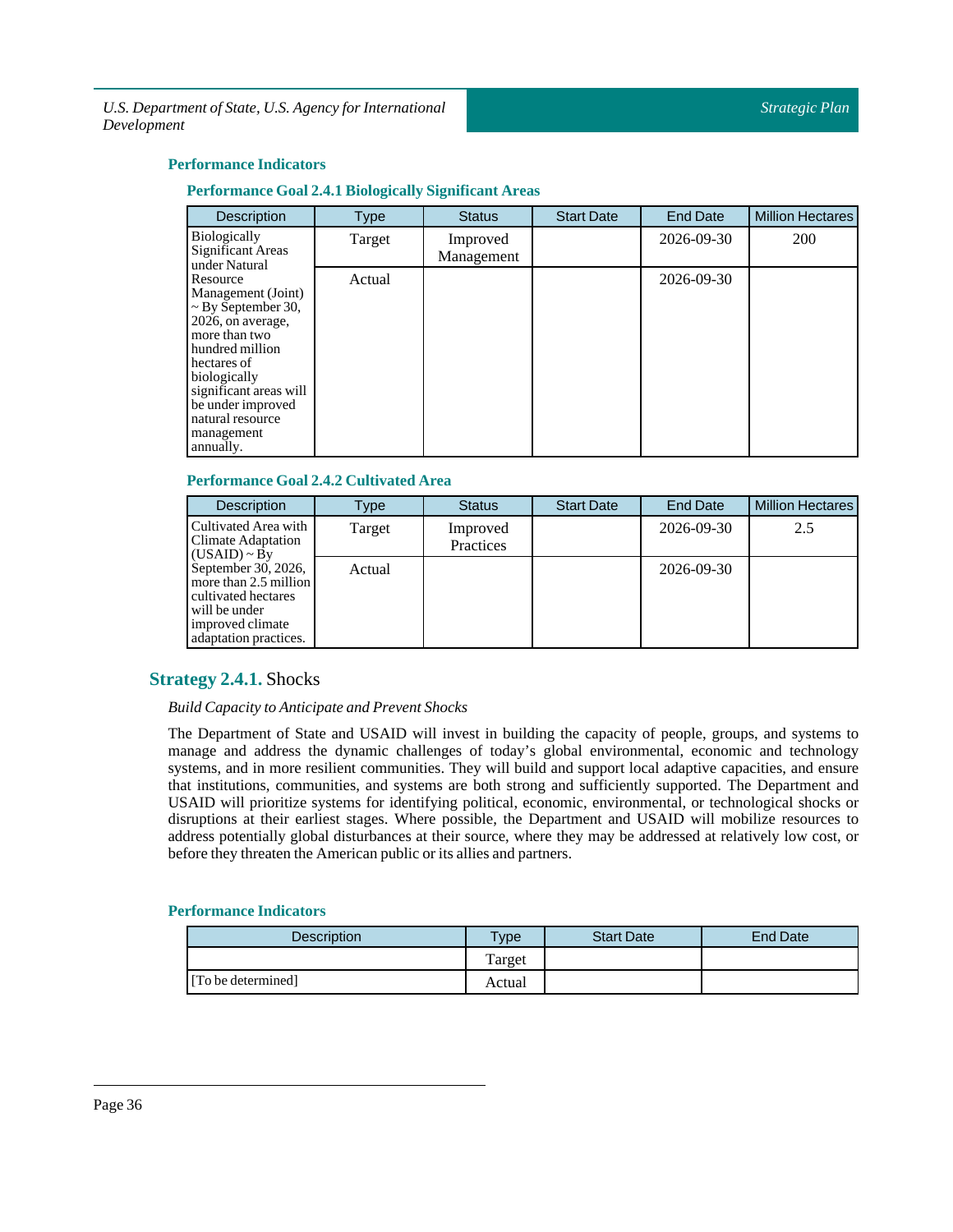### Performance Indicators

#### Performance Goal 2.4.1 Biologically Significant Areas

| Description | Type | Status | Start Date | End Date | Million Hectares |
|---|---|---|---|---|---|
| Biologically Significant Areas under Natural Resource Management (Joint) ~ By September 30, 2026, on average, more than two hundred million hectares of biologically significant areas will be under improved natural resource management annually. | Target | Improved Management | | 2026-09-30 | 200 |
| | Actual | | | 2026-09-30 | |

#### Performance Goal 2.4.2 Cultivated Area

| Description | Type | Status | Start Date | End Date | Million Hectares |
|---|---|---|---|---|---|
| Cultivated Area with Climate Adaptation (USAID) ~ By September 30, 2026, more than 2.5 million cultivated hectares will be under improved climate adaptation practices. | Target | Improved Practices | | 2026-09-30 | 2.5 |
| | Actual | | | 2026-09-30 | |

## **Strategy 2.4.1.** Shocks

*Build Capacity to Anticipate and Prevent Shocks*

The Department of State and USAID will invest in building the capacity of people, groups, and systems to manage and address the dynamic challenges of today's global environmental, economic and technology systems, and in more resilient communities. They will build and support local adaptive capacities, and ensure that institutions, communities, and systems are both strong and sufficiently supported. The Department and USAID will prioritize systems for identifying political, economic, environmental, or technological shocks or disruptions at their earliest stages. Where possible, the Department and USAID will mobilize resources to address potentially global disturbances at their source, where they may be addressed at relatively low cost, or before they threaten the American public or its allies and partners.

### Performance Indicators

| Description | Type | Start Date | End Date |
|---|---|---|---|
| | Target | | |
| [To be determined] | Actual | | |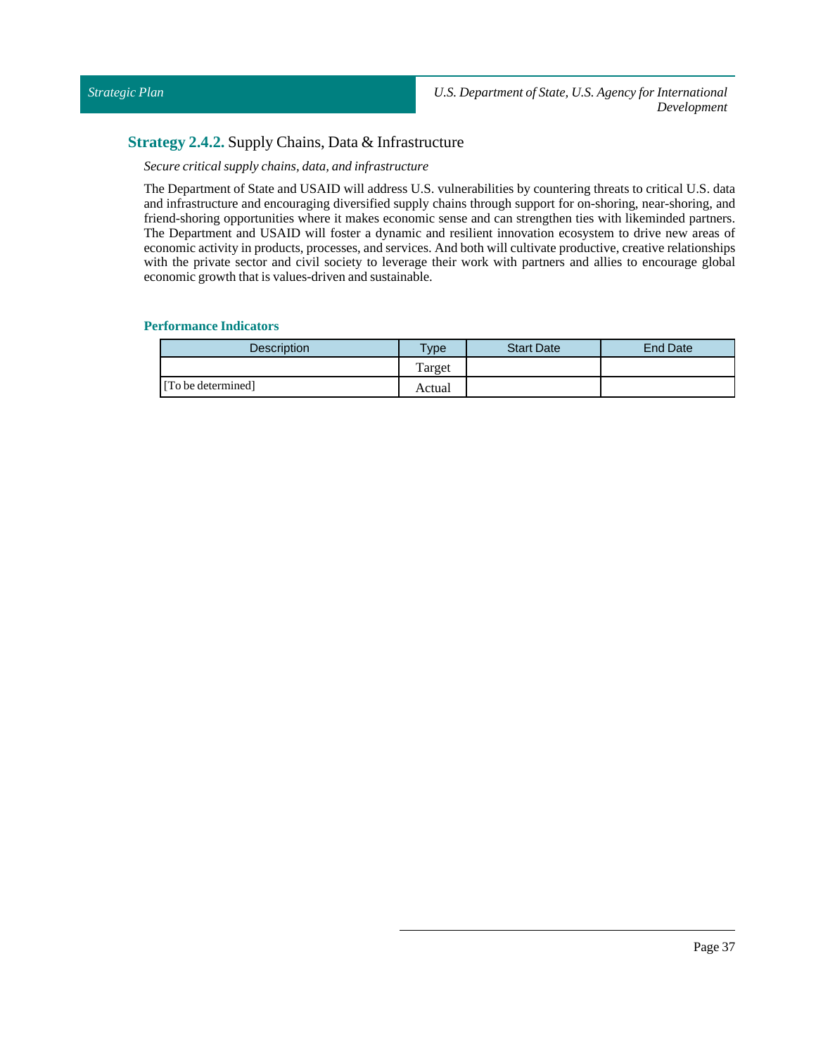## **Strategy 2.4.2.** Supply Chains, Data & Infrastructure

*Secure critical supply chains, data, and infrastructure*

The Department of State and USAID will address U.S. vulnerabilities by countering threats to critical U.S. data and infrastructure and encouraging diversified supply chains through support for on-shoring, near-shoring, and friend-shoring opportunities where it makes economic sense and can strengthen ties with likeminded partners. The Department and USAID will foster a dynamic and resilient innovation ecosystem to drive new areas of economic activity in products, processes, and services. And both will cultivate productive, creative relationships with the private sector and civil society to leverage their work with partners and allies to encourage global economic growth that is values-driven and sustainable.

### Performance Indicators

| Description | Type | Start Date | End Date |
|---|---|---|---|
| | Target | | |
| [To be determined] | Actual | | |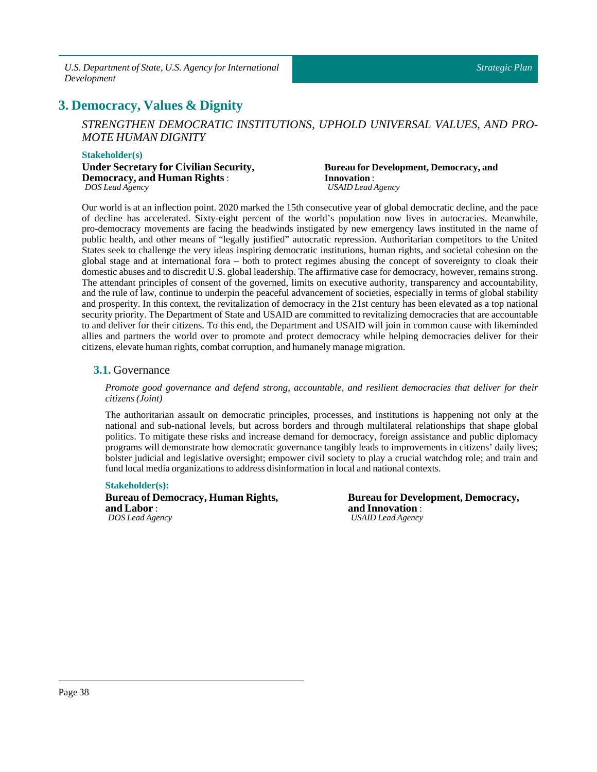# 3. Democracy, Values & Dignity

*STRENGTHEN DEMOCRATIC INSTITUTIONS, UPHOLD UNIVERSAL VALUES, AND PROMOTE HUMAN DIGNITY*

**Stakeholder(s)**

**Under Secretary for Civilian Security, Democracy, and Human Rights** :
*DOS Lead Agency*

**Bureau for Development, Democracy, and Innovation** :
*USAID Lead Agency*

Our world is at an inflection point. 2020 marked the 15th consecutive year of global democratic decline, and the pace of decline has accelerated. Sixty-eight percent of the world's population now lives in autocracies. Meanwhile, pro-democracy movements are facing the headwinds instigated by new emergency laws instituted in the name of public health, and other means of "legally justified" autocratic repression. Authoritarian competitors to the United States seek to challenge the very ideas inspiring democratic institutions, human rights, and societal cohesion on the global stage and at international fora – both to protect regimes abusing the concept of sovereignty to cloak their domestic abuses and to discredit U.S. global leadership. The affirmative case for democracy, however, remains strong. The attendant principles of consent of the governed, limits on executive authority, transparency and accountability, and the rule of law, continue to underpin the peaceful advancement of societies, especially in terms of global stability and prosperity. In this context, the revitalization of democracy in the 21st century has been elevated as a top national security priority. The Department of State and USAID are committed to revitalizing democracies that are accountable to and deliver for their citizens. To this end, the Department and USAID will join in common cause with likeminded allies and partners the world over to promote and protect democracy while helping democracies deliver for their citizens, elevate human rights, combat corruption, and humanely manage migration.

## 3.1. Governance

*Promote good governance and defend strong, accountable, and resilient democracies that deliver for their citizens (Joint)*

The authoritarian assault on democratic principles, processes, and institutions is happening not only at the national and sub-national levels, but across borders and through multilateral relationships that shape global politics. To mitigate these risks and increase demand for democracy, foreign assistance and public diplomacy programs will demonstrate how democratic governance tangibly leads to improvements in citizens' daily lives; bolster judicial and legislative oversight; empower civil society to play a crucial watchdog role; and train and fund local media organizations to address disinformation in local and national contexts.

**Stakeholder(s):**

**Bureau of Democracy, Human Rights, and Labor** :
*DOS Lead Agency*

**Bureau for Development, Democracy, and Innovation** :
*USAID Lead Agency*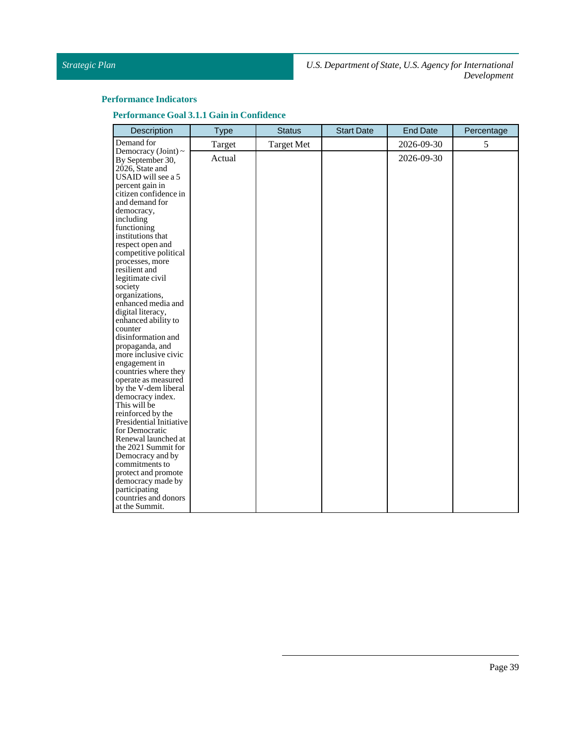### Performance Indicators

#### Performance Goal 3.1.1 Gain in Confidence

| Description | Type | Status | Start Date | End Date | Percentage |
|---|---|---|---|---|---|
| Demand for Democracy (Joint) ~ By September 30, 2026, State and USAID will see a 5 percent gain in citizen confidence in and demand for democracy, including functioning institutions that respect open and competitive political processes, more resilient and legitimate civil society organizations, enhanced media and digital literacy, enhanced ability to counter disinformation and propaganda, and more inclusive civic engagement in countries where they operate as measured by the V-dem liberal democracy index. This will be reinforced by the Presidential Initiative for Democratic Renewal launched at the 2021 Summit for Democracy and by commitments to protect and promote democracy made by participating countries and donors at the Summit. | Target | Target Met | | 2026-09-30 | 5 |
| | Actual | | | 2026-09-30 | |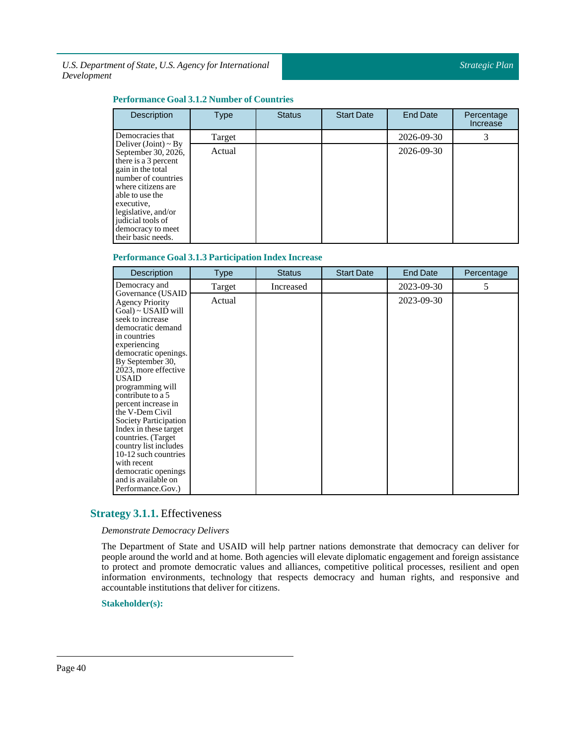### Performance Goal 3.1.2 Number of Countries

| Description | Type | Status | Start Date | End Date | Percentage Increase |
|---|---|---|---|---|---|
| Democracies that Deliver (Joint) ~ By September 30, 2026, there is a 3 percent gain in the total number of countries where citizens are able to use the executive, legislative, and/or judicial tools of democracy to meet their basic needs. | Target | | | 2026-09-30 | 3 |
| | Actual | | | 2026-09-30 | |

### Performance Goal 3.1.3 Participation Index Increase

| Description | Type | Status | Start Date | End Date | Percentage |
|---|---|---|---|---|---|
| Democracy and Governance (USAID Agency Priority Goal) ~ USAID will seek to increase democratic demand in countries experiencing democratic openings. By September 30, 2023, more effective USAID programming will contribute to a 5 percent increase in the V-Dem Civil Society Participation Index in these target countries. (Target country list includes 10-12 such countries with recent democratic openings and is available on Performance.Gov.) | Target | Increased | | 2023-09-30 | 5 |
| | Actual | | | 2023-09-30 | |

## **Strategy 3.1.1.** Effectiveness

*Demonstrate Democracy Delivers*

The Department of State and USAID will help partner nations demonstrate that democracy can deliver for people around the world and at home. Both agencies will elevate diplomatic engagement and foreign assistance to protect and promote democratic values and alliances, competitive political processes, resilient and open information environments, technology that respects democracy and human rights, and responsive and accountable institutions that deliver for citizens.

**Stakeholder(s):**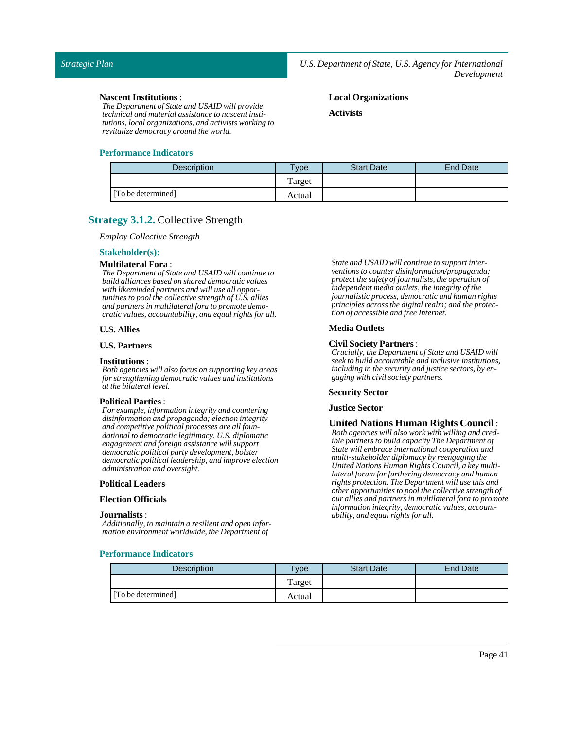**Nascent Institutions** :
*The Department of State and USAID will provide technical and material assistance to nascent institutions, local organizations, and activists working to revitalize democracy around the world.*

**Local Organizations**

**Activists**

### Performance Indicators

| Description | Type | Start Date | End Date |
|---|---|---|---|
| | Target | | |
| [To be determined] | Actual | | |

## Strategy 3.1.2. Collective Strength

*Employ Collective Strength*

### Stakeholder(s):

**Multilateral Fora** :
*The Department of State and USAID will continue to build alliances based on shared democratic values with likeminded partners and will use all opportunities to pool the collective strength of U.S. allies and partners in multilateral fora to promote democratic values, accountability, and equal rights for all.*

**U.S. Allies**

**U.S. Partners**

**Institutions** :
*Both agencies will also focus on supporting key areas for strengthening democratic values and institutions at the bilateral level.*

**Political Parties** :
*For example, information integrity and countering disinformation and propaganda; election integrity and competitive political processes are all foundational to democratic legitimacy. U.S. diplomatic engagement and foreign assistance will support democratic political party development, bolster democratic political leadership, and improve election administration and oversight.*

**Political Leaders**

**Election Officials**

**Journalists** :
*Additionally, to maintain a resilient and open information environment worldwide, the Department of State and USAID will continue to support interventions to counter disinformation/propaganda; protect the safety of journalists, the operation of independent media outlets, the integrity of the journalistic process, democratic and human rights principles across the digital realm; and the protection of accessible and free Internet.*

**Media Outlets**

**Civil Society Partners** :
*Crucially, the Department of State and USAID will seek to build accountable and inclusive institutions, including in the security and justice sectors, by engaging with civil society partners.*

**Security Sector**

**Justice Sector**

**United Nations Human Rights Council** :
*Both agencies will also work with willing and credible partners to build capacity The Department of State will embrace international cooperation and multi-stakeholder diplomacy by reengaging the United Nations Human Rights Council, a key multilateral forum for furthering democracy and human rights protection. The Department will use this and other opportunities to pool the collective strength of our allies and partners in multilateral fora to promote information integrity, democratic values, accountability, and equal rights for all.*

### Performance Indicators

| Description | Type | Start Date | End Date |
|---|---|---|---|
| | Target | | |
| [To be determined] | Actual | | |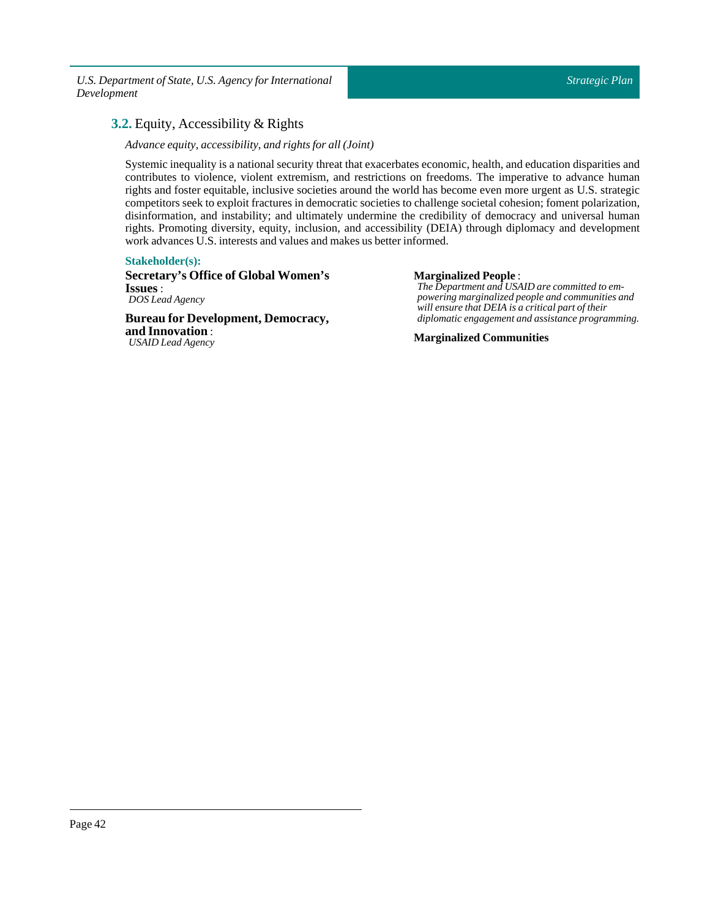## **3.2.** Equity, Accessibility & Rights

*Advance equity, accessibility, and rights for all (Joint)*

Systemic inequality is a national security threat that exacerbates economic, health, and education disparities and contributes to violence, violent extremism, and restrictions on freedoms. The imperative to advance human rights and foster equitable, inclusive societies around the world has become even more urgent as U.S. strategic competitors seek to exploit fractures in democratic societies to challenge societal cohesion; foment polarization, disinformation, and instability; and ultimately undermine the credibility of democracy and universal human rights. Promoting diversity, equity, inclusion, and accessibility (DEIA) through diplomacy and development work advances U.S. interests and values and makes us better informed.

**Stakeholder(s):**

**Secretary's Office of Global Women's Issues** :
*DOS Lead Agency*

**Bureau for Development, Democracy, and Innovation** :
*USAID Lead Agency*

**Marginalized People** :
*The Department and USAID are committed to empowering marginalized people and communities and will ensure that DEIA is a critical part of their diplomatic engagement and assistance programming.*

**Marginalized Communities**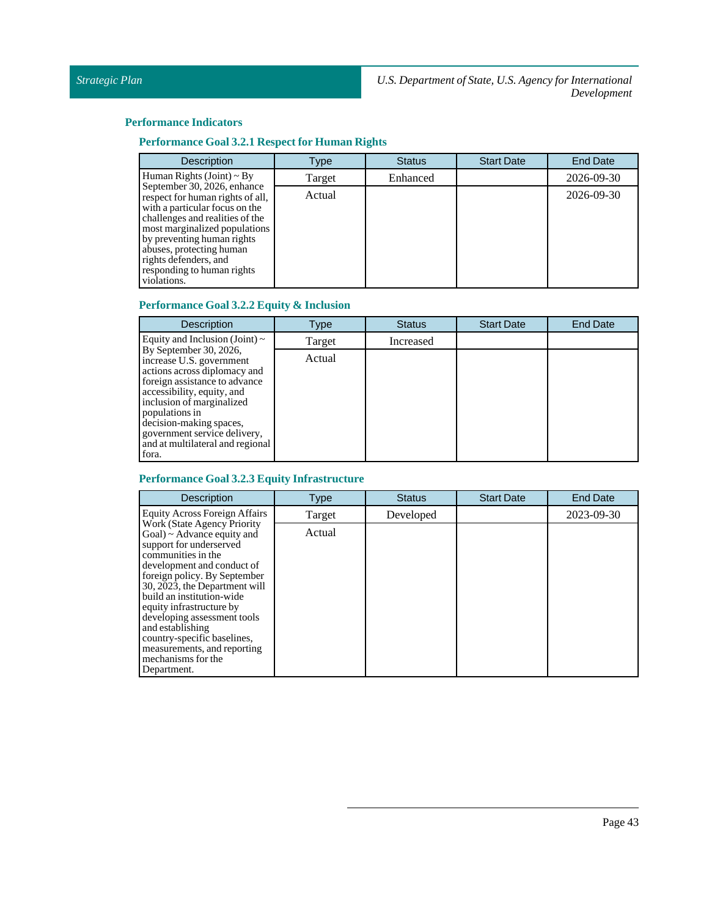## Performance Indicators

### Performance Goal 3.2.1 Respect for Human Rights

| Description | Type | Status | Start Date | End Date |
|---|---|---|---|---|
| Human Rights (Joint) ~ By September 30, 2026, enhance respect for human rights of all, with a particular focus on the challenges and realities of the most marginalized populations by preventing human rights abuses, protecting human rights defenders, and responding to human rights violations. | Target | Enhanced | | 2026-09-30 |
| | Actual | | | 2026-09-30 |

### Performance Goal 3.2.2 Equity & Inclusion

| Description | Type | Status | Start Date | End Date |
|---|---|---|---|---|
| Equity and Inclusion (Joint) ~ By September 30, 2026, increase U.S. government actions across diplomacy and foreign assistance to advance accessibility, equity, and inclusion of marginalized populations in decision-making spaces, government service delivery, and at multilateral and regional fora. | Target | Increased | | |
| | Actual | | | |

### Performance Goal 3.2.3 Equity Infrastructure

| Description | Type | Status | Start Date | End Date |
|---|---|---|---|---|
| Equity Across Foreign Affairs Work (State Agency Priority Goal) ~ Advance equity and support for underserved communities in the development and conduct of foreign policy. By September 30, 2023, the Department will build an institution-wide equity infrastructure by developing assessment tools and establishing country-specific baselines, measurements, and reporting mechanisms for the Department. | Target | Developed | | 2023-09-30 |
| | Actual | | | |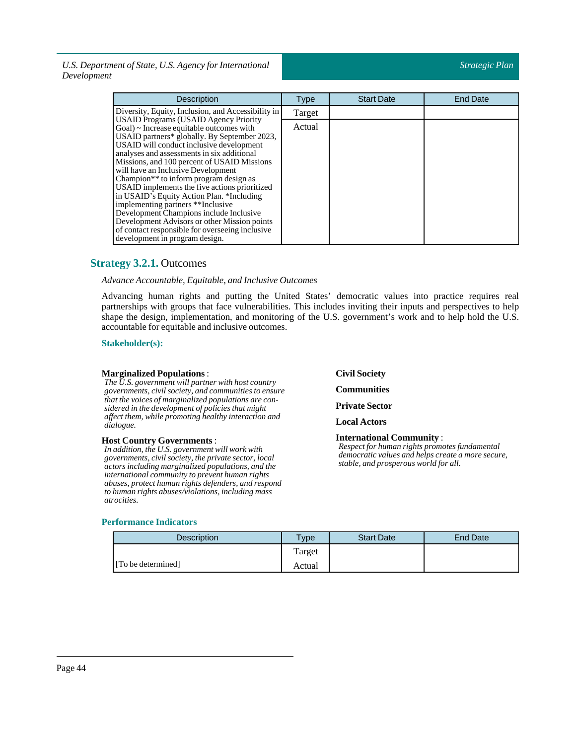| Description | Type | Start Date | End Date |
|---|---|---|---|
| Diversity, Equity, Inclusion, and Accessibility in USAID Programs (USAID Agency Priority Goal) ~ Increase equitable outcomes with USAID partners* globally. By September 2023, USAID will conduct inclusive development analyses and assessments in six additional Missions, and 100 percent of USAID Missions will have an Inclusive Development Champion** to inform program design as USAID implements the five actions prioritized in USAID's Equity Action Plan. *Including implementing partners **Inclusive Development Champions include Inclusive Development Advisors or other Mission points of contact responsible for overseeing inclusive development in program design. | Target | | |
| | Actual | | |

## **Strategy 3.2.1.** Outcomes

*Advance Accountable, Equitable, and Inclusive Outcomes*

Advancing human rights and putting the United States' democratic values into practice requires real partnerships with groups that face vulnerabilities. This includes inviting their inputs and perspectives to help shape the design, implementation, and monitoring of the U.S. government's work and to help hold the U.S. accountable for equitable and inclusive outcomes.

### Stakeholder(s):

**Marginalized Populations** :
*The U.S. government will partner with host country governments, civil society, and communities to ensure that the voices of marginalized populations are considered in the development of policies that might affect them, while promoting healthy interaction and dialogue.*

**Host Country Governments** :
*In addition, the U.S. government will work with governments, civil society, the private sector, local actors including marginalized populations, and the international community to prevent human rights abuses, protect human rights defenders, and respond to human rights abuses/violations, including mass atrocities.*

**Civil Society**

**Communities**

**Private Sector**

**Local Actors**

**International Community** :
*Respect for human rights promotes fundamental democratic values and helps create a more secure, stable, and prosperous world for all.*

### Performance Indicators

| Description | Type | Start Date | End Date |
|---|---|---|---|
| | Target | | |
| [To be determined] | Actual | | |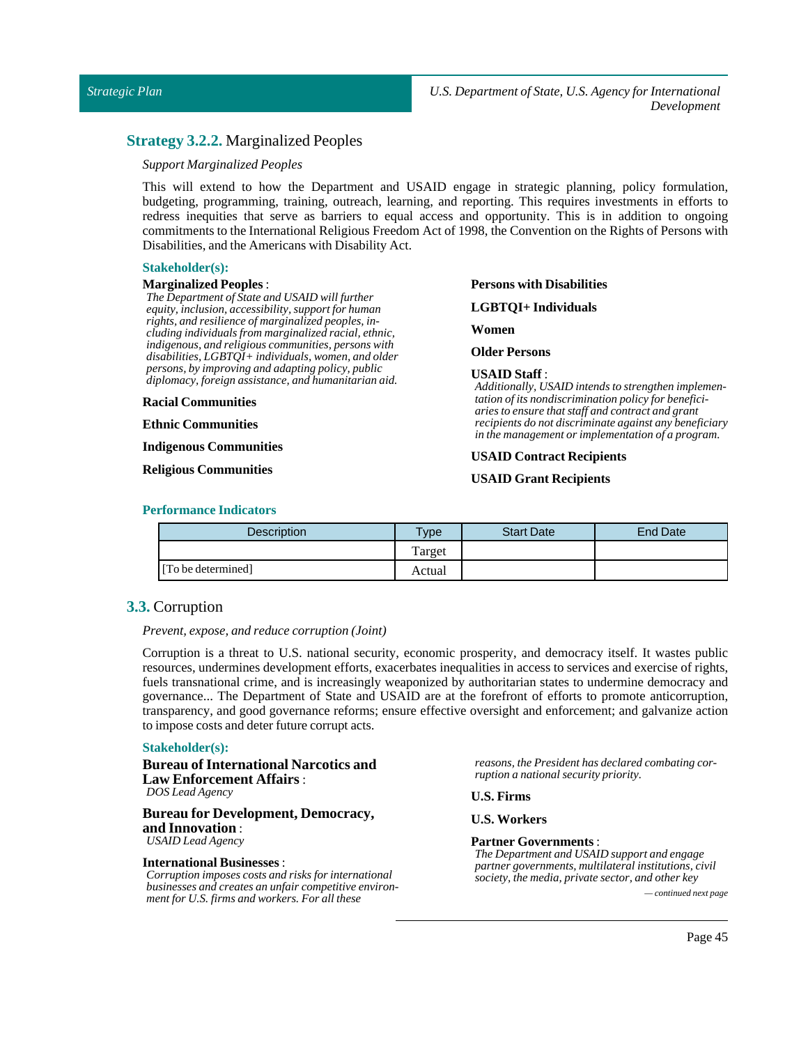## **Strategy 3.2.2.** Marginalized Peoples

*Support Marginalized Peoples*

This will extend to how the Department and USAID engage in strategic planning, policy formulation, budgeting, programming, training, outreach, learning, and reporting. This requires investments in efforts to redress inequities that serve as barriers to equal access and opportunity. This is in addition to ongoing commitments to the International Religious Freedom Act of 1998, the Convention on the Rights of Persons with Disabilities, and the Americans with Disability Act.

**Stakeholder(s):**

**Marginalized Peoples** :
*The Department of State and USAID will further equity, inclusion, accessibility, support for human rights, and resilience of marginalized peoples, including individuals from marginalized racial, ethnic, indigenous, and religious communities, persons with disabilities, LGBTQI+ individuals, women, and older persons, by improving and adapting policy, public diplomacy, foreign assistance, and humanitarian aid.*

**Racial Communities**

**Ethnic Communities**

**Indigenous Communities**

**Religious Communities**

**Persons with Disabilities**

**LGBTQI+ Individuals**

**Women**

**Older Persons**

**USAID Staff** :
*Additionally, USAID intends to strengthen implementation of its nondiscrimination policy for beneficiaries to ensure that staff and contract and grant recipients do not discriminate against any beneficiary in the management or implementation of a program.*

**USAID Contract Recipients**

**USAID Grant Recipients**

**Performance Indicators**

| Description | Type | Start Date | End Date |
|---|---|---|---|
| | Target | | |
| [To be determined] | Actual | | |

## **3.3.** Corruption

*Prevent, expose, and reduce corruption (Joint)*

Corruption is a threat to U.S. national security, economic prosperity, and democracy itself. It wastes public resources, undermines development efforts, exacerbates inequities in access to services and exercise of rights, fuels transnational crime, and is increasingly weaponized by authoritarian states to undermine democracy and governance... The Department of State and USAID are at the forefront of efforts to promote anticorruption, transparency, and good governance reforms; ensure effective oversight and enforcement; and galvanize action to impose costs and deter future corrupt acts.

**Stakeholder(s):**

**Bureau of International Narcotics and Law Enforcement Affairs** :
*DOS Lead Agency*

**Bureau for Development, Democracy, and Innovation** :
*USAID Lead Agency*

**International Businesses** :
*Corruption imposes costs and risks for international businesses and creates an unfair competitive environment for U.S. firms and workers. For all these reasons, the President has declared combating corruption a national security priority.*

**U.S. Firms**

**U.S. Workers**

**Partner Governments** :
*The Department and USAID support and engage partner governments, multilateral institutions, civil society, the media, private sector, and other key*

*— continued next page*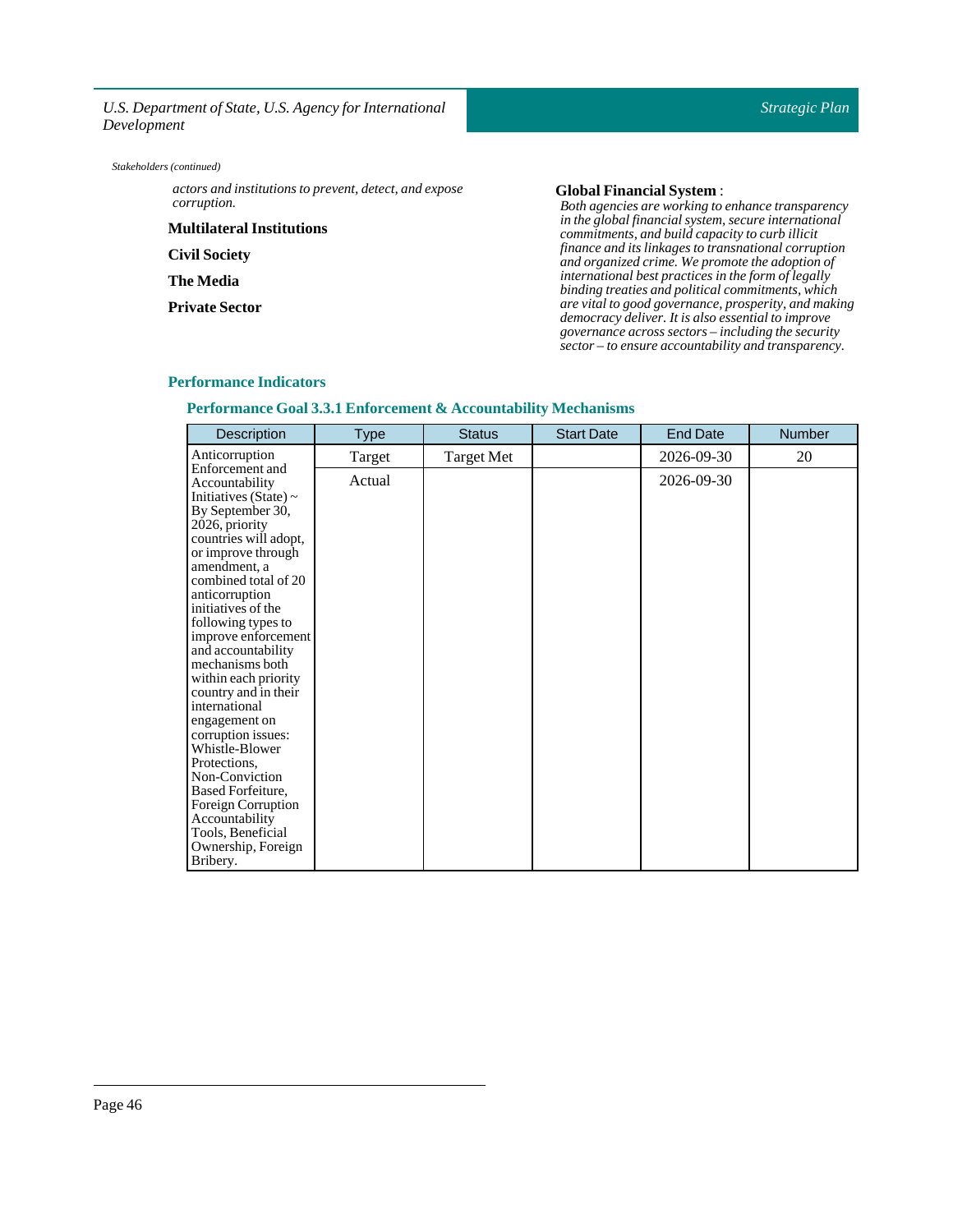*Stakeholders (continued)*

*actors and institutions to prevent, detect, and expose corruption.*

**Multilateral Institutions**

**Civil Society**

**The Media**

**Private Sector**

**Global Financial System** :
*Both agencies are working to enhance transparency in the global financial system, secure international commitments, and build capacity to curb illicit finance and its linkages to transnational corruption and organized crime. We promote the adoption of international best practices in the form of legally binding treaties and political commitments, which are vital to good governance, prosperity, and making democracy deliver. It is also essential to improve governance across sectors – including the security sector – to ensure accountability and transparency.*

### Performance Indicators

#### Performance Goal 3.3.1 Enforcement & Accountability Mechanisms

| Description | Type | Status | Start Date | End Date | Number |
|---|---|---|---|---|---|
| Anticorruption Enforcement and Accountability Initiatives (State) ~ By September 30, 2026, priority countries will adopt, or improve through amendment, a combined total of 20 anticorruption initiatives of the following types to improve enforcement and accountability mechanisms both within each priority country and in their international engagement on corruption issues: Whistle-Blower Protections, Non-Conviction Based Forfeiture, Foreign Corruption Accountability Tools, Beneficial Ownership, Foreign Bribery. | Target | Target Met | | 2026-09-30 | 20 |
| | Actual | | | 2026-09-30 | |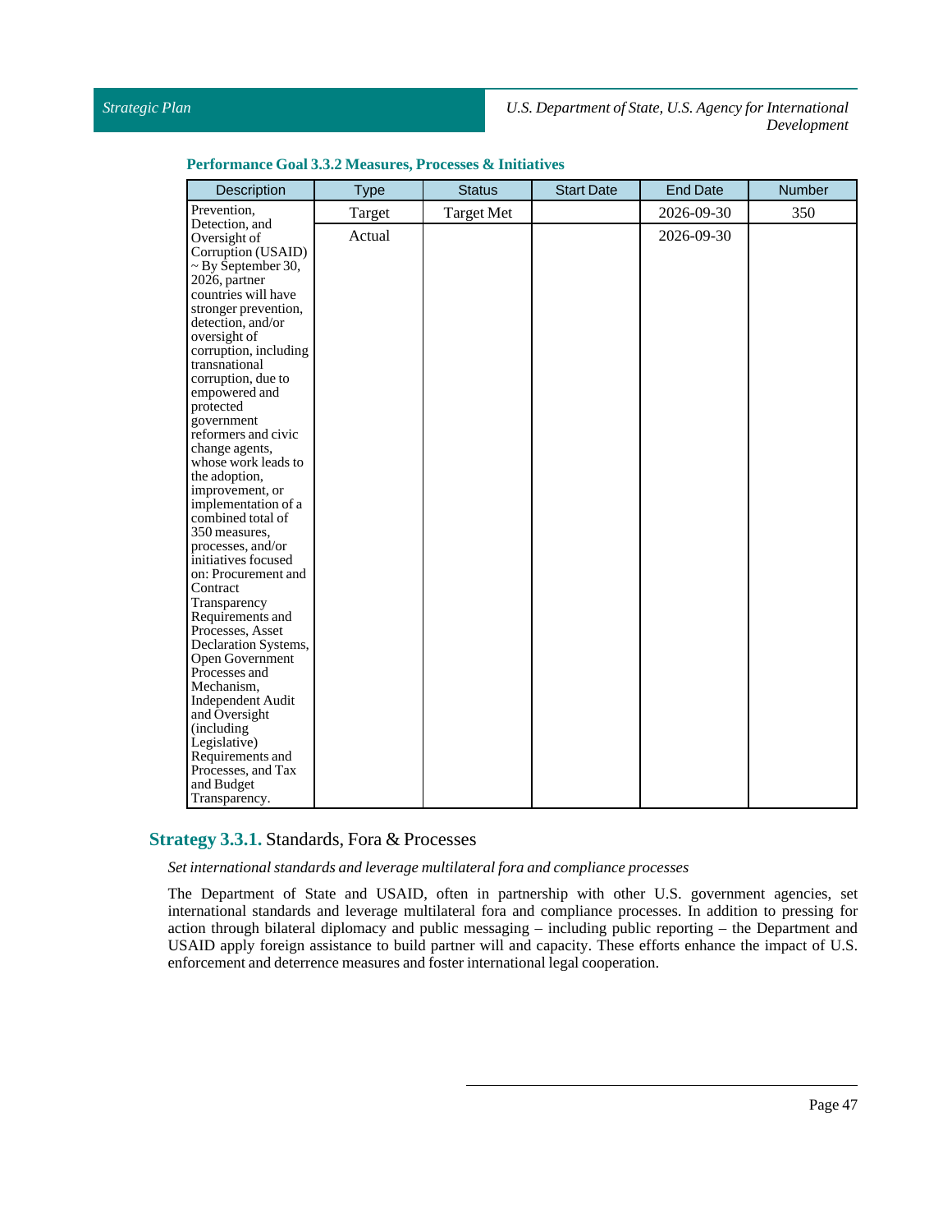**Performance Goal 3.3.2 Measures, Processes & Initiatives**

| Description | Type | Status | Start Date | End Date | Number |
|---|---|---|---|---|---|
| Prevention, Detection, and Oversight of Corruption (USAID) ~ By September 30, 2026, partner countries will have stronger prevention, detection, and/or oversight of corruption, including transnational corruption, due to empowered and protected government reformers and civic change agents, whose work leads to the adoption, improvement, or implementation of a combined total of 350 measures, processes, and/or initiatives focused on: Procurement and Contract Transparency Requirements and Processes, Asset Declaration Systems, Open Government Processes and Mechanism, Independent Audit and Oversight (including Legislative) Requirements and Processes, and Tax and Budget Transparency. | Target | Target Met | | 2026-09-30 | 350 |
| | Actual | | | 2026-09-30 | |

## **Strategy 3.3.1.** Standards, Fora & Processes

*Set international standards and leverage multilateral fora and compliance processes*

The Department of State and USAID, often in partnership with other U.S. government agencies, set international standards and leverage multilateral fora and compliance processes. In addition to pressing for action through bilateral diplomacy and public messaging – including public reporting – the Department and USAID apply foreign assistance to build partner will and capacity. These efforts enhance the impact of U.S. enforcement and deterrence measures and foster international legal cooperation.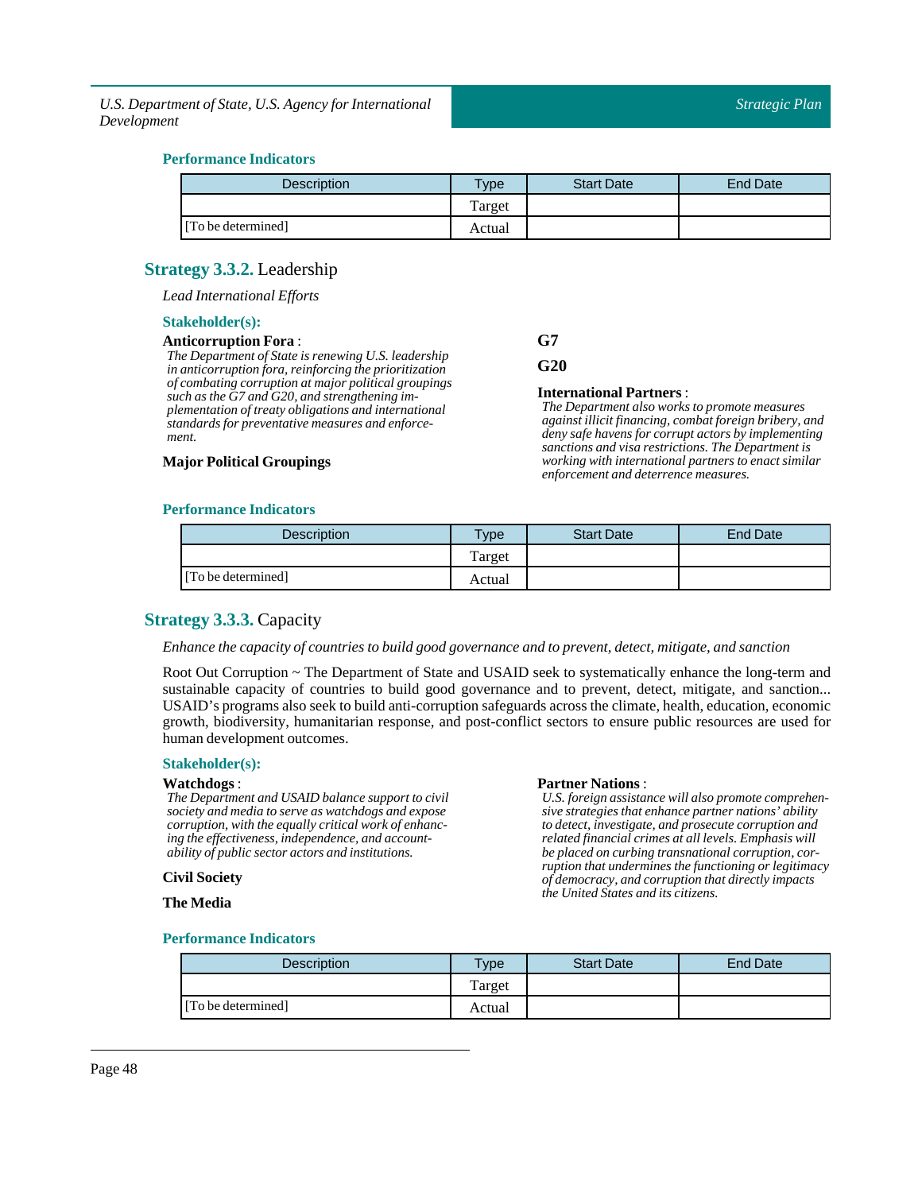### Performance Indicators

| Description | Type | Start Date | End Date |
|---|---|---|---|
| | Target | | |
| [To be determined] | Actual | | |

## Strategy 3.3.2. Leadership

*Lead International Efforts*

### Stakeholder(s):

**Anticorruption Fora** :
*The Department of State is renewing U.S. leadership in anticorruption fora, reinforcing the prioritization of combating corruption at major political groupings such as the G7 and G20, and strengthening implementation of treaty obligations and international standards for preventative measures and enforcement.*

**Major Political Groupings**

**G7**

**G20**

**International Partners** :
*The Department also works to promote measures against illicit financing, combat foreign bribery, and deny safe havens for corrupt actors by implementing sanctions and visa restrictions. The Department is working with international partners to enact similar enforcement and deterrence measures.*

### Performance Indicators

| Description | Type | Start Date | End Date |
|---|---|---|---|
| | Target | | |
| [To be determined] | Actual | | |

## Strategy 3.3.3. Capacity

*Enhance the capacity of countries to build good governance and to prevent, detect, mitigate, and sanction*

Root Out Corruption ~ The Department of State and USAID seek to systematically enhance the long-term and sustainable capacity of countries to build good governance and to prevent, detect, mitigate, and sanction... USAID's programs also seek to build anti-corruption safeguards across the climate, health, education, economic growth, biodiversity, humanitarian response, and post-conflict sectors to ensure public resources are used for human development outcomes.

### Stakeholder(s):

**Watchdogs** :
*The Department and USAID balance support to civil society and media to serve as watchdogs and expose corruption, with the equally critical work of enhancing the effectiveness, independence, and accountability of public sector actors and institutions.*

**Civil Society**

**The Media**

**Partner Nations** :
*U.S. foreign assistance will also promote comprehensive strategies that enhance partner nations' ability to detect, investigate, and prosecute corruption and related financial crimes at all levels. Emphasis will be placed on curbing transnational corruption, corruption that undermines the functioning or legitimacy of democracy, and corruption that directly impacts the United States and its citizens.*

### Performance Indicators

| Description | Type | Start Date | End Date |
|---|---|---|---|
| | Target | | |
| [To be determined] | Actual | | |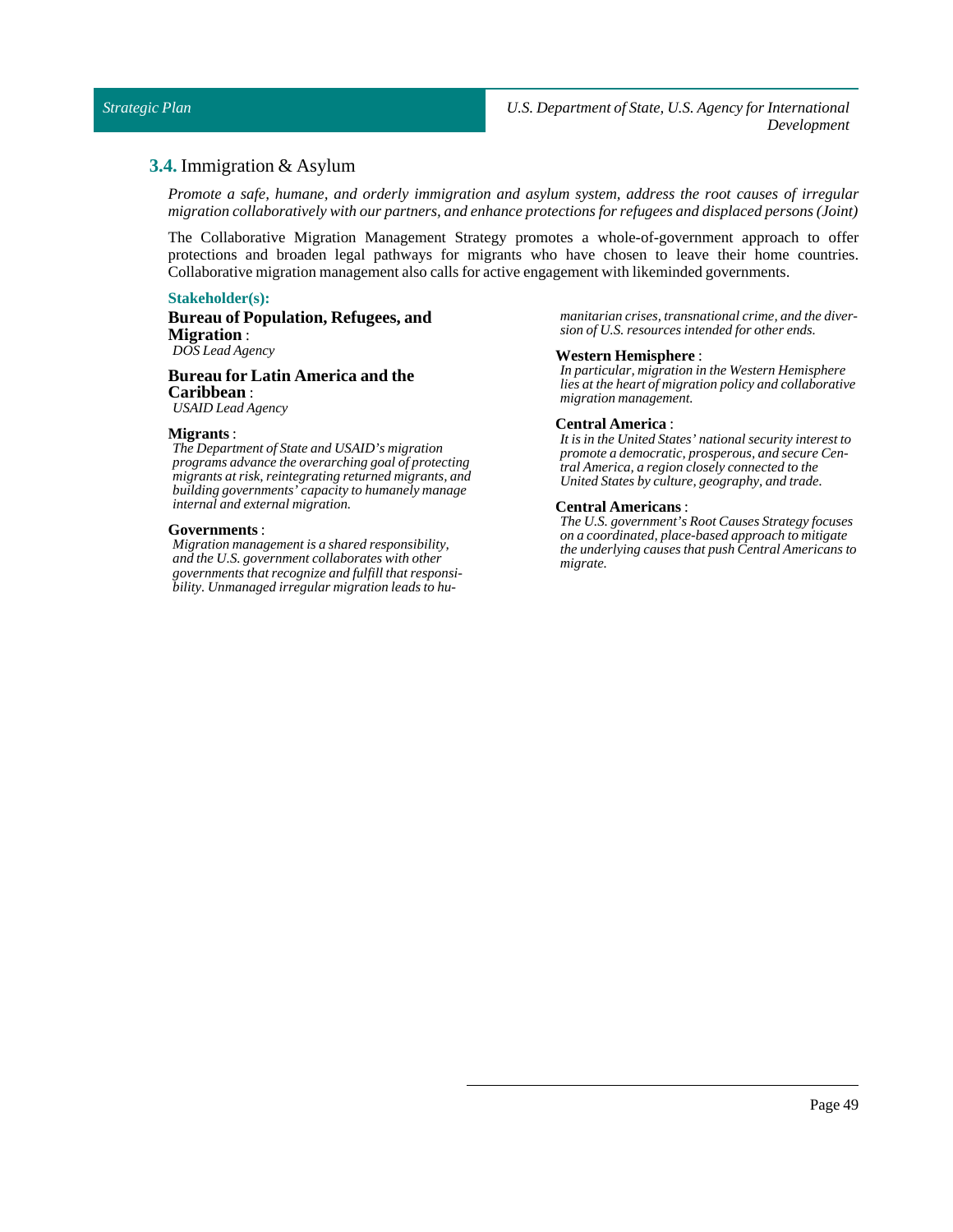## 3.4. Immigration & Asylum

*Promote a safe, humane, and orderly immigration and asylum system, address the root causes of irregular migration collaboratively with our partners, and enhance protections for refugees and displaced persons (Joint)*

The Collaborative Migration Management Strategy promotes a whole-of-government approach to offer protections and broaden legal pathways for migrants who have chosen to leave their home countries. Collaborative migration management also calls for active engagement with likeminded governments.

**Stakeholder(s):**

**Bureau of Population, Refugees, and Migration** :
*DOS Lead Agency*

**Bureau for Latin America and the Caribbean** :
*USAID Lead Agency*

**Migrants** :
*The Department of State and USAID's migration programs advance the overarching goal of protecting migrants at risk, reintegrating returned migrants, and building governments' capacity to humanely manage internal and external migration.*

**Governments** :
*Migration management is a shared responsibility, and the U.S. government collaborates with other governments that recognize and fulfill that responsibility. Unmanaged irregular migration leads to humanitarian crises, transnational crime, and the diversion of U.S. resources intended for other ends.*

**Western Hemisphere** :
*In particular, migration in the Western Hemisphere lies at the heart of migration policy and collaborative migration management.*

**Central America** :
*It is in the United States' national security interest to promote a democratic, prosperous, and secure Central America, a region closely connected to the United States by culture, geography, and trade.*

**Central Americans** :
*The U.S. government's Root Causes Strategy focuses on a coordinated, place-based approach to mitigate the underlying causes that push Central Americans to migrate.*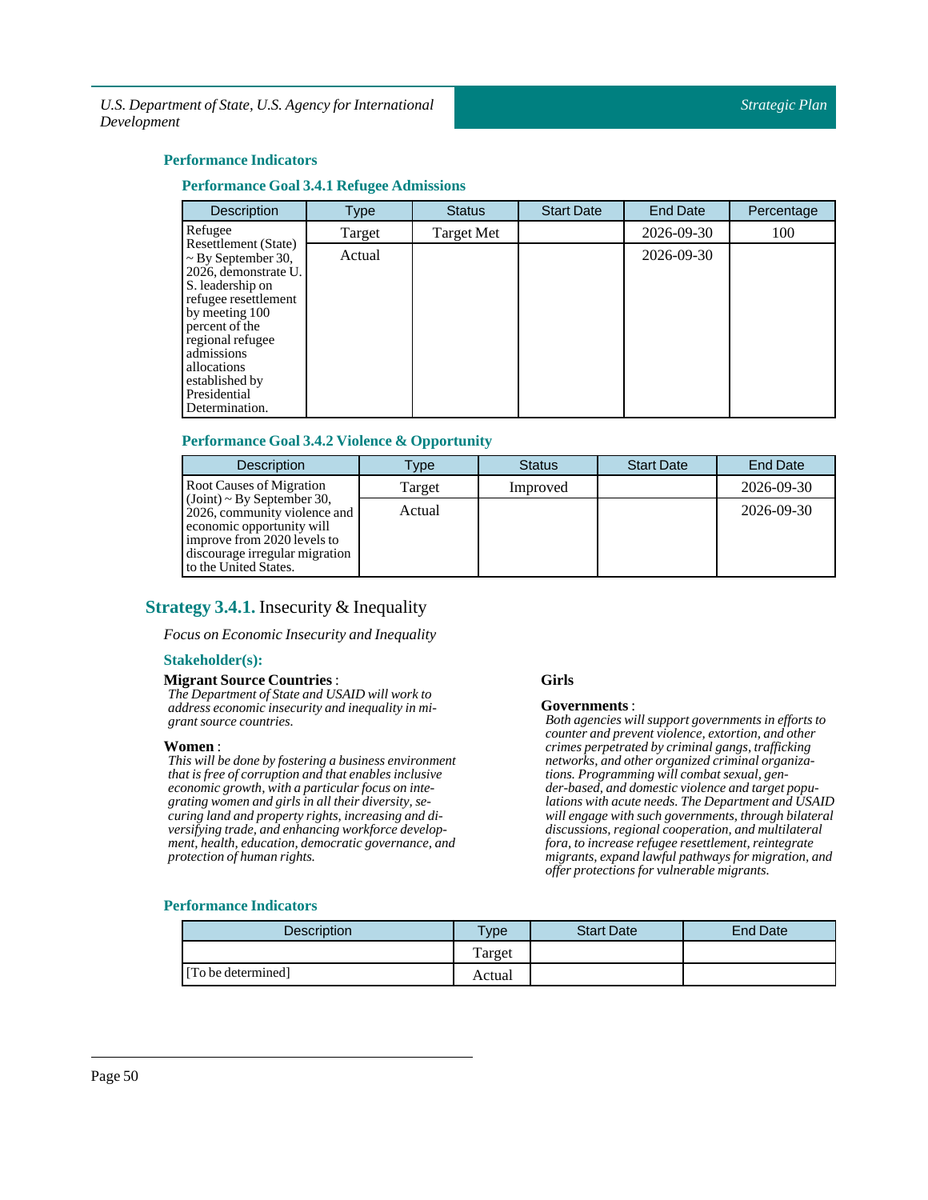### Performance Indicators

#### Performance Goal 3.4.1 Refugee Admissions

| Description | Type | Status | Start Date | End Date | Percentage |
|---|---|---|---|---|---|
| Refugee Resettlement (State) ~ By September 30, 2026, demonstrate U. S. leadership on refugee resettlement by meeting 100 percent of the regional refugee admissions allocations established by Presidential Determination. | Target | Target Met | | 2026-09-30 | 100 |
| | Actual | | | 2026-09-30 | |

#### Performance Goal 3.4.2 Violence & Opportunity

| Description | Type | Status | Start Date | End Date |
|---|---|---|---|---|
| Root Causes of Migration (Joint) ~ By September 30, 2026, community violence and economic opportunity will improve from 2020 levels to discourage irregular migration to the United States. | Target | Improved | | 2026-09-30 |
| | Actual | | | 2026-09-30 |

## Strategy 3.4.1. Insecurity & Inequality

*Focus on Economic Insecurity and Inequality*

### Stakeholder(s):

**Migrant Source Countries** :
*The Department of State and USAID will work to address economic insecurity and inequality in migrant source countries.*

**Women** :
*This will be done by fostering a business environment that is free of corruption and that enables inclusive economic growth, with a particular focus on integrating women and girls in all their diversity, securing land and property rights, increasing and diversifying trade, and enhancing workforce development, health, education, democratic governance, and protection of human rights.*

**Girls**

**Governments** :
*Both agencies will support governments in efforts to counter and prevent violence, extortion, and other crimes perpetrated by criminal gangs, trafficking networks, and other organized criminal organizations. Programming will combat sexual, gender-based, and domestic violence and target populations with acute needs. The Department and USAID will engage with such governments, through bilateral discussions, regional cooperation, and multilateral fora, to increase refugee resettlement, reintegrate migrants, expand lawful pathways for migration, and offer protections for vulnerable migrants.*

### Performance Indicators

| Description | Type | Start Date | End Date |
|---|---|---|---|
| | Target | | |
| [To be determined] | Actual | | |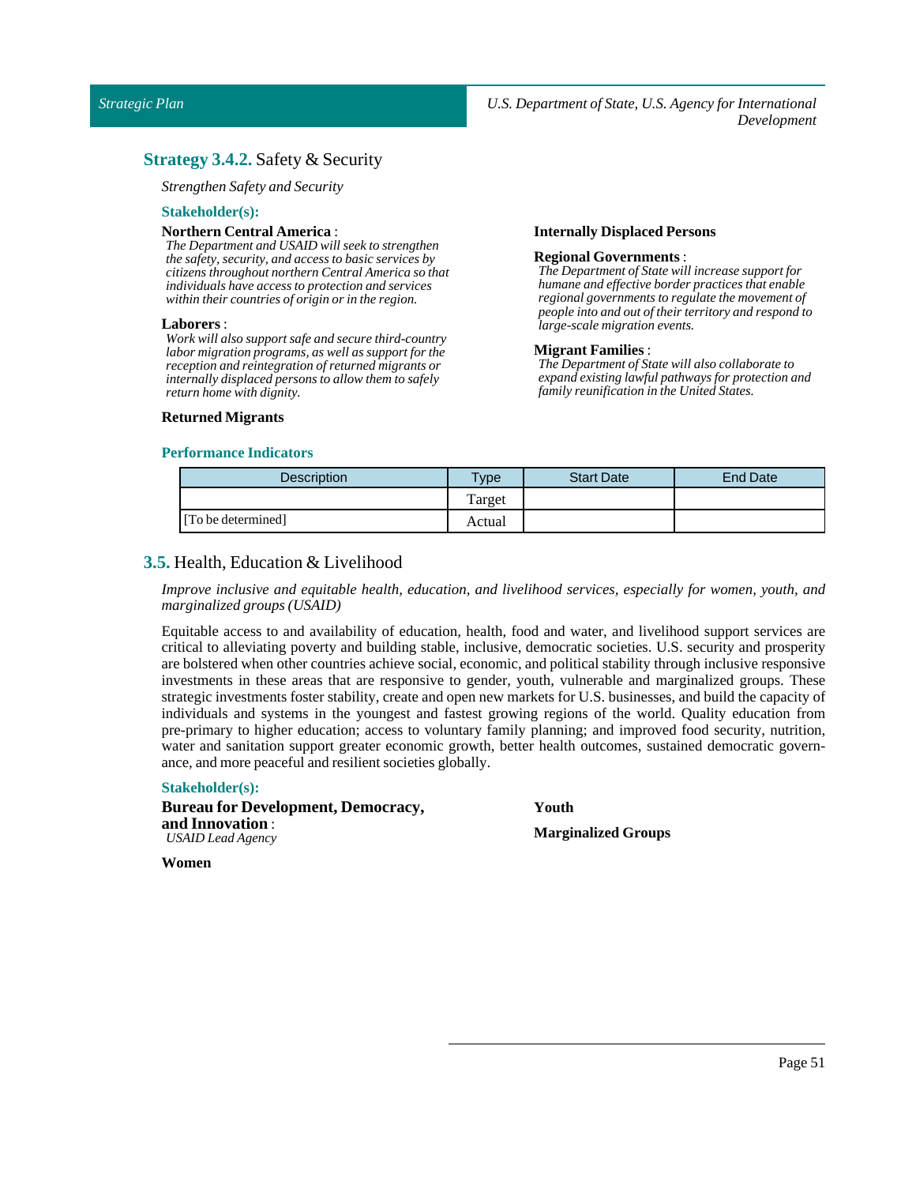## Strategy 3.4.2. Safety & Security

*Strengthen Safety and Security*

### Stakeholder(s):

**Northern Central America** :
*The Department and USAID will seek to strengthen the safety, security, and access to basic services by citizens throughout northern Central America so that individuals have access to protection and services within their countries of origin or in the region.*

**Laborers** :
*Work will also support safe and secure third-country labor migration programs, as well as support for the reception and reintegration of returned migrants or internally displaced persons to allow them to safely return home with dignity.*

**Returned Migrants**

**Internally Displaced Persons**

**Regional Governments** :
*The Department of State will increase support for humane and effective border practices that enable regional governments to regulate the movement of people into and out of their territory and respond to large-scale migration events.*

**Migrant Families** :
*The Department of State will also collaborate to expand existing lawful pathways for protection and family reunification in the United States.*

### Performance Indicators

| Description | Type | Start Date | End Date |
|---|---|---|---|
| | Target | | |
| [To be determined] | Actual | | |

## 3.5. Health, Education & Livelihood

*Improve inclusive and equitable health, education, and livelihood services, especially for women, youth, and marginalized groups (USAID)*

Equitable access to and availability of education, health, food and water, and livelihood support services are critical to alleviating poverty and building stable, inclusive, democratic societies. U.S. security and prosperity are bolstered when other countries achieve social, economic, and political stability through inclusive responsive investments in these areas that are responsive to gender, youth, vulnerable and marginalized groups. These strategic investments foster stability, create and open new markets for U.S. businesses, and build the capacity of individuals and systems in the youngest and fastest growing regions of the world. Quality education from pre-primary to higher education; access to voluntary family planning; and improved food security, nutrition, water and sanitation support greater economic growth, better health outcomes, sustained democratic governance, and more peaceful and resilient societies globally.

### Stakeholder(s):

**Bureau for Development, Democracy, and Innovation** :
*USAID Lead Agency*

**Women**

**Youth**

**Marginalized Groups**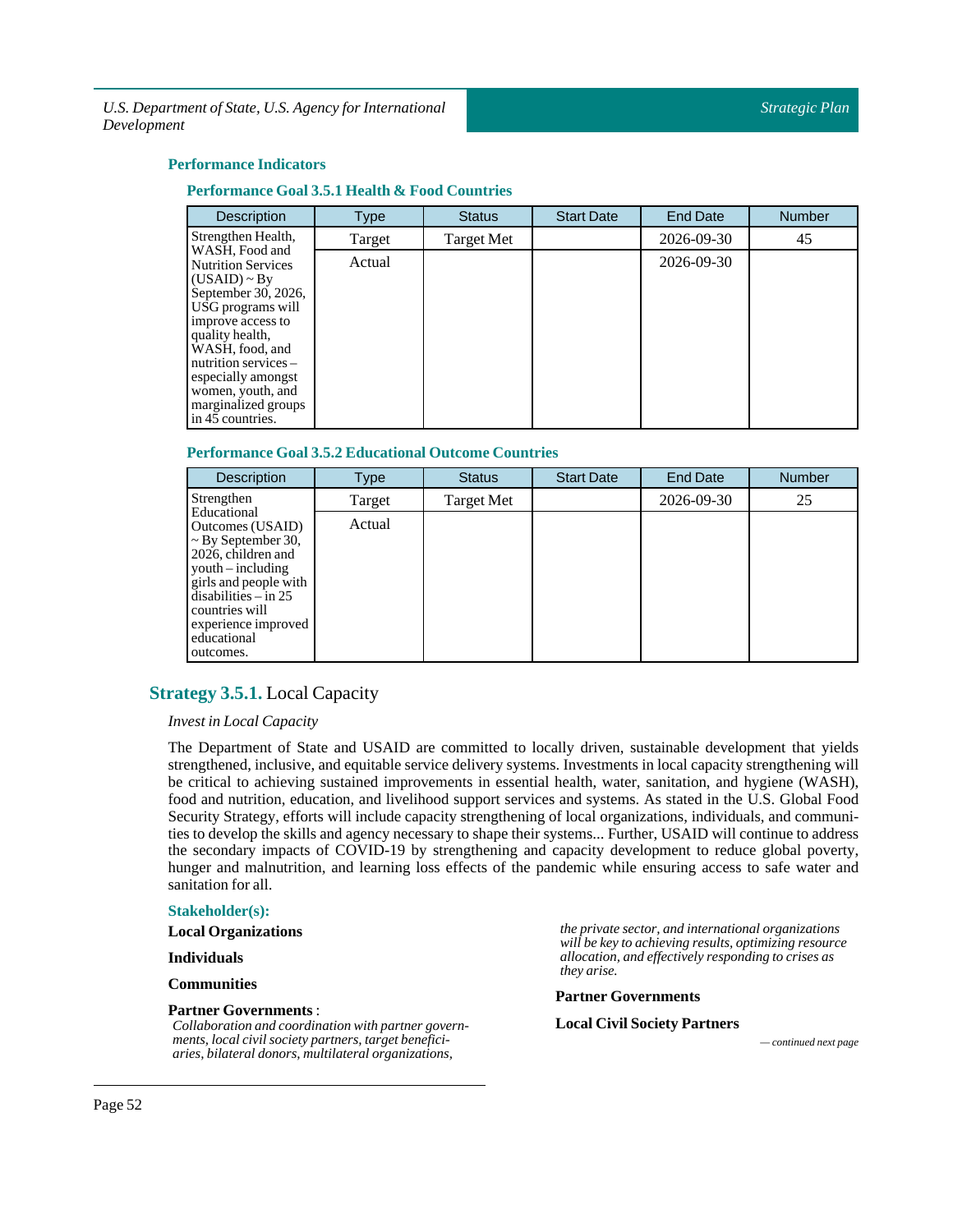### Performance Indicators

#### Performance Goal 3.5.1 Health & Food Countries

| Description | Type | Status | Start Date | End Date | Number |
|---|---|---|---|---|---|
| Strengthen Health, WASH, Food and Nutrition Services (USAID) ~ By September 30, 2026, USG programs will improve access to quality health, WASH, food, and nutrition services – especially amongst women, youth, and marginalized groups in 45 countries. | Target | Target Met | | 2026-09-30 | 45 |
| | Actual | | | 2026-09-30 | |

#### Performance Goal 3.5.2 Educational Outcome Countries

| Description | Type | Status | Start Date | End Date | Number |
|---|---|---|---|---|---|
| Strengthen Educational Outcomes (USAID) ~ By September 30, 2026, children and youth – including girls and people with disabilities – in 25 countries will experience improved educational outcomes. | Target | Target Met | | 2026-09-30 | 25 |
| | Actual | | | | |

## **Strategy 3.5.1.** Local Capacity

*Invest in Local Capacity*

The Department of State and USAID are committed to locally driven, sustainable development that yields strengthened, inclusive, and equitable service delivery systems. Investments in local capacity strengthening will be critical to achieving sustained improvements in essential health, water, sanitation, and hygiene (WASH), food and nutrition, education, and livelihood support services and systems. As stated in the U.S. Global Food Security Strategy, efforts will include capacity strengthening of local organizations, individuals, and communities to develop the skills and agency necessary to shape their systems... Further, USAID will continue to address the secondary impacts of COVID-19 by strengthening and capacity development to reduce global poverty, hunger and malnutrition, and learning loss effects of the pandemic while ensuring access to safe water and sanitation for all.

**Stakeholder(s):**

**Local Organizations**

**Individuals**

**Communities**

**Partner Governments** :
*Collaboration and coordination with partner governments, local civil society partners, target beneficiaries, bilateral donors, multilateral organizations, the private sector, and international organizations will be key to achieving results, optimizing resource allocation, and effectively responding to crises as they arise.*

**Partner Governments**

**Local Civil Society Partners**

*— continued next page*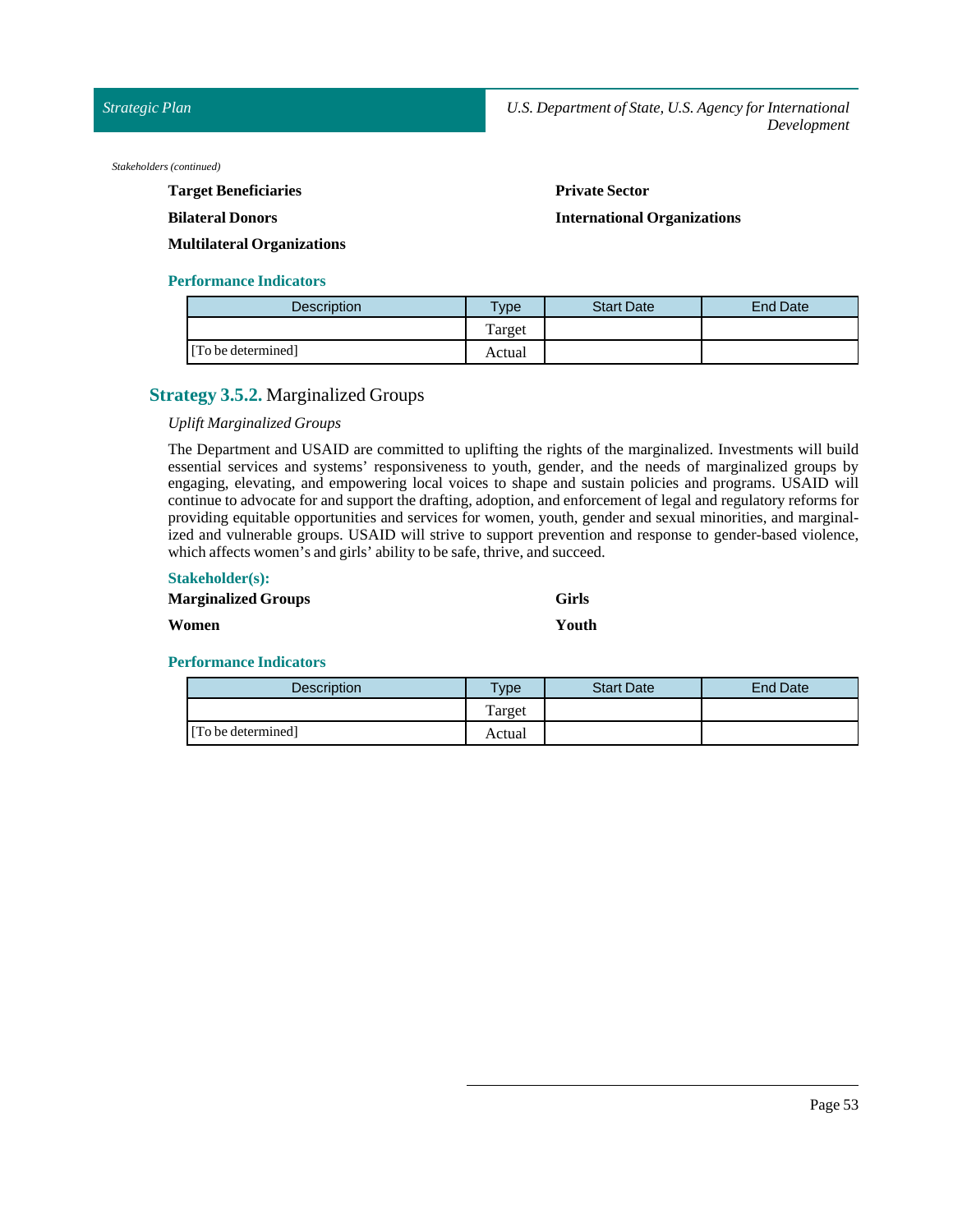*Stakeholders (continued)*

**Target Beneficiaries**

**Bilateral Donors**

**Multilateral Organizations**

**Private Sector**

**International Organizations**

### Performance Indicators

| Description | Type | Start Date | End Date |
|---|---|---|---|
| | Target | | |
| [To be determined] | Actual | | |

## Strategy 3.5.2. Marginalized Groups

*Uplift Marginalized Groups*

The Department and USAID are committed to uplifting the rights of the marginalized. Investments will build essential services and systems' responsiveness to youth, gender, and the needs of marginalized groups by engaging, elevating, and empowering local voices to shape and sustain policies and programs. USAID will continue to advocate for and support the drafting, adoption, and enforcement of legal and regulatory reforms for providing equitable opportunities and services for women, youth, gender and sexual minorities, and marginalized and vulnerable groups. USAID will strive to support prevention and response to gender-based violence, which affects women's and girls' ability to be safe, thrive, and succeed.

### Stakeholder(s):

**Marginalized Groups**

**Women**

**Girls**

**Youth**

### Performance Indicators

| Description | Type | Start Date | End Date |
|---|---|---|---|
| | Target | | |
| [To be determined] | Actual | | |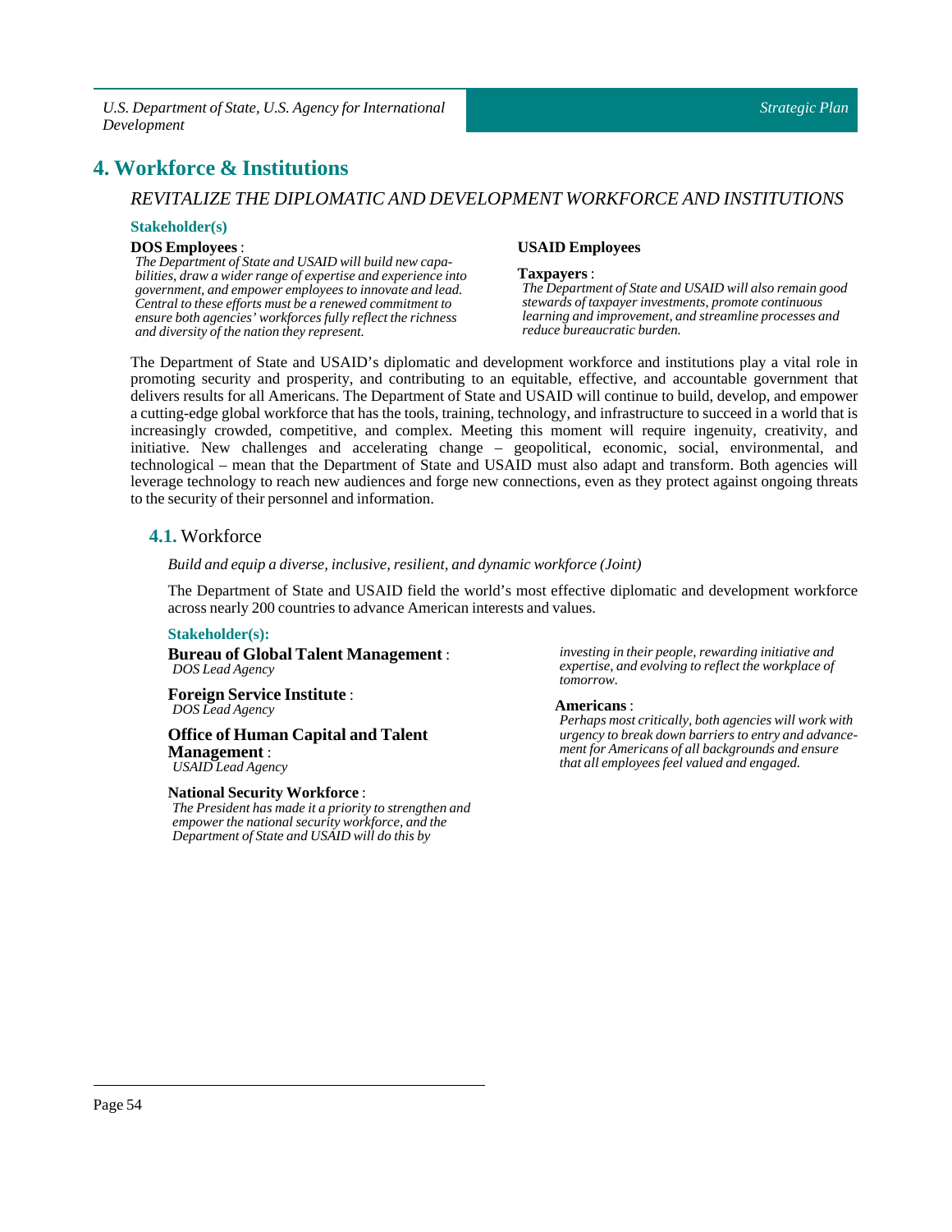# 4. Workforce & Institutions

*REVITALIZE THE DIPLOMATIC AND DEVELOPMENT WORKFORCE AND INSTITUTIONS*

### Stakeholder(s)

**DOS Employees** :
*The Department of State and USAID will build new capabilities, draw a wider range of expertise and experience into government, and empower employees to innovate and lead. Central to these efforts must be a renewed commitment to ensure both agencies' workforces fully reflect the richness and diversity of the nation they represent.*

**USAID Employees**

**Taxpayers** :
*The Department of State and USAID will also remain good stewards of taxpayer investments, promote continuous learning and improvement, and streamline processes and reduce bureaucratic burden.*

The Department of State and USAID's diplomatic and development workforce and institutions play a vital role in promoting security and prosperity, and contributing to an equitable, effective, and accountable government that delivers results for all Americans. The Department of State and USAID will continue to build, develop, and empower a cutting-edge global workforce that has the tools, training, technology, and infrastructure to succeed in a world that is increasingly crowded, competitive, and complex. Meeting this moment will require ingenuity, creativity, and initiative. New challenges and accelerating change – geopolitical, economic, social, environmental, and technological – mean that the Department of State and USAID must also adapt and transform. Both agencies will leverage technology to reach new audiences and forge new connections, even as they protect against ongoing threats to the security of their personnel and information.

## 4.1. Workforce

*Build and equip a diverse, inclusive, resilient, and dynamic workforce (Joint)*

The Department of State and USAID field the world's most effective diplomatic and development workforce across nearly 200 countries to advance American interests and values.

### Stakeholder(s):

**Bureau of Global Talent Management** :
*DOS Lead Agency*

**Foreign Service Institute** :
*DOS Lead Agency*

**Office of Human Capital and Talent Management** :
*USAID Lead Agency*

**National Security Workforce** :
*The President has made it a priority to strengthen and empower the national security workforce, and the Department of State and USAID will do this by investing in their people, rewarding initiative and expertise, and evolving to reflect the workplace of tomorrow.*

**Americans** :
*Perhaps most critically, both agencies will work with urgency to break down barriers to entry and advancement for Americans of all backgrounds and ensure that all employees feel valued and engaged.*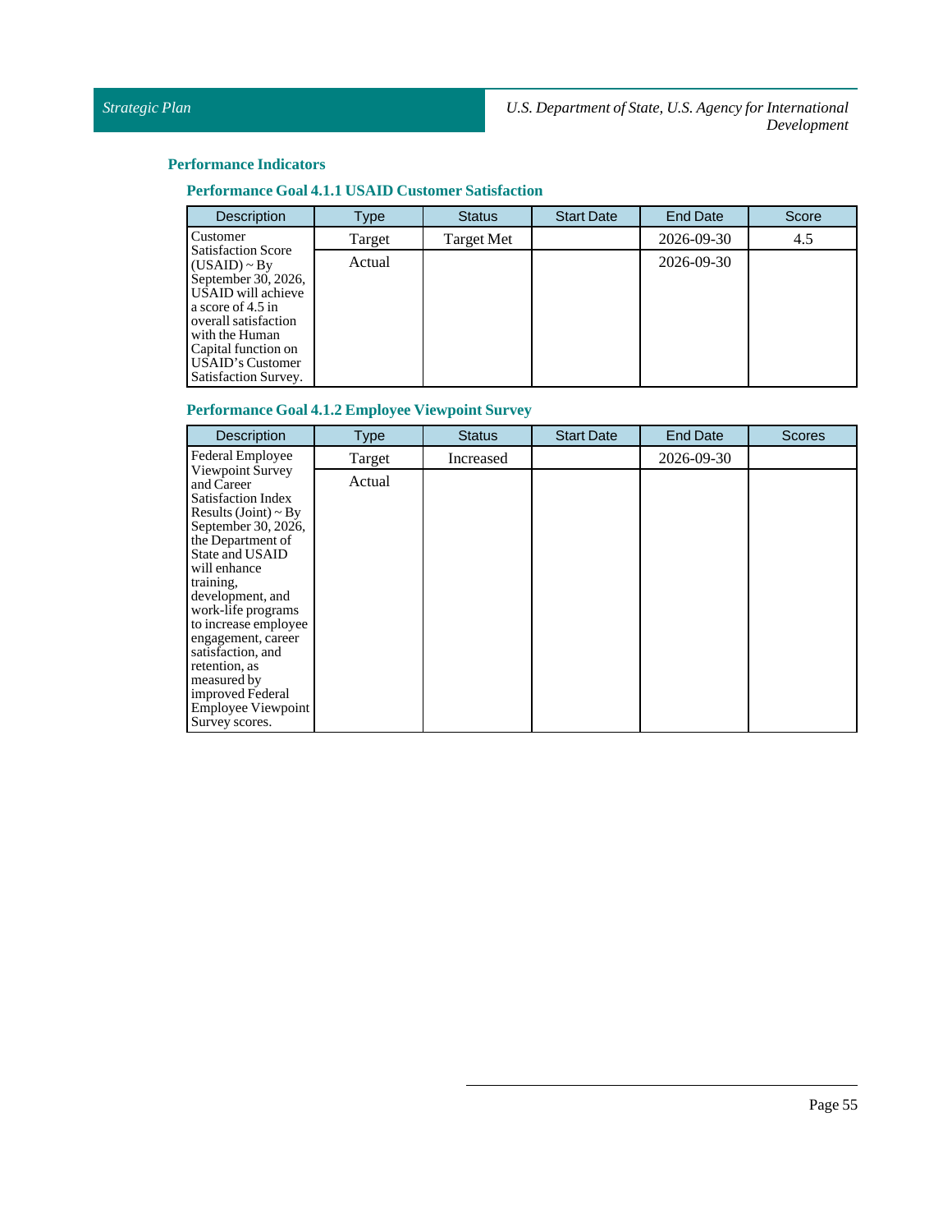## Performance Indicators

### Performance Goal 4.1.1 USAID Customer Satisfaction

| Description | Type | Status | Start Date | End Date | Score |
|---|---|---|---|---|---|
| Customer Satisfaction Score (USAID) ~ By September 30, 2026, USAID will achieve a score of 4.5 in overall satisfaction with the Human Capital function on USAID's Customer Satisfaction Survey. | Target | Target Met | | 2026-09-30 | 4.5 |
| | Actual | | | 2026-09-30 | |

### Performance Goal 4.1.2 Employee Viewpoint Survey

| Description | Type | Status | Start Date | End Date | Scores |
|---|---|---|---|---|---|
| Federal Employee Viewpoint Survey and Career Satisfaction Index Results (Joint) ~ By September 30, 2026, the Department of State and USAID will enhance training, development, and work-life programs to increase employee engagement, career satisfaction, and retention, as measured by improved Federal Employee Viewpoint Survey scores. | Target | Increased | | 2026-09-30 | |
| | Actual | | | | |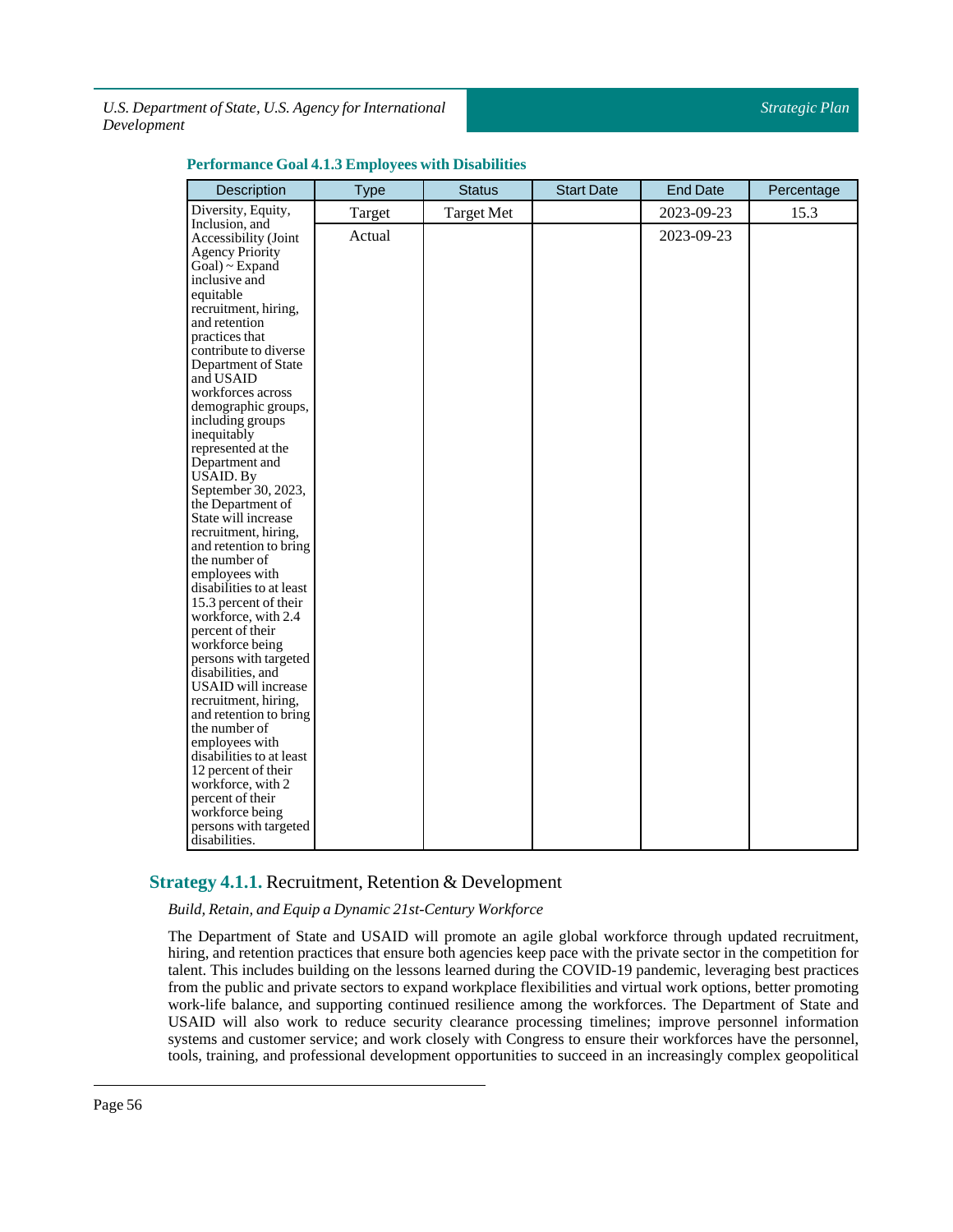### Performance Goal 4.1.3 Employees with Disabilities

| Description | Type | Status | Start Date | End Date | Percentage |
|---|---|---|---|---|---|
| Diversity, Equity, Inclusion, and Accessibility (Joint Agency Priority Goal) ~ Expand inclusive and equitable recruitment, hiring, and retention practices that contribute to diverse Department of State and USAID workforces across demographic groups, including groups inequitably represented at the Department and USAID. By September 30, 2023, the Department of State will increase recruitment, hiring, and retention to bring the number of employees with disabilities to at least 15.3 percent of their workforce, with 2.4 percent of their workforce being persons with targeted disabilities, and USAID will increase recruitment, hiring, and retention to bring the number of employees with disabilities to at least 12 percent of their workforce, with 2 percent of their workforce being persons with targeted disabilities. | Target | Target Met | | 2023-09-23 | 15.3 |
| | Actual | | | 2023-09-23 | |

## **Strategy 4.1.1.** Recruitment, Retention & Development

*Build, Retain, and Equip a Dynamic 21st-Century Workforce*

The Department of State and USAID will promote an agile global workforce through updated recruitment, hiring, and retention practices that ensure both agencies keep pace with the private sector in the competition for talent. This includes building on the lessons learned during the COVID-19 pandemic, leveraging best practices from the public and private sectors to expand workplace flexibilities and virtual work options, better promoting work-life balance, and supporting continued resilience among the workforces. The Department of State and USAID will also work to reduce security clearance processing timelines; improve personnel information systems and customer service; and work closely with Congress to ensure their workforces have the personnel, tools, training, and professional development opportunities to succeed in an increasingly complex geopolitical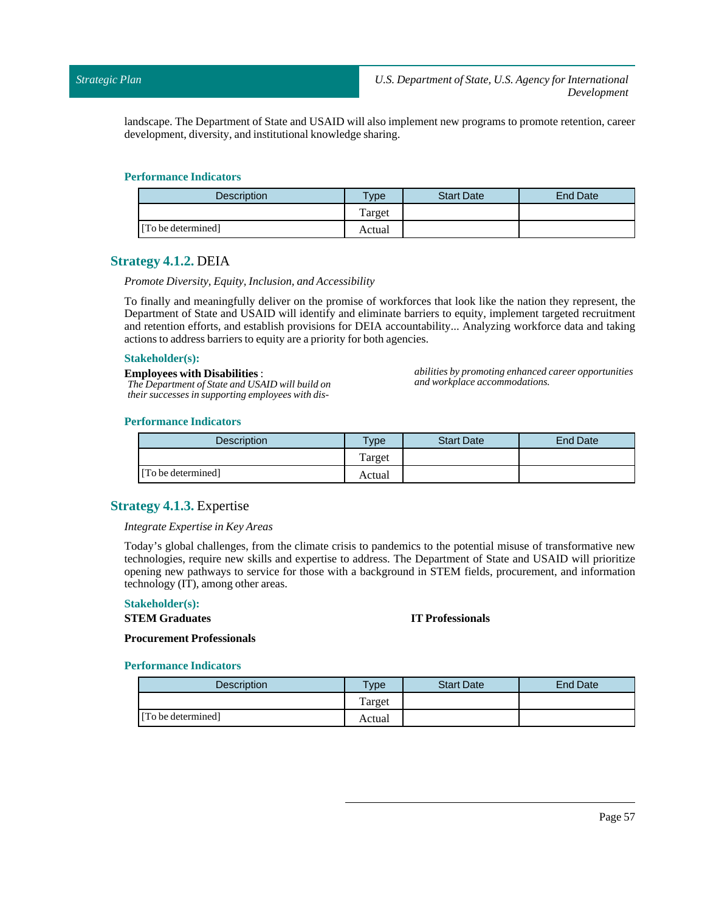landscape. The Department of State and USAID will also implement new programs to promote retention, career development, diversity, and institutional knowledge sharing.

#### Performance Indicators

| Description | Type | Start Date | End Date |
| --- | --- | --- | --- |
| | Target | | |
| [To be determined] | Actual | | |

### Strategy 4.1.2. DEIA

*Promote Diversity, Equity, Inclusion, and Accessibility*

To finally and meaningfully deliver on the promise of workforces that look like the nation they represent, the Department of State and USAID will identify and eliminate barriers to equity, implement targeted recruitment and retention efforts, and establish provisions for DEIA accountability... Analyzing workforce data and taking actions to address barriers to equity are a priority for both agencies.

#### Stakeholder(s):

**Employees with Disabilities** :
*The Department of State and USAID will build on their successes in supporting employees with disabilities by promoting enhanced career opportunities and workplace accommodations.*

#### Performance Indicators

| Description | Type | Start Date | End Date |
| --- | --- | --- | --- |
| | Target | | |
| [To be determined] | Actual | | |

### Strategy 4.1.3. Expertise

*Integrate Expertise in Key Areas*

Today's global challenges, from the climate crisis to pandemics to the potential misuse of transformative new technologies, require new skills and expertise to address. The Department of State and USAID will prioritize opening new pathways to service for those with a background in STEM fields, procurement, and information technology (IT), among other areas.

#### Stakeholder(s):

**STEM Graduates**

**IT Professionals**

**Procurement Professionals**

#### Performance Indicators

| Description | Type | Start Date | End Date |
| --- | --- | --- | --- |
| | Target | | |
| [To be determined] | Actual | | |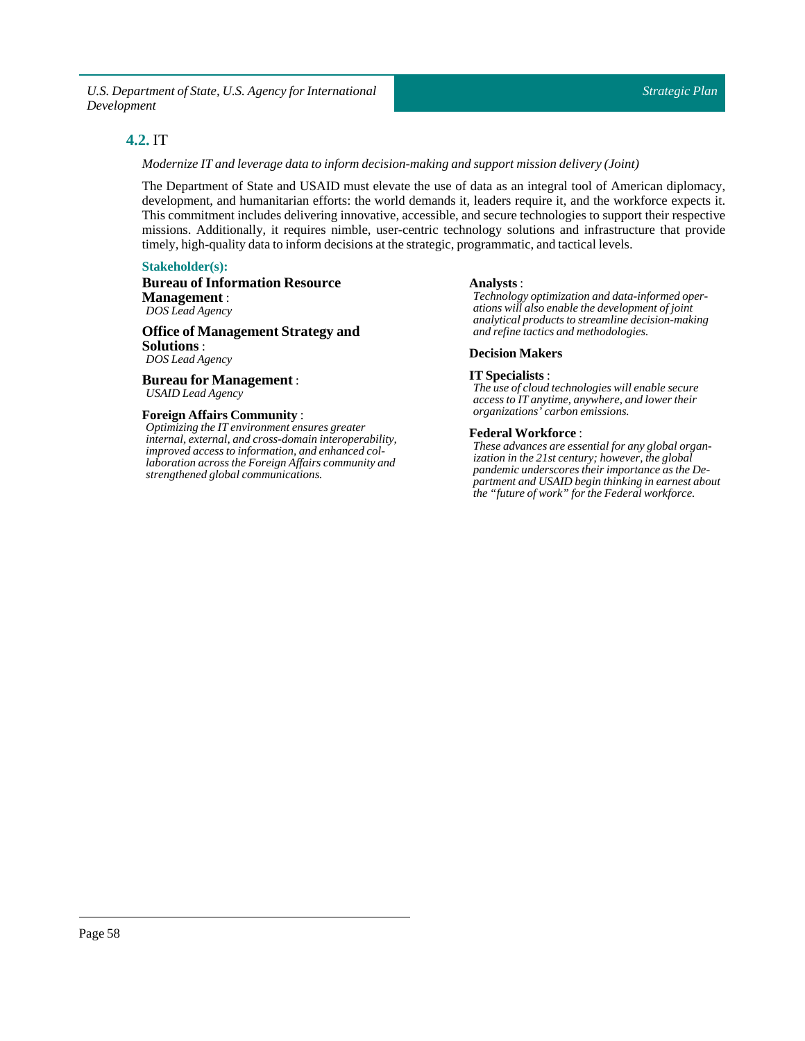## 4.2. IT

*Modernize IT and leverage data to inform decision-making and support mission delivery (Joint)*

The Department of State and USAID must elevate the use of data as an integral tool of American diplomacy, development, and humanitarian efforts: the world demands it, leaders require it, and the workforce expects it. This commitment includes delivering innovative, accessible, and secure technologies to support their respective missions. Additionally, it requires nimble, user-centric technology solutions and infrastructure that provide timely, high-quality data to inform decisions at the strategic, programmatic, and tactical levels.

**Stakeholder(s):**

**Bureau of Information Resource Management** :
*DOS Lead Agency*

**Office of Management Strategy and Solutions** :
*DOS Lead Agency*

**Bureau for Management** :
*USAID Lead Agency*

**Foreign Affairs Community** :
*Optimizing the IT environment ensures greater internal, external, and cross-domain interoperability, improved access to information, and enhanced collaboration across the Foreign Affairs community and strengthened global communications.*

**Analysts** :
*Technology optimization and data-informed operations will also enable the development of joint analytical products to streamline decision-making and refine tactics and methodologies.*

**Decision Makers**

**IT Specialists** :
*The use of cloud technologies will enable secure access to IT anytime, anywhere, and lower their organizations' carbon emissions.*

**Federal Workforce** :
*These advances are essential for any global organization in the 21st century; however, the global pandemic underscores their importance as the Department and USAID begin thinking in earnest about the "future of work" for the Federal workforce.*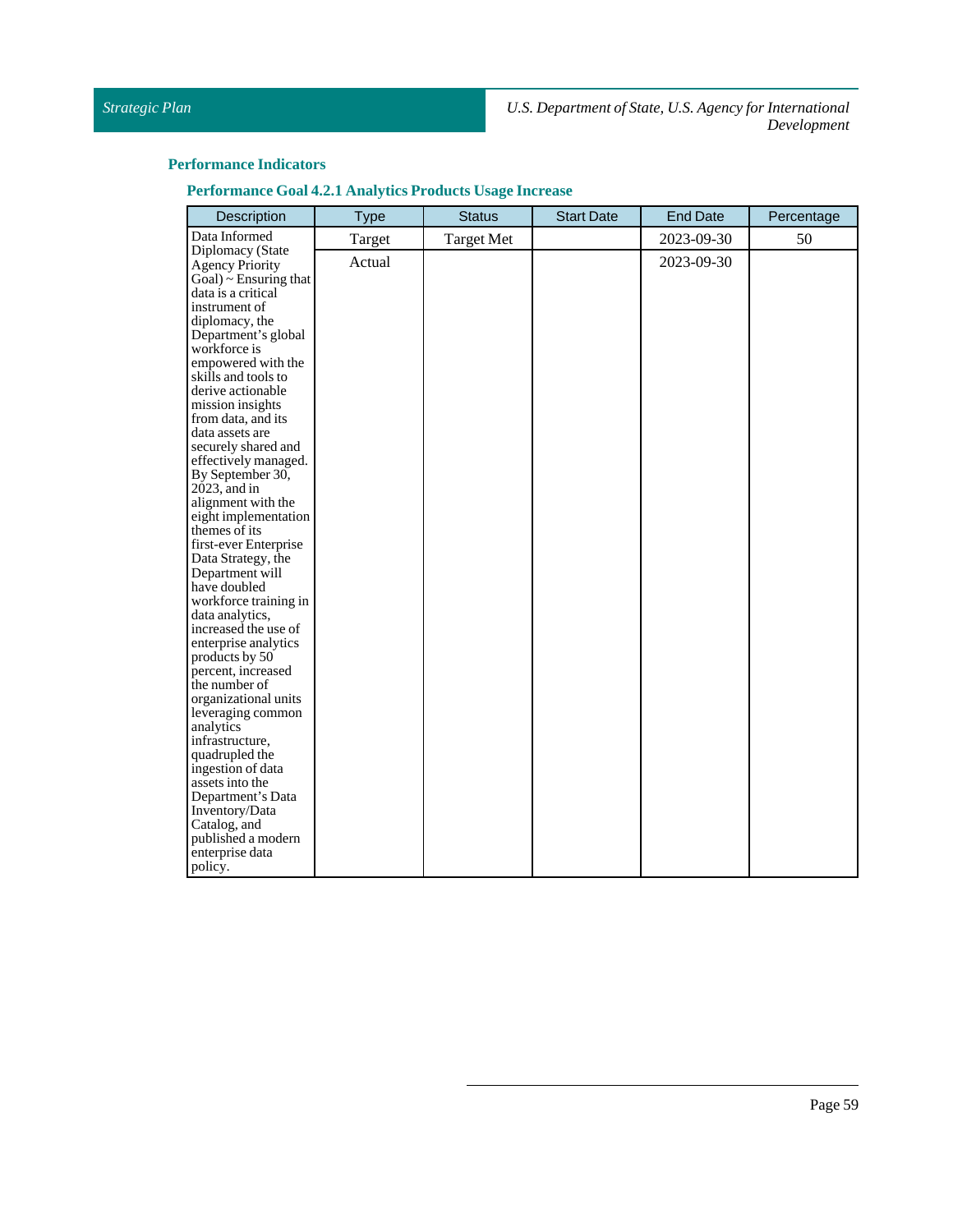## Performance Indicators

### Performance Goal 4.2.1 Analytics Products Usage Increase

| Description | Type | Status | Start Date | End Date | Percentage |
|---|---|---|---|---|---|
| Data Informed Diplomacy (State Agency Priority Goal) ~ Ensuring that data is a critical instrument of diplomacy, the Department's global workforce is empowered with the skills and tools to derive actionable mission insights from data, and its data assets are securely shared and effectively managed. By September 30, 2023, and in alignment with the eight implementation themes of its first-ever Enterprise Data Strategy, the Department will have doubled workforce training in data analytics, increased the use of enterprise analytics products by 50 percent, increased the number of organizational units leveraging common analytics infrastructure, quadrupled the ingestion of data assets into the Department's Data Inventory/Data Catalog, and published a modern enterprise data policy. | Target | Target Met | | 2023-09-30 | 50 |
| | Actual | | | 2023-09-30 | |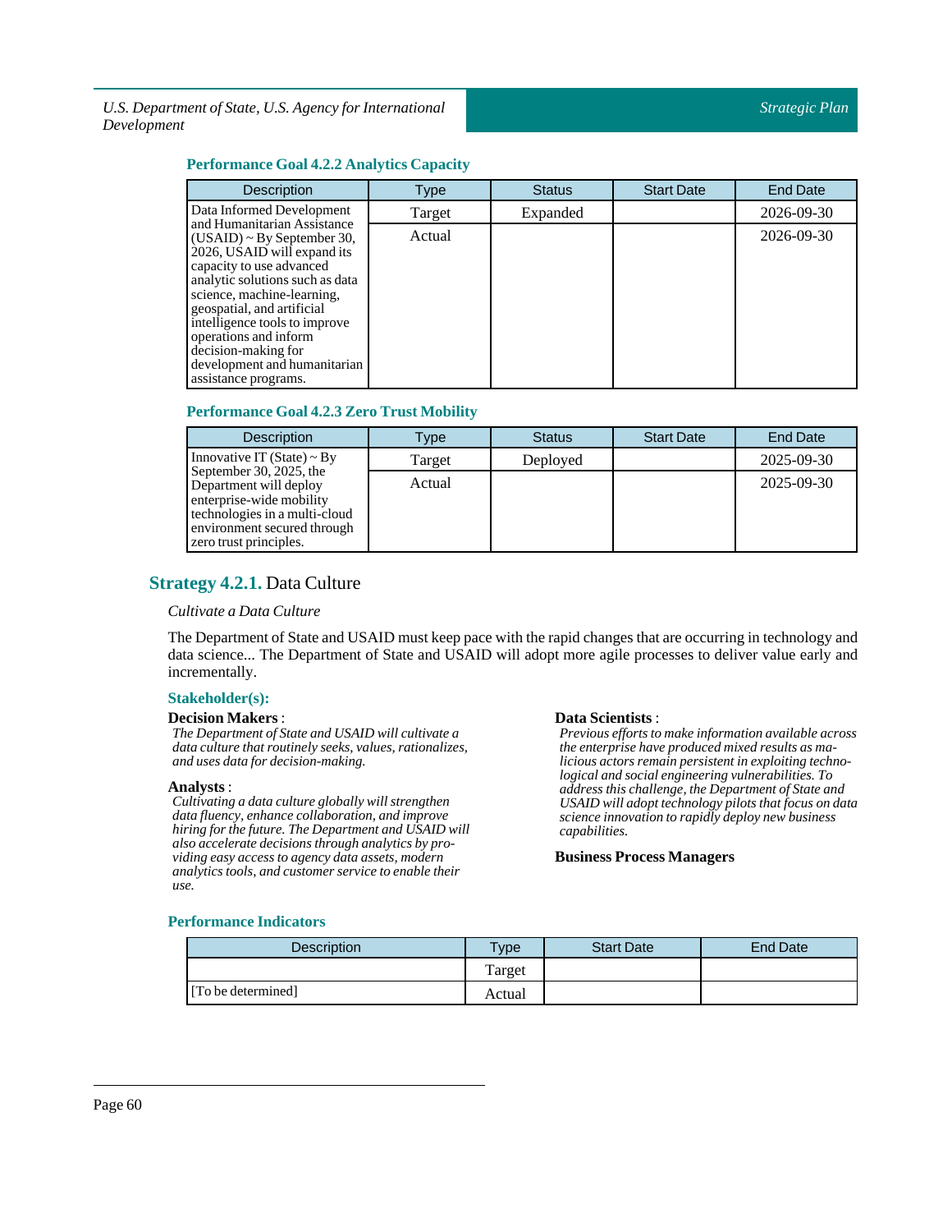### Performance Goal 4.2.2 Analytics Capacity

| Description | Type | Status | Start Date | End Date |
|---|---|---|---|---|
| Data Informed Development and Humanitarian Assistance (USAID) ~ By September 30, 2026, USAID will expand its capacity to use advanced analytic solutions such as data science, machine-learning, geospatial, and artificial intelligence tools to improve operations and inform decision-making for development and humanitarian assistance programs. | Target | Expanded | | 2026-09-30 |
| | Actual | | | 2026-09-30 |

### Performance Goal 4.2.3 Zero Trust Mobility

| Description | Type | Status | Start Date | End Date |
|---|---|---|---|---|
| Innovative IT (State) ~ By September 30, 2025, the Department will deploy enterprise-wide mobility technologies in a multi-cloud environment secured through zero trust principles. | Target | Deployed | | 2025-09-30 |
| | Actual | | | 2025-09-30 |

## Strategy 4.2.1. Data Culture

*Cultivate a Data Culture*

The Department of State and USAID must keep pace with the rapid changes that are occurring in technology and data science... The Department of State and USAID will adopt more agile processes to deliver value early and incrementally.

#### Stakeholder(s):

**Decision Makers** :

*The Department of State and USAID will cultivate a data culture that routinely seeks, values, rationalizes, and uses data for decision-making.*

**Analysts** :

*Cultivating a data culture globally will strengthen data fluency, enhance collaboration, and improve hiring for the future. The Department and USAID will also accelerate decisions through analytics by providing easy access to agency data assets, modern analytics tools, and customer service to enable their use.*

**Data Scientists** :

*Previous efforts to make information available across the enterprise have produced mixed results as malicious actors remain persistent in exploiting technological and social engineering vulnerabilities. To address this challenge, the Department of State and USAID will adopt technology pilots that focus on data science innovation to rapidly deploy new business capabilities.*

**Business Process Managers**

#### Performance Indicators

| Description | Type | Start Date | End Date |
|---|---|---|---|
| | Target | | |
| [To be determined] | Actual | | |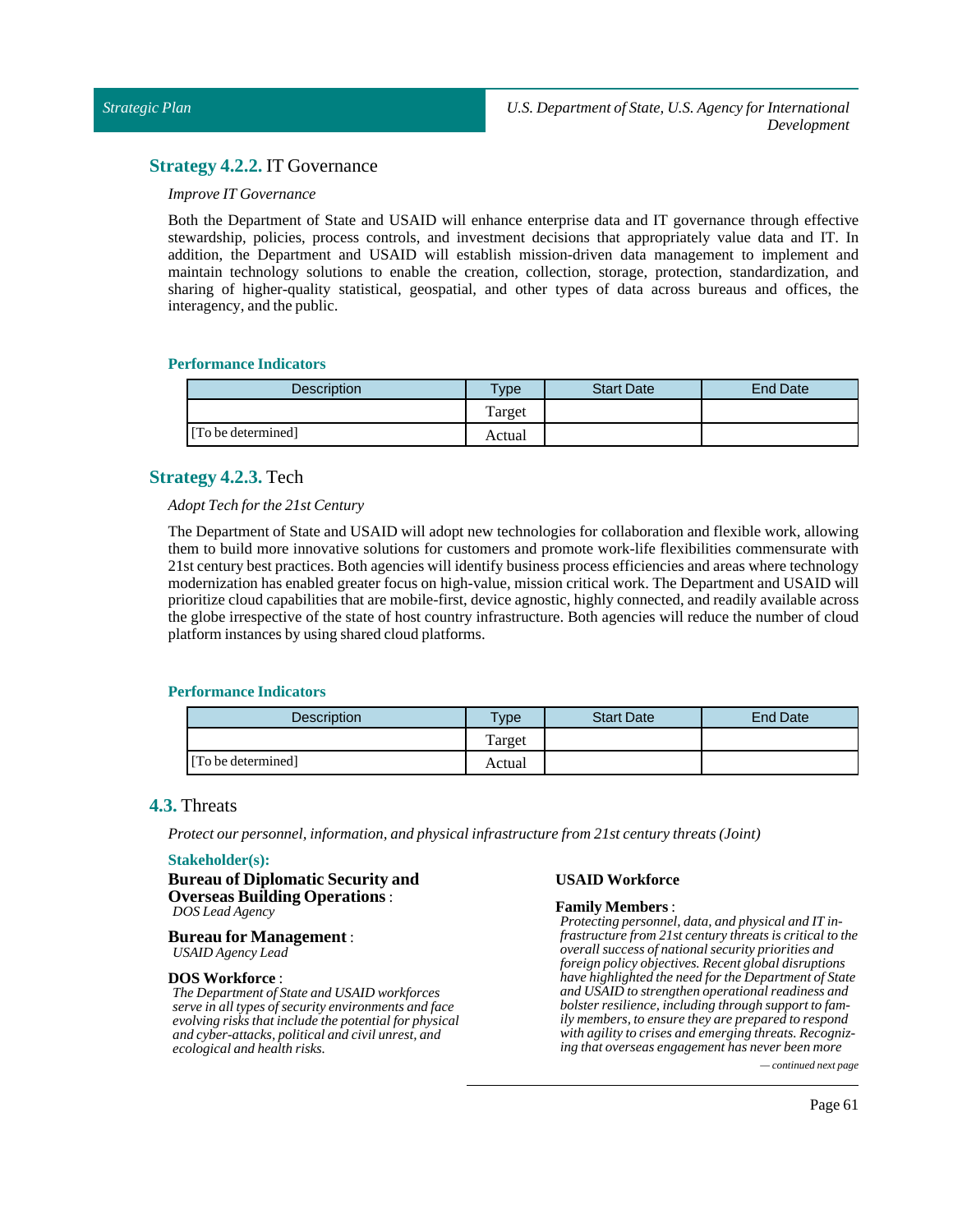### **Strategy 4.2.2.** IT Governance

*Improve IT Governance*

Both the Department of State and USAID will enhance enterprise data and IT governance through effective stewardship, policies, process controls, and investment decisions that appropriately value data and IT. In addition, the Department and USAID will establish mission-driven data management to implement and maintain technology solutions to enable the creation, collection, storage, protection, standardization, and sharing of higher-quality statistical, geospatial, and other types of data across bureaus and offices, the interagency, and the public.

#### Performance Indicators

| Description | Type | Start Date | End Date |
|---|---|---|---|
| | Target | | |
| [To be determined] | Actual | | |

### **Strategy 4.2.3.** Tech

*Adopt Tech for the 21st Century*

The Department of State and USAID will adopt new technologies for collaboration and flexible work, allowing them to build more innovative solutions for customers and promote work-life flexibilities commensurate with 21st century best practices. Both agencies will identify business process efficiencies and areas where technology modernization has enabled greater focus on high-value, mission critical work. The Department and USAID will prioritize cloud capabilities that are mobile-first, device agnostic, highly connected, and readily available across the globe irrespective of the state of host country infrastructure. Both agencies will reduce the number of cloud platform instances by using shared cloud platforms.

#### Performance Indicators

| Description | Type | Start Date | End Date |
|---|---|---|---|
| | Target | | |
| [To be determined] | Actual | | |

## **4.3.** Threats

*Protect our personnel, information, and physical infrastructure from 21st century threats (Joint)*

#### Stakeholder(s):

**Bureau of Diplomatic Security and Overseas Building Operations** :
*DOS Lead Agency*

**Bureau for Management** :
*USAID Agency Lead*

**DOS Workforce** :
*The Department of State and USAID workforces serve in all types of security environments and face evolving risks that include the potential for physical and cyber-attacks, political and civil unrest, and ecological and health risks.*

**USAID Workforce**

**Family Members** :
*Protecting personnel, data, and physical and IT infrastructure from 21st century threats is critical to the overall success of national security priorities and foreign policy objectives. Recent global disruptions have highlighted the need for the Department of State and USAID to strengthen operational readiness and bolster resilience, including through support to family members, to ensure they are prepared to respond with agility to crises and emerging threats. Recognizing that overseas engagement has never been more*

*— continued next page*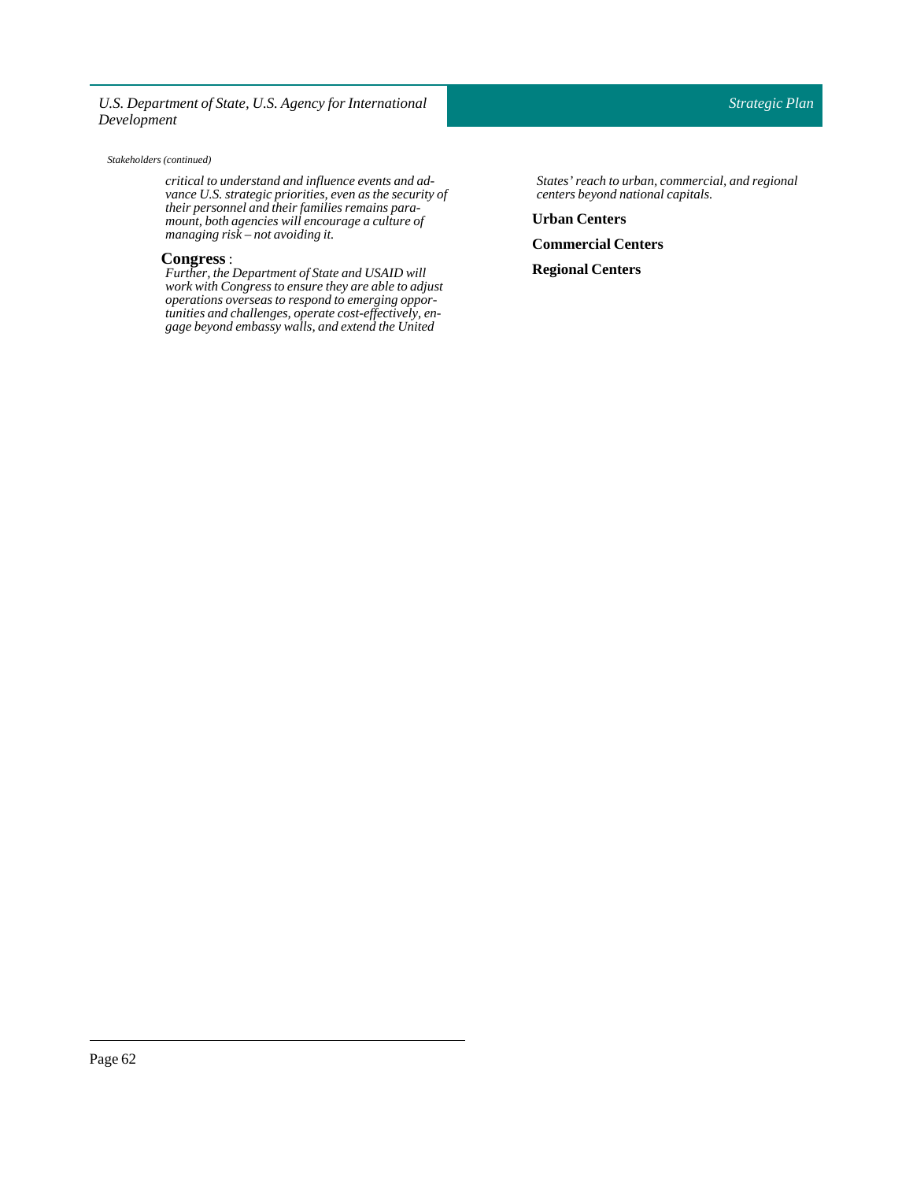*Stakeholders (continued)*

*critical to understand and influence events and advance U.S. strategic priorities, even as the security of their personnel and their families remains paramount, both agencies will encourage a culture of managing risk – not avoiding it.*

**Congress** :
*Further, the Department of State and USAID will work with Congress to ensure they are able to adjust operations overseas to respond to emerging opportunities and challenges, operate cost-effectively, engage beyond embassy walls, and extend the United States' reach to urban, commercial, and regional centers beyond national capitals.*

**Urban Centers**

**Commercial Centers**

**Regional Centers**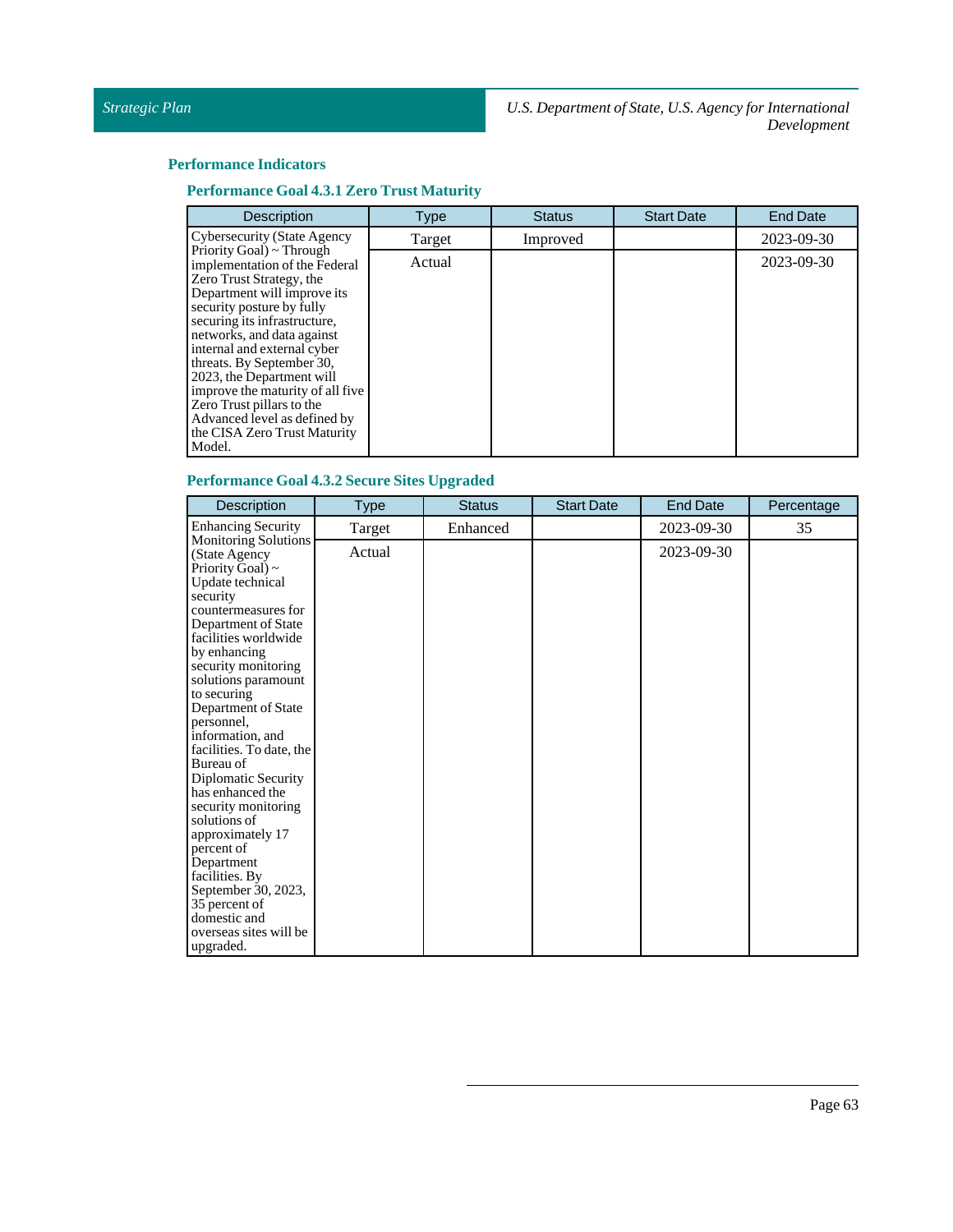### Performance Indicators

#### Performance Goal 4.3.1 Zero Trust Maturity

| Description | Type | Status | Start Date | End Date |
|---|---|---|---|---|
| Cybersecurity (State Agency Priority Goal) ~ Through implementation of the Federal Zero Trust Strategy, the Department will improve its security posture by fully securing its infrastructure, networks, and data against internal and external cyber threats. By September 30, 2023, the Department will improve the maturity of all five Zero Trust pillars to the Advanced level as defined by the CISA Zero Trust Maturity Model. | Target | Improved | | 2023-09-30 |
| | Actual | | | 2023-09-30 |

#### Performance Goal 4.3.2 Secure Sites Upgraded

| Description | Type | Status | Start Date | End Date | Percentage |
|---|---|---|---|---|---|
| Enhancing Security Monitoring Solutions (State Agency Priority Goal) ~ Update technical security countermeasures for Department of State facilities worldwide by enhancing security monitoring solutions paramount to securing Department of State personnel, information, and facilities. To date, the Bureau of Diplomatic Security has enhanced the security monitoring solutions of approximately 17 percent of Department facilities. By September 30, 2023, 35 percent of domestic and overseas sites will be upgraded. | Target | Enhanced | | 2023-09-30 | 35 |
| | Actual | | | 2023-09-30 | |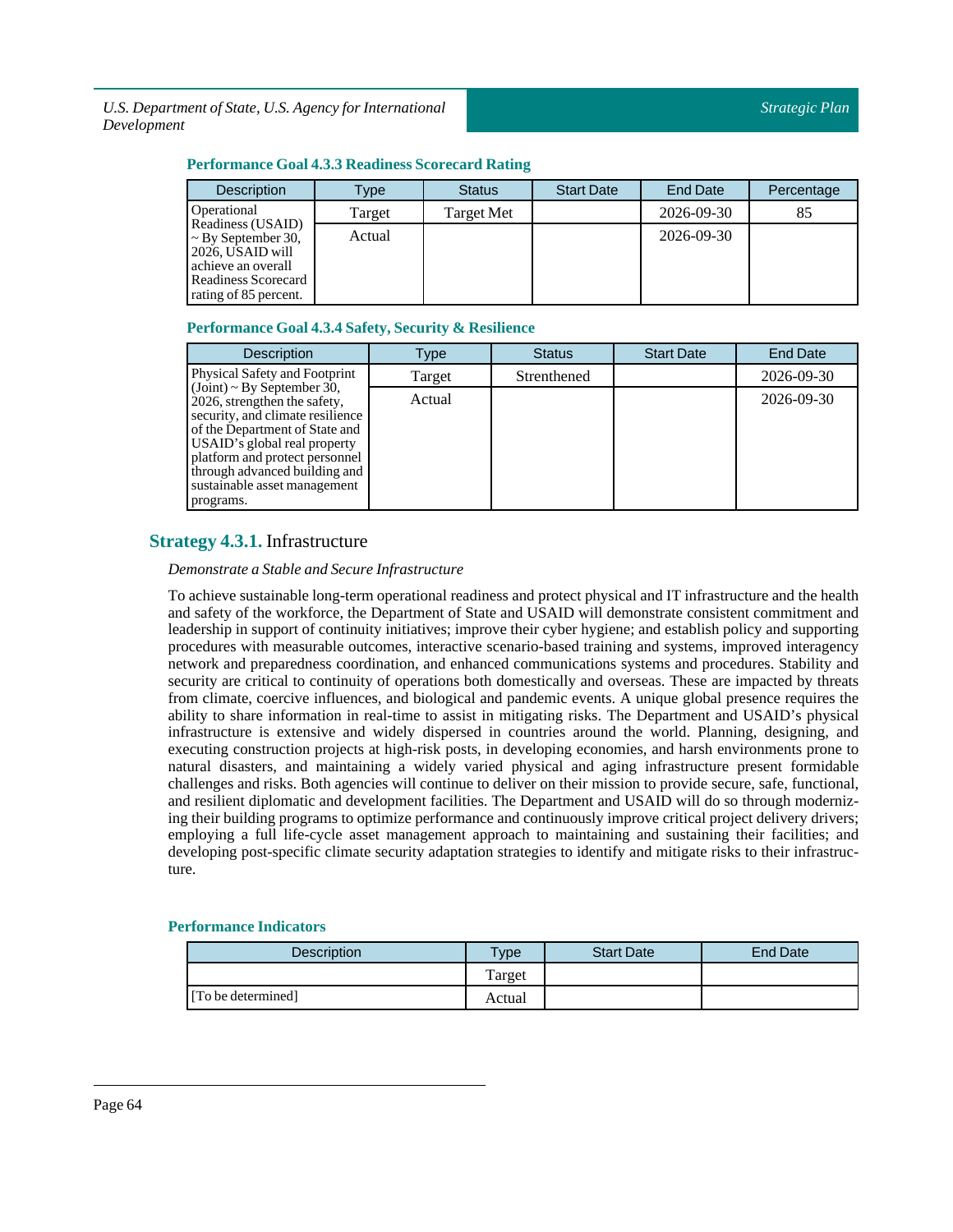### Performance Goal 4.3.3 Readiness Scorecard Rating

| Description | Type | Status | Start Date | End Date | Percentage |
|---|---|---|---|---|---|
| Operational Readiness (USAID) ~ By September 30, 2026, USAID will achieve an overall Readiness Scorecard rating of 85 percent. | Target | Target Met | | 2026-09-30 | 85 |
| | Actual | | | 2026-09-30 | |

### Performance Goal 4.3.4 Safety, Security & Resilience

| Description | Type | Status | Start Date | End Date |
|---|---|---|---|---|
| Physical Safety and Footprint (Joint) ~ By September 30, 2026, strengthen the safety, security, and climate resilience of the Department of State and USAID's global real property platform and protect personnel through advanced building and sustainable asset management programs. | Target | Strenthened | | 2026-09-30 |
| | Actual | | | 2026-09-30 |

## Strategy 4.3.1. Infrastructure

*Demonstrate a Stable and Secure Infrastructure*

To achieve sustainable long-term operational readiness and protect physical and IT infrastructure and the health and safety of the workforce, the Department of State and USAID will demonstrate consistent commitment and leadership in support of continuity initiatives; improve their cyber hygiene; and establish policy and supporting procedures with measurable outcomes, interactive scenario-based training and systems, improved interagency network and preparedness coordination, and enhanced communications systems and procedures. Stability and security are critical to continuity of operations both domestically and overseas. These are impacted by threats from climate, coercive influences, and biological and pandemic events. A unique global presence requires the ability to share information in real-time to assist in mitigating risks. The Department and USAID's physical infrastructure is extensive and widely dispersed in countries around the world. Planning, designing, and executing construction projects at high-risk posts, in developing economies, and harsh environments prone to natural disasters, and maintaining a widely varied physical and aging infrastructure present formidable challenges and risks. Both agencies will continue to deliver on their mission to provide secure, safe, functional, and resilient diplomatic and development facilities. The Department and USAID will do so through modernizing their building programs to optimize performance and continuously improve critical project delivery drivers; employing a full life-cycle asset management approach to maintaining and sustaining their facilities; and developing post-specific climate security adaptation strategies to identify and mitigate risks to their infrastructure.

### Performance Indicators

| Description | Type | Start Date | End Date |
|---|---|---|---|
| | Target | | |
| [To be determined] | Actual | | |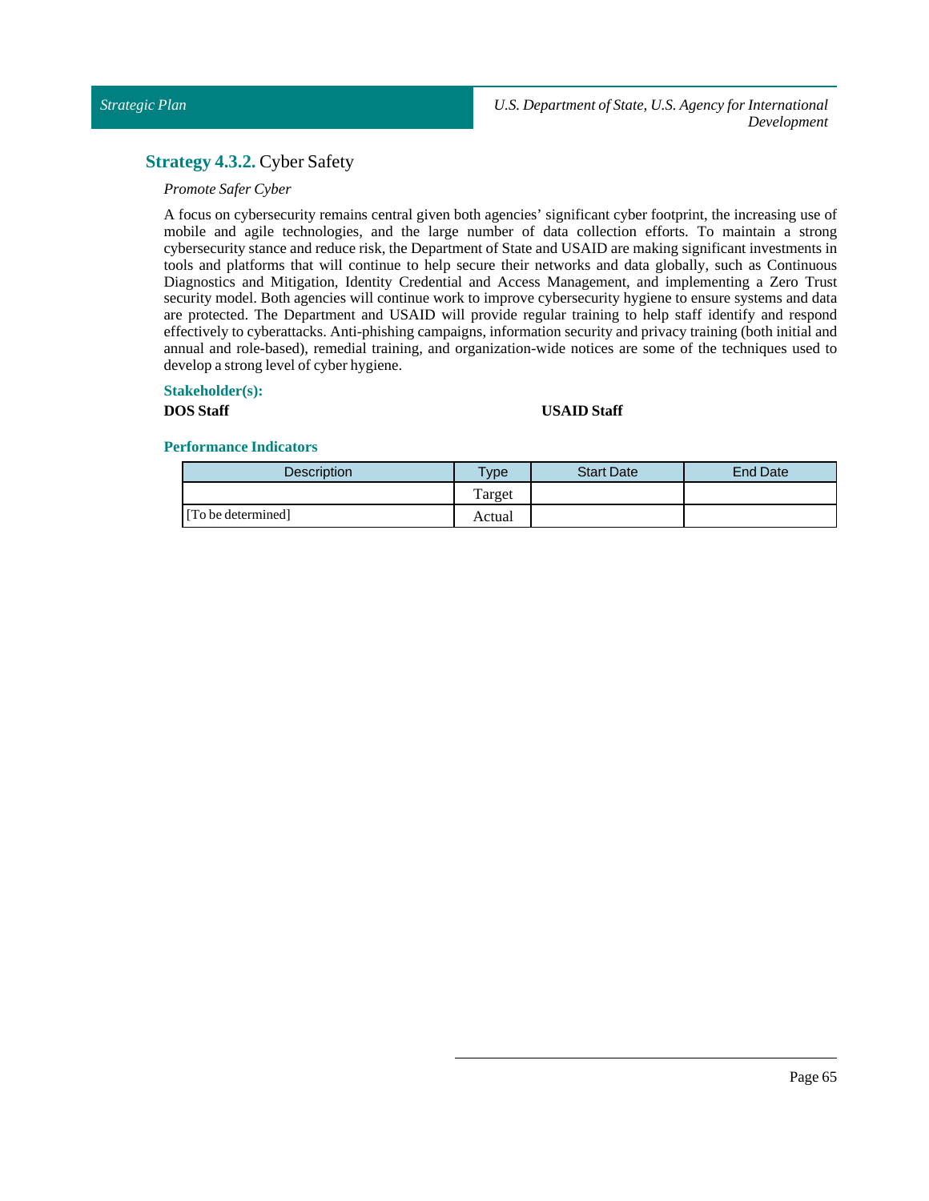### **Strategy 4.3.2.** Cyber Safety

*Promote Safer Cyber*

A focus on cybersecurity remains central given both agencies' significant cyber footprint, the increasing use of mobile and agile technologies, and the large number of data collection efforts. To maintain a strong cybersecurity stance and reduce risk, the Department of State and USAID are making significant investments in tools and platforms that will continue to help secure their networks and data globally, such as Continuous Diagnostics and Mitigation, Identity Credential and Access Management, and implementing a Zero Trust security model. Both agencies will continue work to improve cybersecurity hygiene to ensure systems and data are protected. The Department and USAID will provide regular training to help staff identify and respond effectively to cyberattacks. Anti-phishing campaigns, information security and privacy training (both initial and annual and role-based), remedial training, and organization-wide notices are some of the techniques used to develop a strong level of cyber hygiene.

**Stakeholder(s):**

**DOS Staff**

**USAID Staff**

**Performance Indicators**

| Description | Type | Start Date | End Date |
|---|---|---|---|
| | Target | | |
| [To be determined] | Actual | | |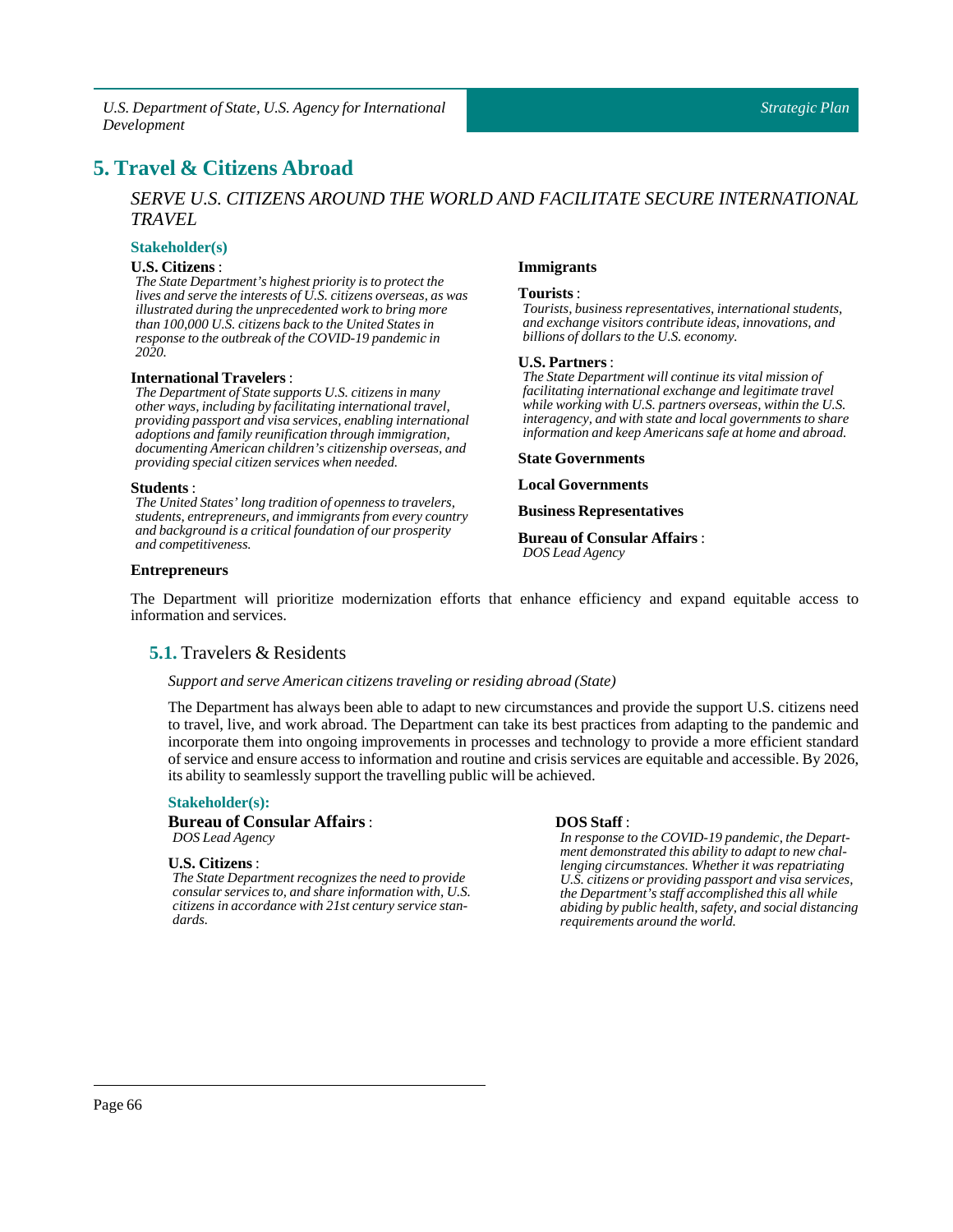# 5. Travel & Citizens Abroad

*SERVE U.S. CITIZENS AROUND THE WORLD AND FACILITATE SECURE INTERNATIONAL TRAVEL*

### Stakeholder(s)

**U.S. Citizens** :
*The State Department's highest priority is to protect the lives and serve the interests of U.S. citizens overseas, as was illustrated during the unprecedented work to bring more than 100,000 U.S. citizens back to the United States in response to the outbreak of the COVID-19 pandemic in 2020.*

**International Travelers** :
*The Department of State supports U.S. citizens in many other ways, including by facilitating international travel, providing passport and visa services, enabling international adoptions and family reunification through immigration, documenting American children's citizenship overseas, and providing special citizen services when needed.*

**Students** :
*The United States' long tradition of openness to travelers, students, entrepreneurs, and immigrants from every country and background is a critical foundation of our prosperity and competitiveness.*

**Entrepreneurs**

**Immigrants**

**Tourists** :
*Tourists, business representatives, international students, and exchange visitors contribute ideas, innovations, and billions of dollars to the U.S. economy.*

**U.S. Partners** :
*The State Department will continue its vital mission of facilitating international exchange and legitimate travel while working with U.S. partners overseas, within the U.S. interagency, and with state and local governments to share information and keep Americans safe at home and abroad.*

**State Governments**

**Local Governments**

**Business Representatives**

**Bureau of Consular Affairs** :
*DOS Lead Agency*

The Department will prioritize modernization efforts that enhance efficiency and expand equitable access to information and services.

## 5.1. Travelers & Residents

*Support and serve American citizens traveling or residing abroad (State)*

The Department has always been able to adapt to new circumstances and provide the support U.S. citizens need to travel, live, and work abroad. The Department can take its best practices from adapting to the pandemic and incorporate them into ongoing improvements in processes and technology to provide a more efficient standard of service and ensure access to information and routine and crisis services are equitable and accessible. By 2026, its ability to seamlessly support the travelling public will be achieved.

### Stakeholder(s):

**Bureau of Consular Affairs** :
*DOS Lead Agency*

**U.S. Citizens** :
*The State Department recognizes the need to provide consular services to, and share information with, U.S. citizens in accordance with 21st century service standards.*

**DOS Staff** :
*In response to the COVID-19 pandemic, the Department demonstrated this ability to adapt to new challenging circumstances. Whether it was repatriating U.S. citizens or providing passport and visa services, the Department's staff accomplished this all while abiding by public health, safety, and social distancing requirements around the world.*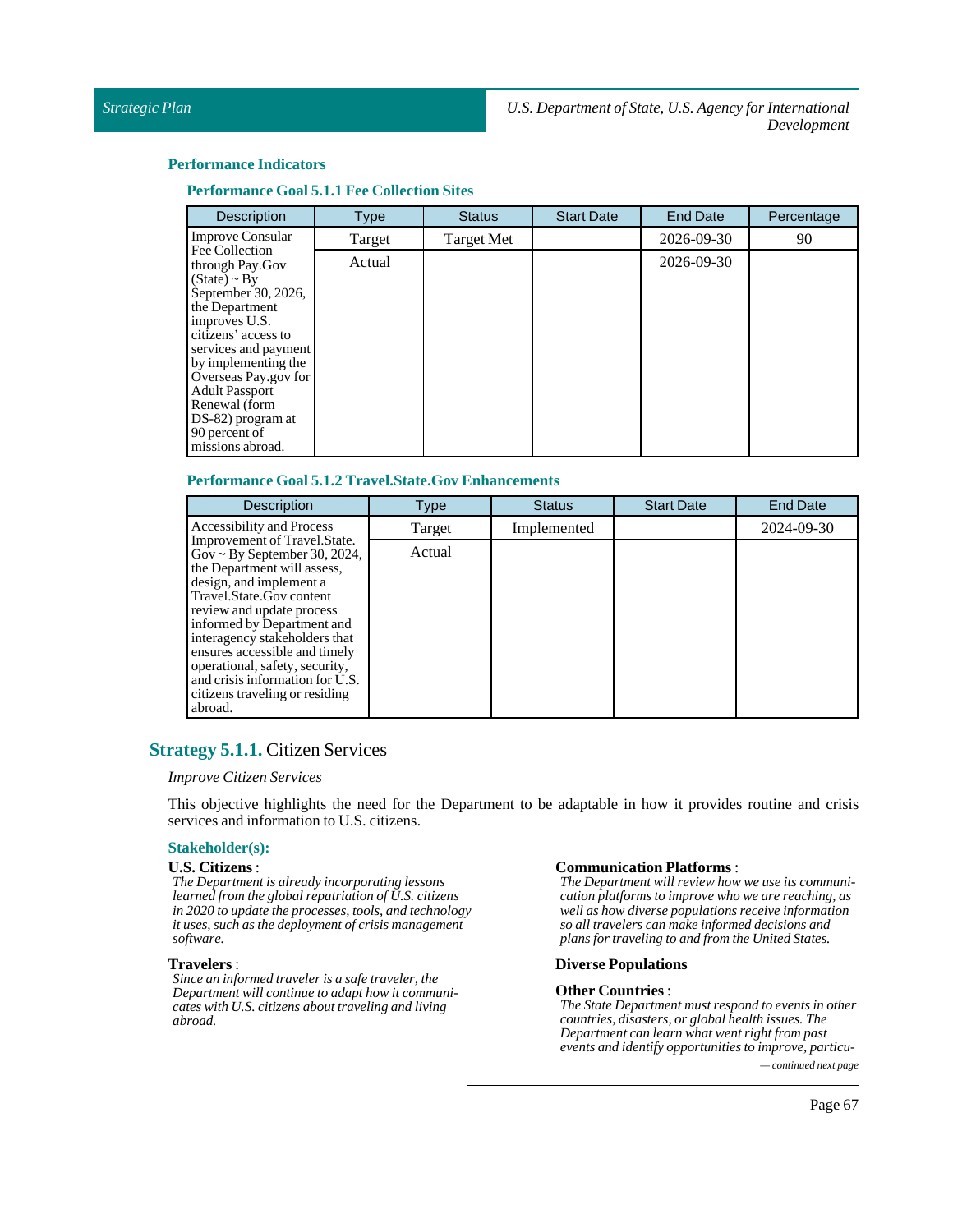### Performance Indicators

#### Performance Goal 5.1.1 Fee Collection Sites

| Description | Type | Status | Start Date | End Date | Percentage |
|---|---|---|---|---|---|
| Improve Consular Fee Collection through Pay.Gov (State) ~ By September 30, 2026, the Department improves U.S. citizens' access to services and payment by implementing the Overseas Pay.gov for Adult Passport Renewal (form DS-82) program at 90 percent of missions abroad. | Target | Target Met | | 2026-09-30 | 90 |
| | Actual | | | 2026-09-30 | |

#### Performance Goal 5.1.2 Travel.State.Gov Enhancements

| Description | Type | Status | Start Date | End Date |
|---|---|---|---|---|
| Accessibility and Process Improvement of Travel.State.Gov ~ By September 30, 2024, the Department will assess, design, and implement a Travel.State.Gov content review and update process informed by Department and interagency stakeholders that ensures accessible and timely operational, safety, security, and crisis information for U.S. citizens traveling or residing abroad. | Target | Implemented | | 2024-09-30 |
| | Actual | | | |

## Strategy 5.1.1. Citizen Services

*Improve Citizen Services*

This objective highlights the need for the Department to be adaptable in how it provides routine and crisis services and information to U.S. citizens.

### Stakeholder(s):

**U.S. Citizens** :
*The Department is already incorporating lessons learned from the global repatriation of U.S. citizens in 2020 to update the processes, tools, and technology it uses, such as the deployment of crisis management software.*

**Travelers** :
*Since an informed traveler is a safe traveler, the Department will continue to adapt how it communicates with U.S. citizens about traveling and living abroad.*

**Communication Platforms** :
*The Department will review how we use its communication platforms to improve who we are reaching, as well as how diverse populations receive information so all travelers can make informed decisions and plans for traveling to and from the United States.*

**Diverse Populations**

**Other Countries** :
*The State Department must respond to events in other countries, disasters, or global health issues. The Department can learn what went right from past events and identify opportunities to improve, particu-*

*— continued next page*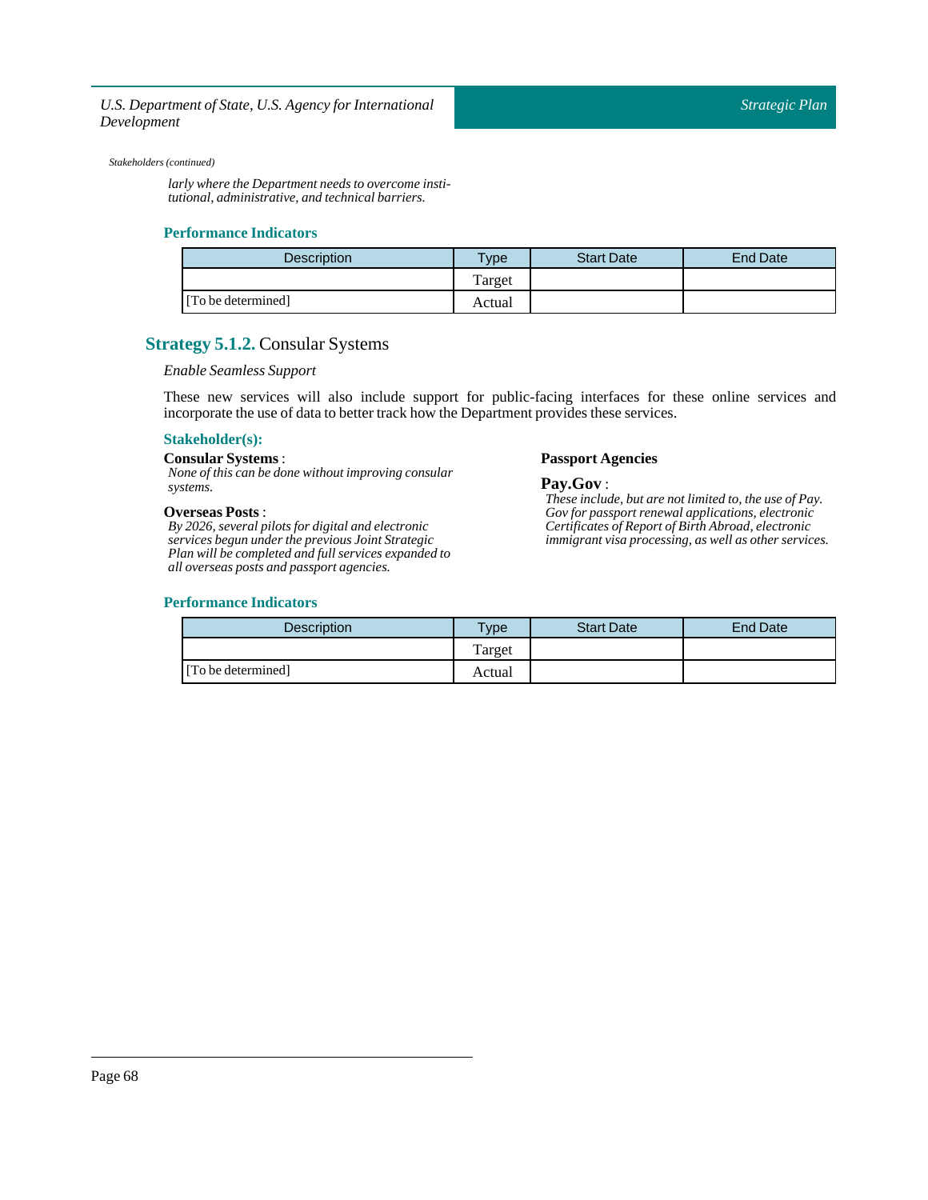*Stakeholders (continued)*

*larly where the Department needs to overcome institutional, administrative, and technical barriers.*

### Performance Indicators

| Description | Type | Start Date | End Date |
|---|---|---|---|
| | Target | | |
| [To be determined] | Actual | | |

## Strategy 5.1.2. Consular Systems

*Enable Seamless Support*

These new services will also include support for public-facing interfaces for these online services and incorporate the use of data to better track how the Department provides these services.

### Stakeholder(s):

**Consular Systems** :
*None of this can be done without improving consular systems.*

**Overseas Posts** :
*By 2026, several pilots for digital and electronic services begun under the previous Joint Strategic Plan will be completed and full services expanded to all overseas posts and passport agencies.*

**Passport Agencies**

**Pay.Gov** :
*These include, but are not limited to, the use of Pay.Gov for passport renewal applications, electronic Certificates of Report of Birth Abroad, electronic immigrant visa processing, as well as other services.*

### Performance Indicators

| Description | Type | Start Date | End Date |
|---|---|---|---|
| | Target | | |
| [To be determined] | Actual | | |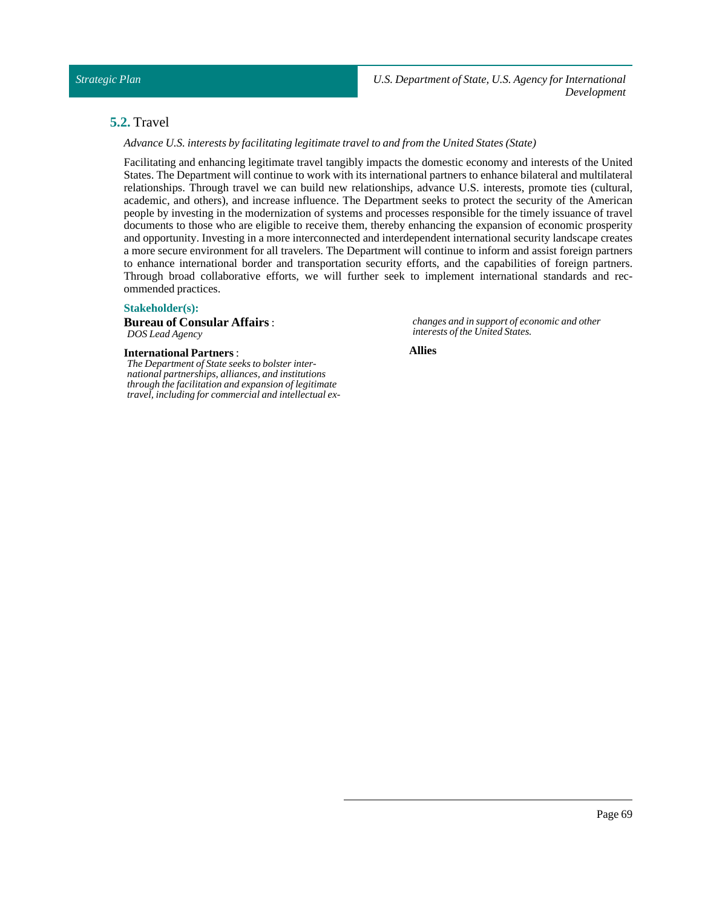## **5.2.** Travel

*Advance U.S. interests by facilitating legitimate travel to and from the United States (State)*

Facilitating and enhancing legitimate travel tangibly impacts the domestic economy and interests of the United States. The Department will continue to work with its international partners to enhance bilateral and multilateral relationships. Through travel we can build new relationships, advance U.S. interests, promote ties (cultural, academic, and others), and increase influence. The Department seeks to protect the security of the American people by investing in the modernization of systems and processes responsible for the timely issuance of travel documents to those who are eligible to receive them, thereby enhancing the expansion of economic prosperity and opportunity. Investing in a more interconnected and interdependent international security landscape creates a more secure environment for all travelers. The Department will continue to inform and assist foreign partners to enhance international border and transportation security efforts, and the capabilities of foreign partners. Through broad collaborative efforts, we will further seek to implement international standards and recommended practices.

**Stakeholder(s):**

**Bureau of Consular Affairs** :
*DOS Lead Agency*

**International Partners** :
*The Department of State seeks to bolster international partnerships, alliances, and institutions through the facilitation and expansion of legitimate travel, including for commercial and intellectual exchanges and in support of economic and other interests of the United States.*

**Allies**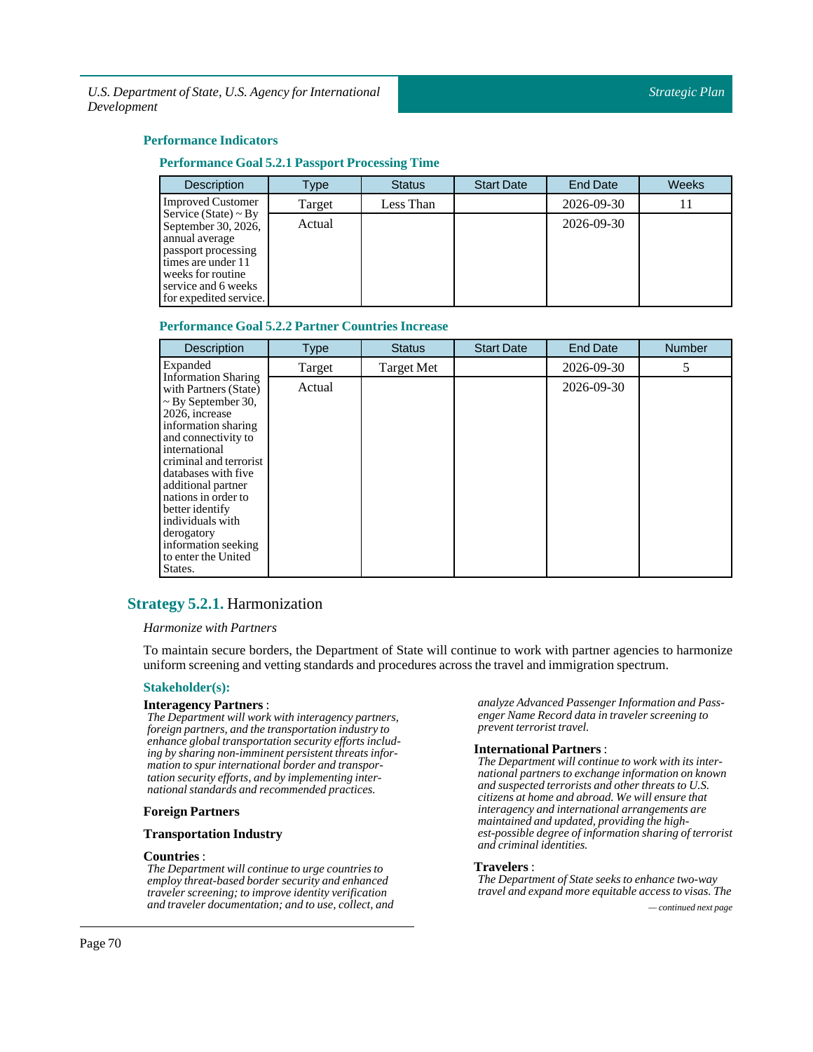### Performance Indicators

#### Performance Goal 5.2.1 Passport Processing Time

| Description | Type | Status | Start Date | End Date | Weeks |
|---|---|---|---|---|---|
| Improved Customer Service (State) ~ By September 30, 2026, annual average passport processing times are under 11 weeks for routine service and 6 weeks for expedited service. | Target | Less Than | | 2026-09-30 | 11 |
| | Actual | | | 2026-09-30 | |

#### Performance Goal 5.2.2 Partner Countries Increase

| Description | Type | Status | Start Date | End Date | Number |
|---|---|---|---|---|---|
| Expanded Information Sharing with Partners (State) ~ By September 30, 2026, increase information sharing and connectivity to international criminal and terrorist databases with five additional partner nations in order to better identify individuals with derogatory information seeking to enter the United States. | Target | Target Met | | 2026-09-30 | 5 |
| | Actual | | | 2026-09-30 | |

## Strategy 5.2.1. Harmonization

*Harmonize with Partners*

To maintain secure borders, the Department of State will continue to work with partner agencies to harmonize uniform screening and vetting standards and procedures across the travel and immigration spectrum.

### Stakeholder(s):

**Interagency Partners** :
*The Department will work with interagency partners, foreign partners, and the transportation industry to enhance global transportation security efforts including by sharing non-imminent persistent threats information to spur international border and transportation security efforts, and by implementing international standards and recommended practices.*

**Foreign Partners**

**Transportation Industry**

**Countries** :
*The Department will continue to urge countries to employ threat-based border security and enhanced traveler screening; to improve identity verification and traveler documentation; and to use, collect, and analyze Advanced Passenger Information and Passenger Name Record data in traveler screening to prevent terrorist travel.*

**International Partners** :
*The Department will continue to work with its international partners to exchange information on known and suspected terrorists and other threats to U.S. citizens at home and abroad. We will ensure that interagency and international arrangements are maintained and updated, providing the highest-possible degree of information sharing of terrorist and criminal identities.*

**Travelers** :
*The Department of State seeks to enhance two-way travel and expand more equitable access to visas. The*

*— continued next page*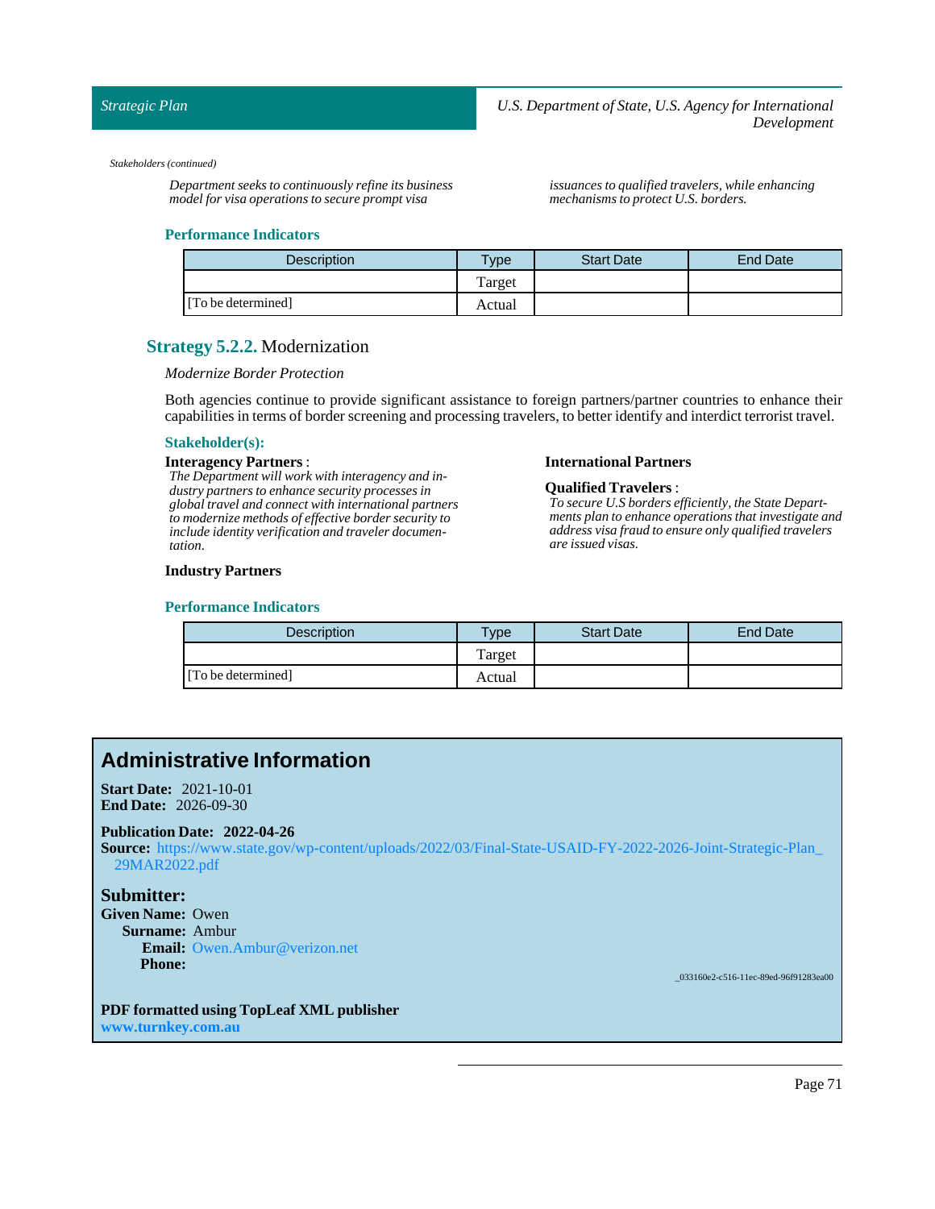*Stakeholders (continued)*

*Department seeks to continuously refine its business model for visa operations to secure prompt visa issuances to qualified travelers, while enhancing mechanisms to protect U.S. borders.*

### Performance Indicators

| Description | Type | Start Date | End Date |
|---|---|---|---|
| | Target | | |
| [To be determined] | Actual | | |

## Strategy 5.2.2. Modernization

*Modernize Border Protection*

Both agencies continue to provide significant assistance to foreign partners/partner countries to enhance their capabilities in terms of border screening and processing travelers, to better identify and interdict terrorist travel.

### Stakeholder(s):

**Interagency Partners** :
*The Department will work with interagency and industry partners to enhance security processes in global travel and connect with international partners to modernize methods of effective border security to include identity verification and traveler documentation.*

**Industry Partners**

**International Partners**

**Qualified Travelers** :
*To secure U.S borders efficiently, the State Departments plan to enhance operations that investigate and address visa fraud to ensure only qualified travelers are issued visas.*

### Performance Indicators

| Description | Type | Start Date | End Date |
|---|---|---|---|
| | Target | | |
| [To be determined] | Actual | | |

# Administrative Information

**Start Date:** 2021-10-01
**End Date:** 2026-09-30

**Publication Date: 2022-04-26**
**Source:** https://www.state.gov/wp-content/uploads/2022/03/Final-State-USAID-FY-2022-2026-Joint-Strategic-Plan_29MAR2022.pdf

## Submitter:

**Given Name:** Owen
**Surname:** Ambur
**Email:** Owen.Ambur@verizon.net
**Phone:**

_033160e2-c516-11ec-89ed-96f91283ea00

**PDF formatted using TopLeaf XML publisher**
**www.turnkey.com.au**